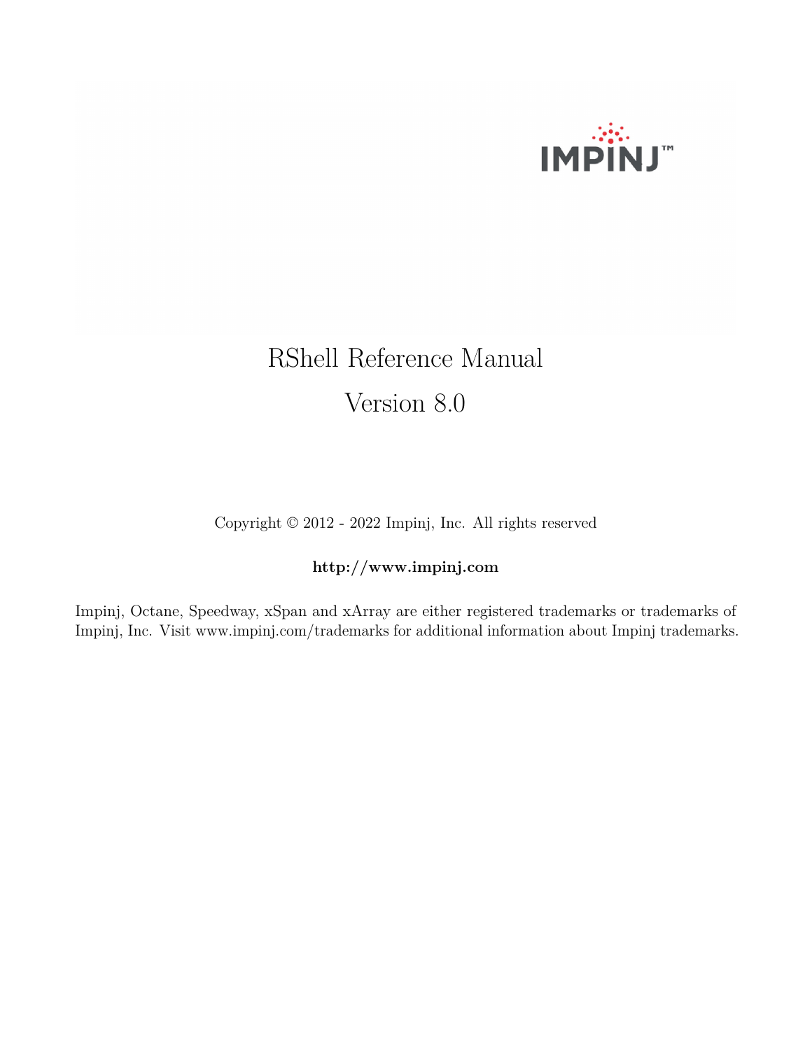IMPINJ™

# RShell Reference Manual

## Version 8.0

Copyright © 2012 - 2022 Impinj, Inc. All rights reserved

**http://www.impinj.com**

Impinj, Octane, Speedway, xSpan and xArray are either registered trademarks or trademarks of Impinj, Inc. Visit www.impinj.com/trademarks for additional information about Impinj trademarks.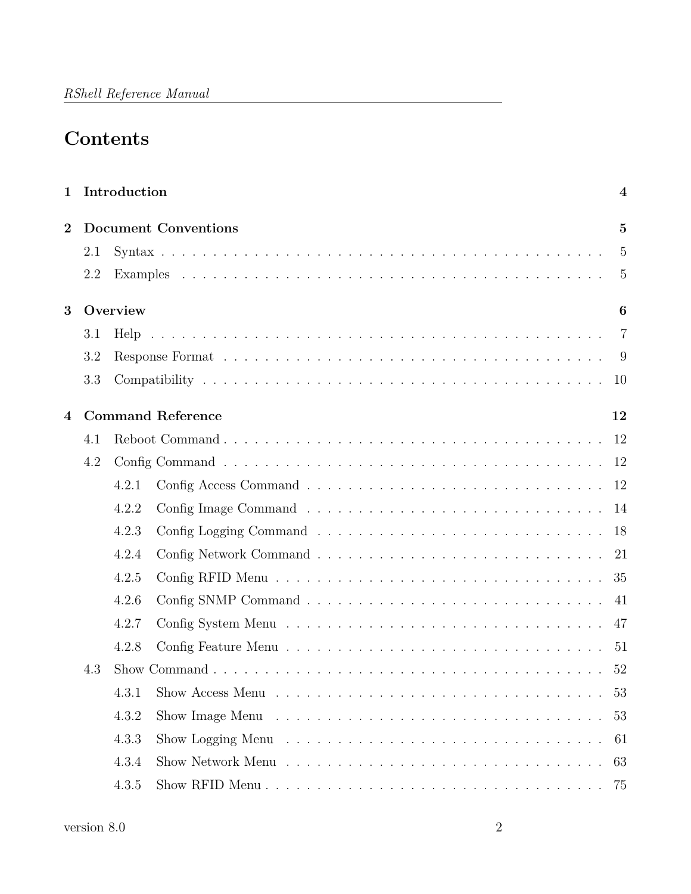# Contents

- **1 Introduction** — **4**
- **2 Document Conventions** — **5**
  - 2.1 Syntax — 5
  - 2.2 Examples — 5
- **3 Overview** — **6**
  - 3.1 Help — 7
  - 3.2 Response Format — 9
  - 3.3 Compatibility — 10
- **4 Command Reference** — **12**
  - 4.1 Reboot Command — 12
  - 4.2 Config Command — 12
    - 4.2.1 Config Access Command — 12
    - 4.2.2 Config Image Command — 14
    - 4.2.3 Config Logging Command — 18
    - 4.2.4 Config Network Command — 21
    - 4.2.5 Config RFID Menu — 35
    - 4.2.6 Config SNMP Command — 41
    - 4.2.7 Config System Menu — 47
    - 4.2.8 Config Feature Menu — 51
  - 4.3 Show Command — 52
    - 4.3.1 Show Access Menu — 53
    - 4.3.2 Show Image Menu — 53
    - 4.3.3 Show Logging Menu — 61
    - 4.3.4 Show Network Menu — 63
    - 4.3.5 Show RFID Menu — 75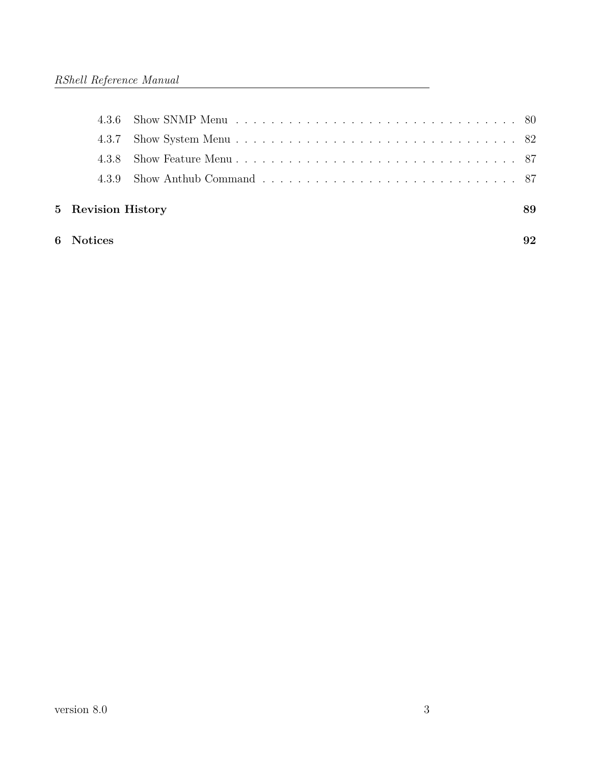- 4.3.6 Show SNMP Menu . . . . . . . . . . . . . . . . . . . . . . . . . . . . . . . . 80
- 4.3.7 Show System Menu . . . . . . . . . . . . . . . . . . . . . . . . . . . . . . . . 82
- 4.3.8 Show Feature Menu . . . . . . . . . . . . . . . . . . . . . . . . . . . . . . . . 87
- 4.3.9 Show Anthub Command . . . . . . . . . . . . . . . . . . . . . . . . . . . . . 87

**5 Revision History** **89**

**6 Notices** **92**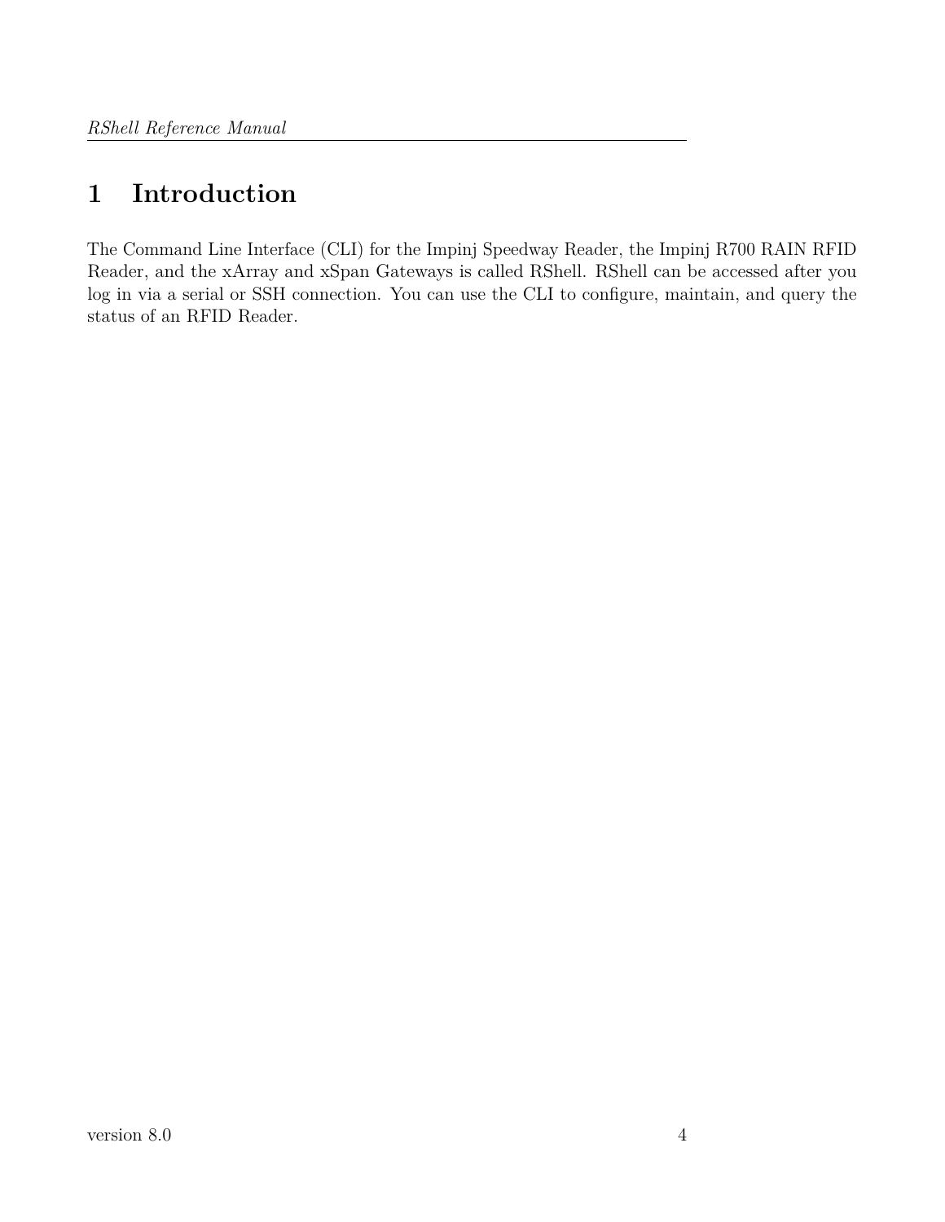# 1 Introduction

The Command Line Interface (CLI) for the Impinj Speedway Reader, the Impinj R700 RAIN RFID Reader, and the xArray and xSpan Gateways is called RShell. RShell can be accessed after you log in via a serial or SSH connection. You can use the CLI to configure, maintain, and query the status of an RFID Reader.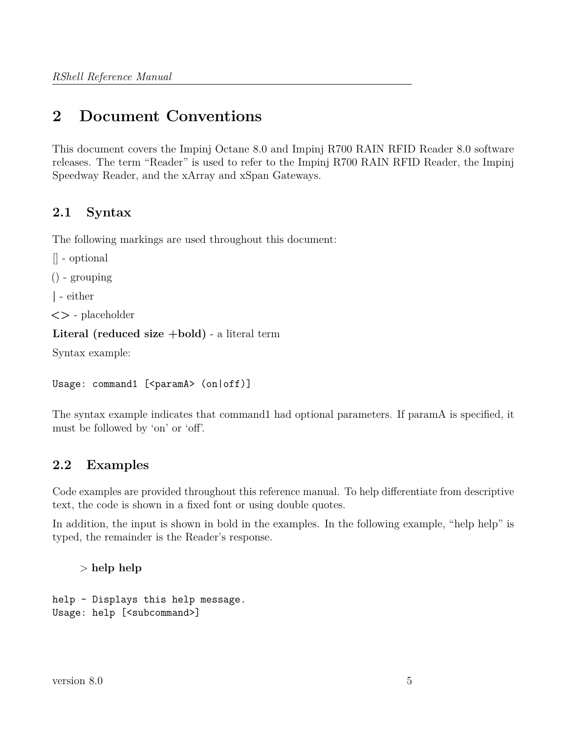# 2 Document Conventions

This document covers the Impinj Octane 8.0 and Impinj R700 RAIN RFID Reader 8.0 software releases. The term “Reader” is used to refer to the Impinj R700 RAIN RFID Reader, the Impinj Speedway Reader, and the xArray and xSpan Gateways.

## 2.1 Syntax

The following markings are used throughout this document:

[] - optional

() - grouping

| - either

<> - placeholder

**Literal (reduced size +bold)** - a literal term

Syntax example:

```
Usage: command1 [<paramA> (on|off)]
```

The syntax example indicates that command1 had optional parameters. If paramA is specified, it must be followed by ‘on’ or ‘off’.

## 2.2 Examples

Code examples are provided throughout this reference manual. To help differentiate from descriptive text, the code is shown in a fixed font or using double quotes.

In addition, the input is shown in bold in the examples. In the following example, “help help” is typed, the remainder is the Reader’s response.

> **help help**

```
help - Displays this help message.
Usage: help [<subcommand>]
```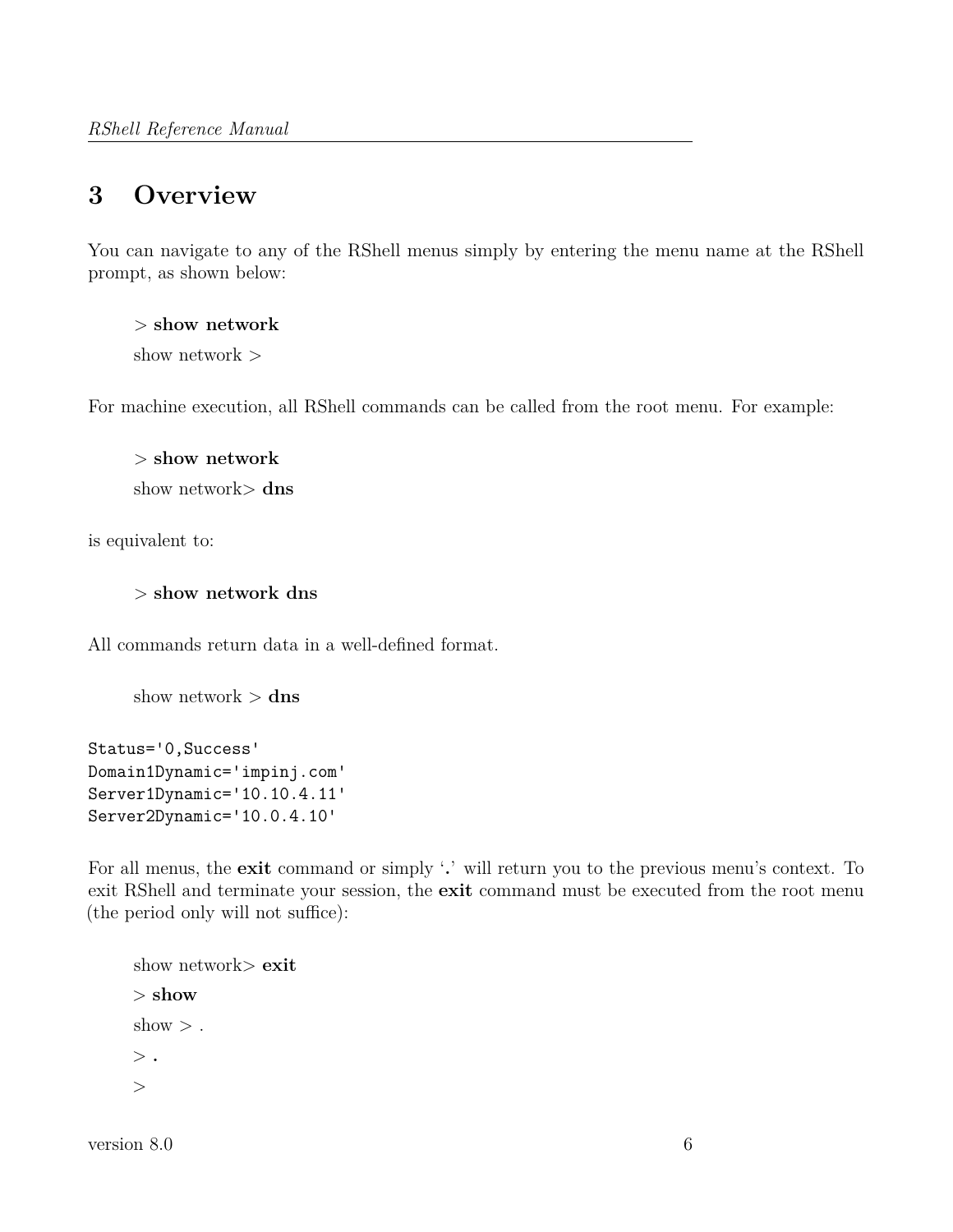# 3 Overview

You can navigate to any of the RShell menus simply by entering the menu name at the RShell prompt, as shown below:

> \> **show network**
>
> show network >

For machine execution, all RShell commands can be called from the root menu. For example:

> \> **show network**
>
> show network> **dns**

is equivalent to:

> \> **show network dns**

All commands return data in a well-defined format.

> show network > **dns**

```
Status='0,Success'
Domain1Dynamic='impinj.com'
Server1Dynamic='10.10.4.11'
Server2Dynamic='10.0.4.10'
```

For all menus, the **exit** command or simply '**.**' will return you to the previous menu's context. To exit RShell and terminate your session, the **exit** command must be executed from the root menu (the period only will not suffice):

> show network> **exit**
>
> \> **show**
>
> show > .
>
> \> **.**
>
> \>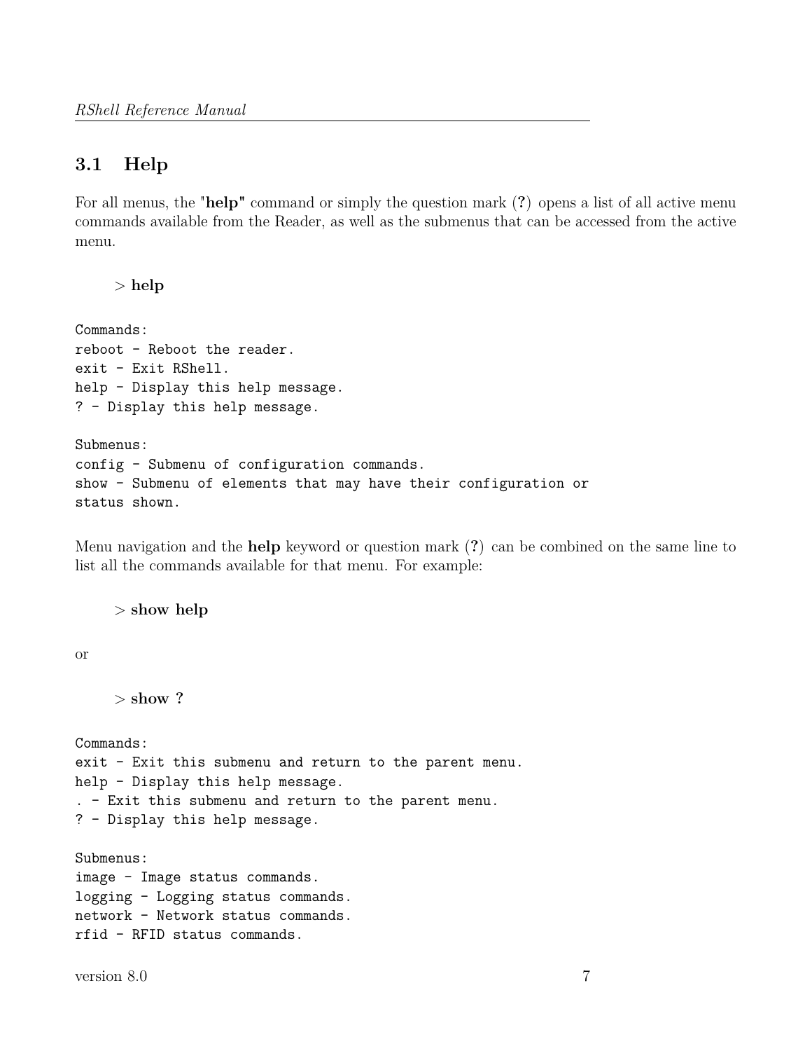## 3.1 Help

For all menus, the "**help**" command or simply the question mark (**?**) opens a list of all active menu commands available from the Reader, as well as the submenus that can be accessed from the active menu.

> **help**

```
Commands:
reboot - Reboot the reader.
exit - Exit RShell.
help - Display this help message.
? - Display this help message.

Submenus:
config - Submenu of configuration commands.
show - Submenu of elements that may have their configuration or
status shown.
```

Menu navigation and the **help** keyword or question mark (**?**) can be combined on the same line to list all the commands available for that menu. For example:

> **show help**

or

> **show ?**

```
Commands:
exit - Exit this submenu and return to the parent menu.
help - Display this help message.
. - Exit this submenu and return to the parent menu.
? - Display this help message.

Submenus:
image - Image status commands.
logging - Logging status commands.
network - Network status commands.
rfid - RFID status commands.
```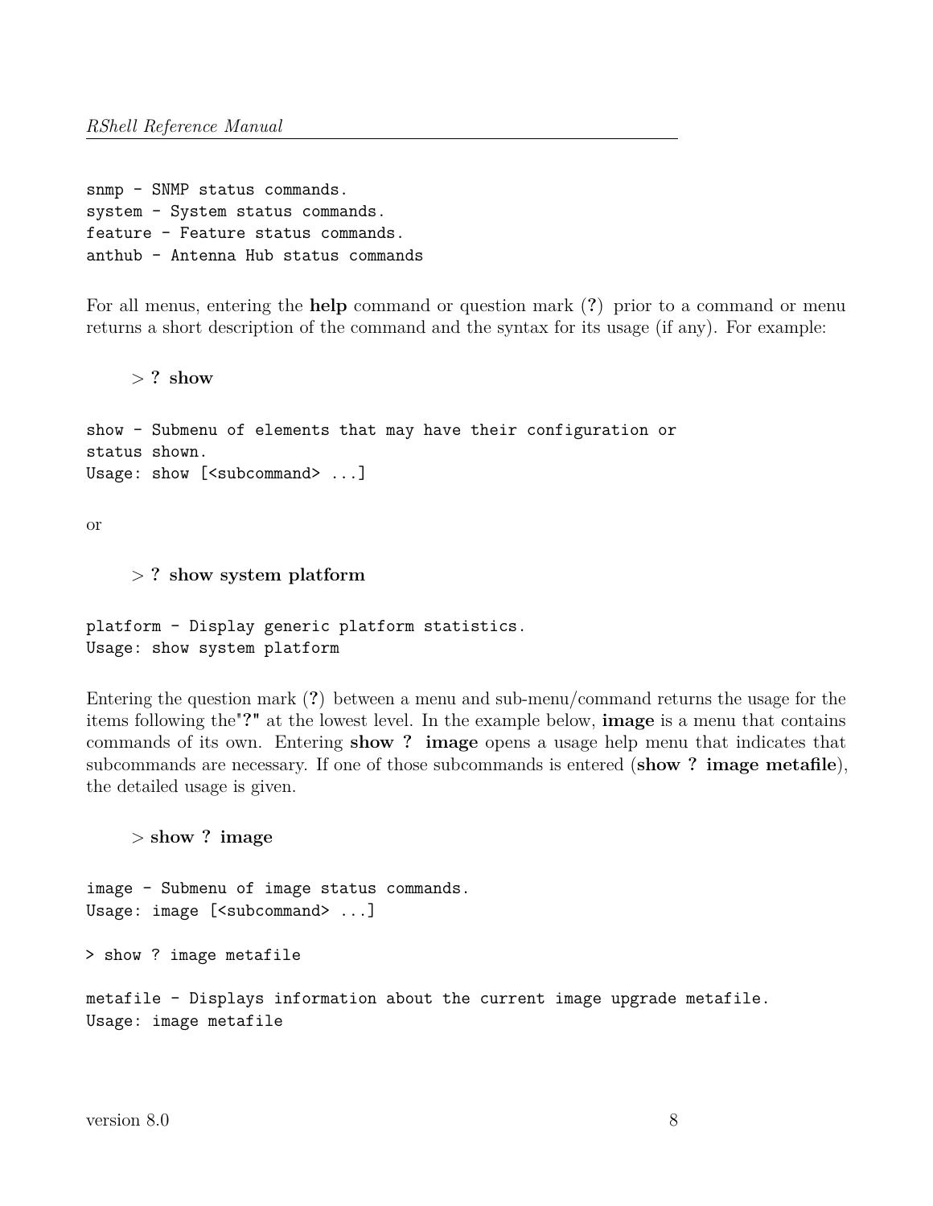```
snmp - SNMP status commands.
system - System status commands.
feature - Feature status commands.
anthub - Antenna Hub status commands
```

For all menus, entering the **help** command or question mark (**?**) prior to a command or menu returns a short description of the command and the syntax for its usage (if any). For example:

> **? show**

```
show - Submenu of elements that may have their configuration or
status shown.
Usage: show [<subcommand> ...]
```

or

> **? show system platform**

```
platform - Display generic platform statistics.
Usage: show system platform
```

Entering the question mark (**?**) between a menu and sub-menu/command returns the usage for the items following the"**?**" at the lowest level. In the example below, **image** is a menu that contains commands of its own. Entering **show ? image** opens a usage help menu that indicates that subcommands are necessary. If one of those subcommands is entered (**show ? image metafile**), the detailed usage is given.

> **show ? image**

```
image - Submenu of image status commands.
Usage: image [<subcommand> ...]

> show ? image metafile

metafile - Displays information about the current image upgrade metafile.
Usage: image metafile
```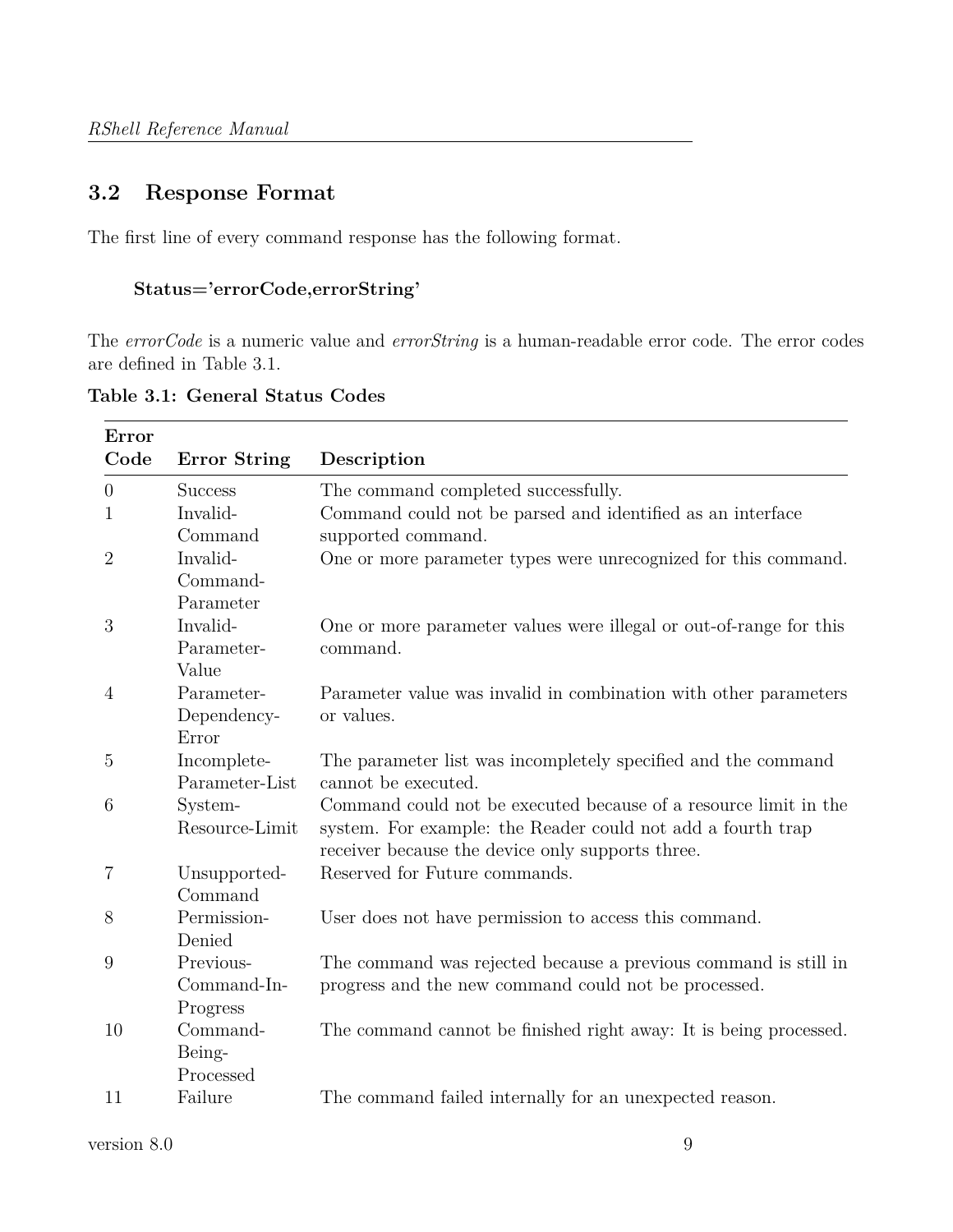## 3.2 Response Format

The first line of every command response has the following format.

**Status='errorCode,errorString'**

The *errorCode* is a numeric value and *errorString* is a human-readable error code. The error codes are defined in Table 3.1.

**Table 3.1: General Status Codes**

| Error Code | Error String | Description |
|---|---|---|
| 0 | Success | The command completed successfully. |
| 1 | Invalid-Command | Command could not be parsed and identified as an interface supported command. |
| 2 | Invalid-Command-Parameter | One or more parameter types were unrecognized for this command. |
| 3 | Invalid-Parameter-Value | One or more parameter values were illegal or out-of-range for this command. |
| 4 | Parameter-Dependency-Error | Parameter value was invalid in combination with other parameters or values. |
| 5 | Incomplete-Parameter-List | The parameter list was incompletely specified and the command cannot be executed. |
| 6 | System-Resource-Limit | Command could not be executed because of a resource limit in the system. For example: the Reader could not add a fourth trap receiver because the device only supports three. |
| 7 | Unsupported-Command | Reserved for Future commands. |
| 8 | Permission-Denied | User does not have permission to access this command. |
| 9 | Previous-Command-In-Progress | The command was rejected because a previous command is still in progress and the new command could not be processed. |
| 10 | Command-Being-Processed | The command cannot be finished right away: It is being processed. |
| 11 | Failure | The command failed internally for an unexpected reason. |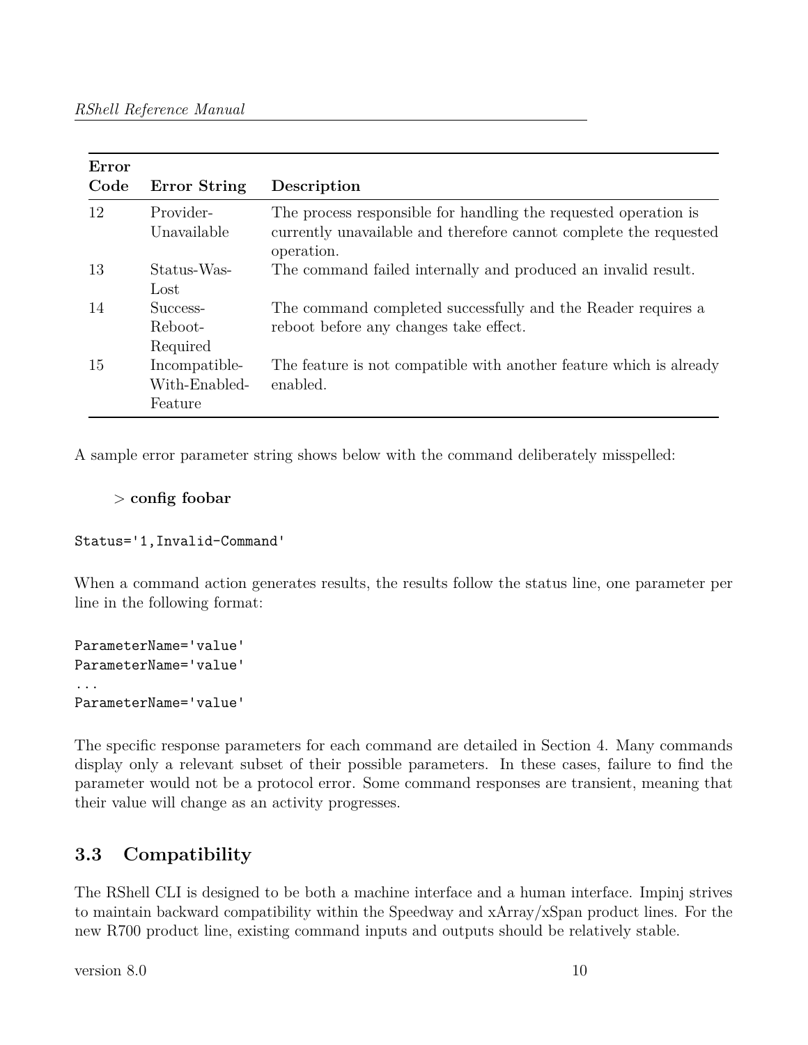| Error Code | Error String | Description |
|---|---|---|
| 12 | Provider-Unavailable | The process responsible for handling the requested operation is currently unavailable and therefore cannot complete the requested operation. |
| 13 | Status-Was-Lost | The command failed internally and produced an invalid result. |
| 14 | Success-Reboot-Required | The command completed successfully and the Reader requires a reboot before any changes take effect. |
| 15 | Incompatible-With-Enabled-Feature | The feature is not compatible with another feature which is already enabled. |

A sample error parameter string shows below with the command deliberately misspelled:

> **config foobar**

```
Status='1,Invalid-Command'
```

When a command action generates results, the results follow the status line, one parameter per line in the following format:

```
ParameterName='value'
ParameterName='value'
...
ParameterName='value'
```

The specific response parameters for each command are detailed in Section 4. Many commands display only a relevant subset of their possible parameters. In these cases, failure to find the parameter would not be a protocol error. Some command responses are transient, meaning that their value will change as an activity progresses.

## 3.3 Compatibility

The RShell CLI is designed to be both a machine interface and a human interface. Impinj strives to maintain backward compatibility within the Speedway and xArray/xSpan product lines. For the new R700 product line, existing command inputs and outputs should be relatively stable.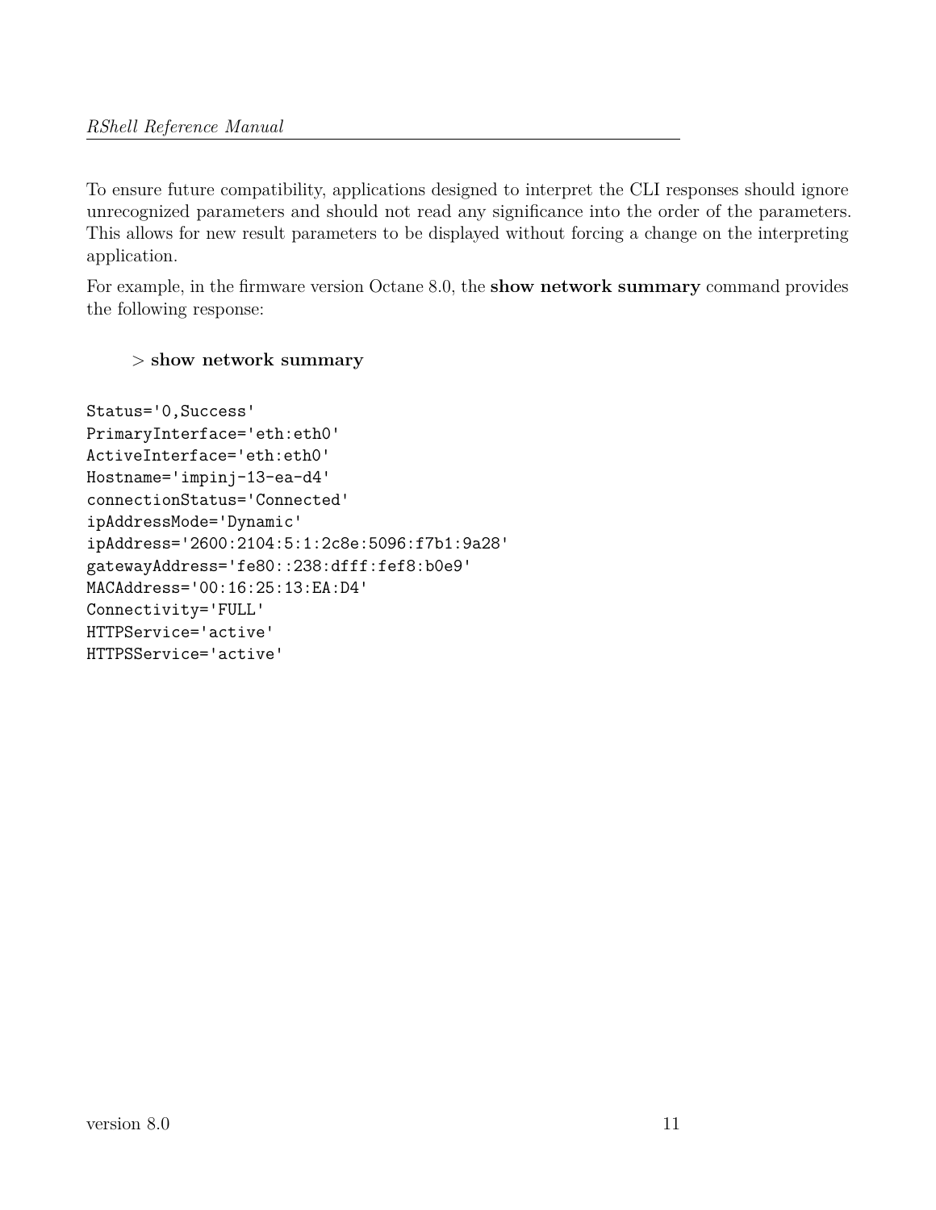To ensure future compatibility, applications designed to interpret the CLI responses should ignore unrecognized parameters and should not read any significance into the order of the parameters. This allows for new result parameters to be displayed without forcing a change on the interpreting application.

For example, in the firmware version Octane 8.0, the **show network summary** command provides the following response:

> **show network summary**

```
Status='0,Success'
PrimaryInterface='eth:eth0'
ActiveInterface='eth:eth0'
Hostname='impinj-13-ea-d4'
connectionStatus='Connected'
ipAddressMode='Dynamic'
ipAddress='2600:2104:5:1:2c8e:5096:f7b1:9a28'
gatewayAddress='fe80::238:dfff:fef8:b0e9'
MACAddress='00:16:25:13:EA:D4'
Connectivity='FULL'
HTTPService='active'
HTTPSService='active'
```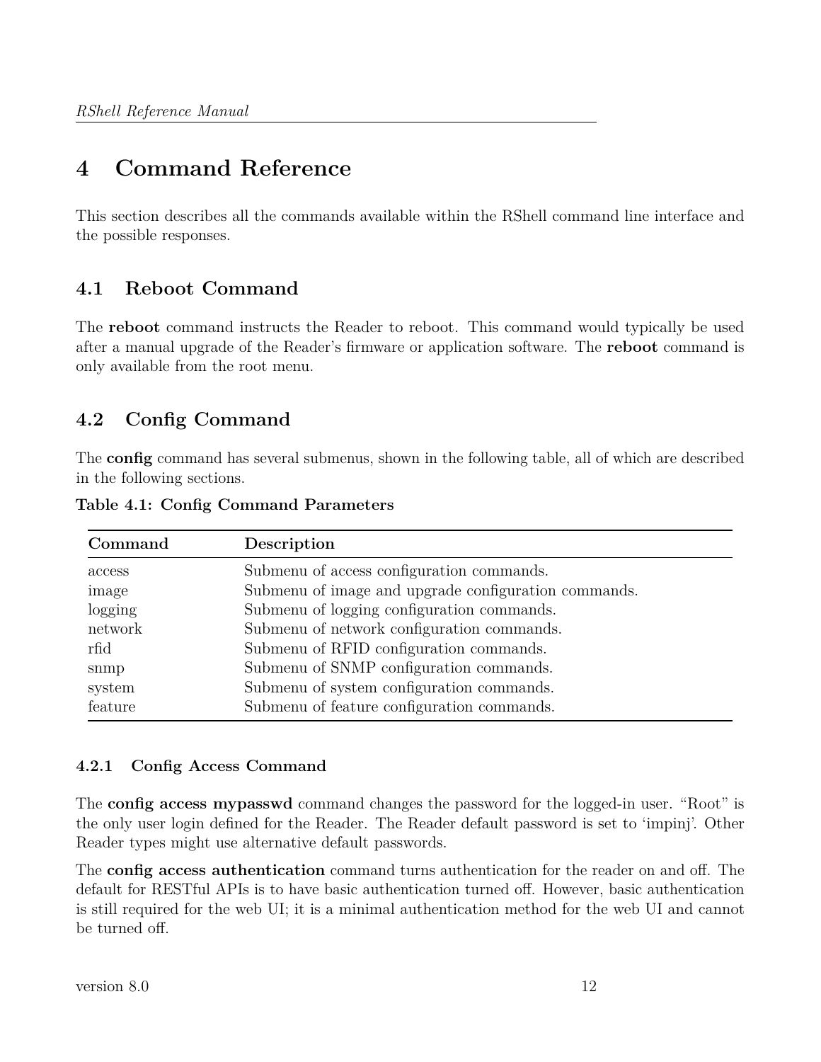# 4 Command Reference

This section describes all the commands available within the RShell command line interface and the possible responses.

## 4.1 Reboot Command

The **reboot** command instructs the Reader to reboot. This command would typically be used after a manual upgrade of the Reader's firmware or application software. The **reboot** command is only available from the root menu.

## 4.2 Config Command

The **config** command has several submenus, shown in the following table, all of which are described in the following sections.

**Table 4.1: Config Command Parameters**

| Command | Description |
| --- | --- |
| access | Submenu of access configuration commands. |
| image | Submenu of image and upgrade configuration commands. |
| logging | Submenu of logging configuration commands. |
| network | Submenu of network configuration commands. |
| rfid | Submenu of RFID configuration commands. |
| snmp | Submenu of SNMP configuration commands. |
| system | Submenu of system configuration commands. |
| feature | Submenu of feature configuration commands. |

### 4.2.1 Config Access Command

The **config access mypasswd** command changes the password for the logged-in user. "Root" is the only user login defined for the Reader. The Reader default password is set to 'impinj'. Other Reader types might use alternative default passwords.

The **config access authentication** command turns authentication for the reader on and off. The default for RESTful APIs is to have basic authentication turned off. However, basic authentication is still required for the web UI; it is a minimal authentication method for the web UI and cannot be turned off.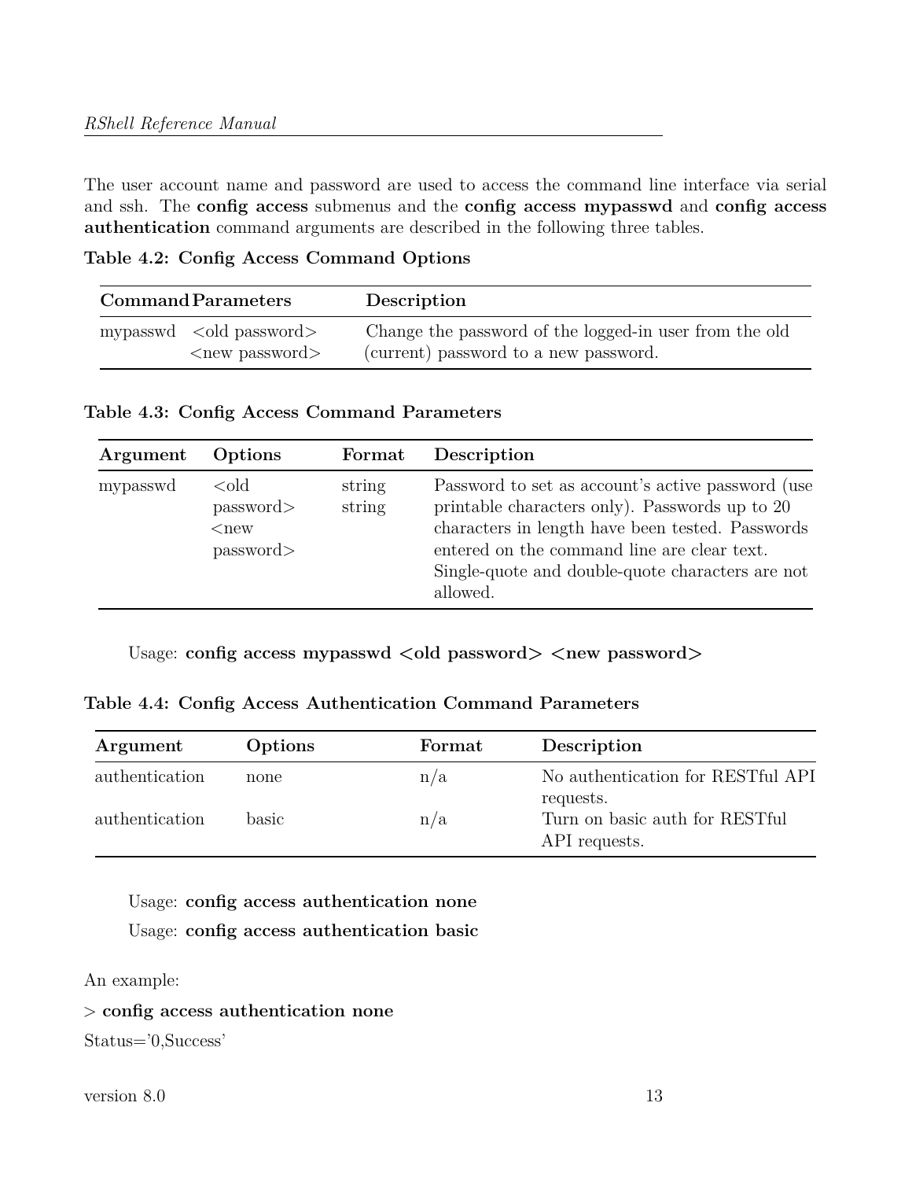The user account name and password are used to access the command line interface via serial and ssh. The **config access** submenus and the **config access mypasswd** and **config access authentication** command arguments are described in the following three tables.

**Table 4.2: Config Access Command Options**

| Command | Parameters | Description |
|---|---|---|
| mypasswd | <old password> <new password> | Change the password of the logged-in user from the old (current) password to a new password. |

**Table 4.3: Config Access Command Parameters**

| Argument | Options | Format | Description |
|---|---|---|---|
| mypasswd | <old password> <new password> | string string | Password to set as account's active password (use printable characters only). Passwords up to 20 characters in length have been tested. Passwords entered on the command line are clear text. Single-quote and double-quote characters are not allowed. |

Usage: **config access mypasswd <old password> <new password>**

**Table 4.4: Config Access Authentication Command Parameters**

| Argument | Options | Format | Description |
|---|---|---|---|
| authentication | none | n/a | No authentication for RESTful API requests. |
| authentication | basic | n/a | Turn on basic auth for RESTful API requests. |

Usage: **config access authentication none**

Usage: **config access authentication basic**

An example:

> **config access authentication none**

Status='0,Success'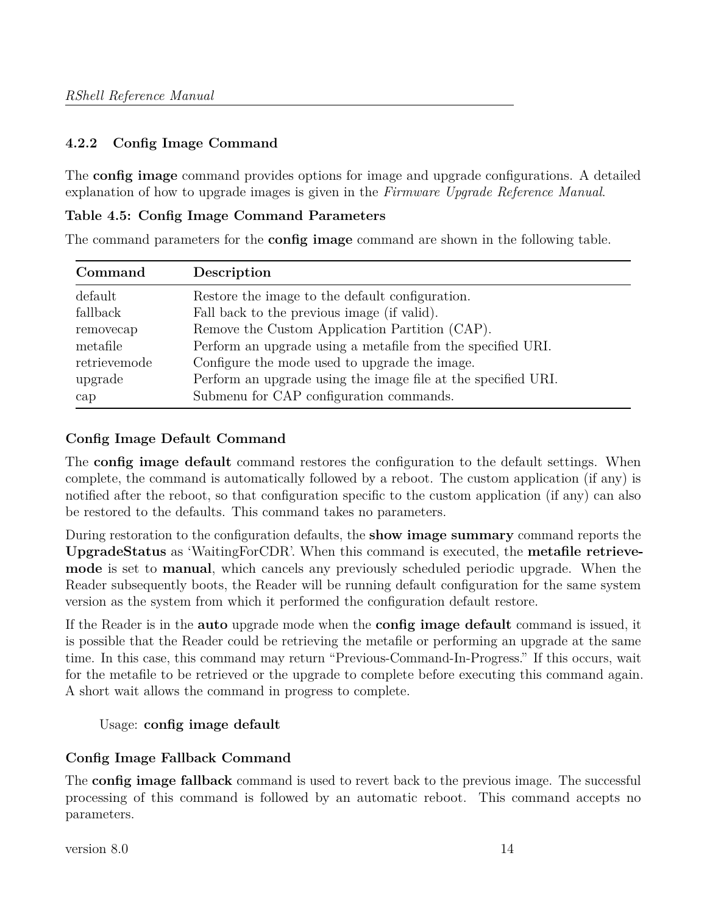### 4.2.2 Config Image Command

The **config image** command provides options for image and upgrade configurations. A detailed explanation of how to upgrade images is given in the *Firmware Upgrade Reference Manual*.

**Table 4.5: Config Image Command Parameters**

The command parameters for the **config image** command are shown in the following table.

| Command | Description |
|---|---|
| default | Restore the image to the default configuration. |
| fallback | Fall back to the previous image (if valid). |
| removecap | Remove the Custom Application Partition (CAP). |
| metafile | Perform an upgrade using a metafile from the specified URI. |
| retrievemode | Configure the mode used to upgrade the image. |
| upgrade | Perform an upgrade using the image file at the specified URI. |
| cap | Submenu for CAP configuration commands. |

#### Config Image Default Command

The **config image default** command restores the configuration to the default settings. When complete, the command is automatically followed by a reboot. The custom application (if any) is notified after the reboot, so that configuration specific to the custom application (if any) can also be restored to the defaults. This command takes no parameters.

During restoration to the configuration defaults, the **show image summary** command reports the **UpgradeStatus** as 'WaitingForCDR'. When this command is executed, the **metafile retrievemode** is set to **manual**, which cancels any previously scheduled periodic upgrade. When the Reader subsequently boots, the Reader will be running default configuration for the same system version as the system from which it performed the configuration default restore.

If the Reader is in the **auto** upgrade mode when the **config image default** command is issued, it is possible that the Reader could be retrieving the metafile or performing an upgrade at the same time. In this case, this command may return "Previous-Command-In-Progress." If this occurs, wait for the metafile to be retrieved or the upgrade to complete before executing this command again. A short wait allows the command in progress to complete.

Usage: **config image default**

#### Config Image Fallback Command

The **config image fallback** command is used to revert back to the previous image. The successful processing of this command is followed by an automatic reboot. This command accepts no parameters.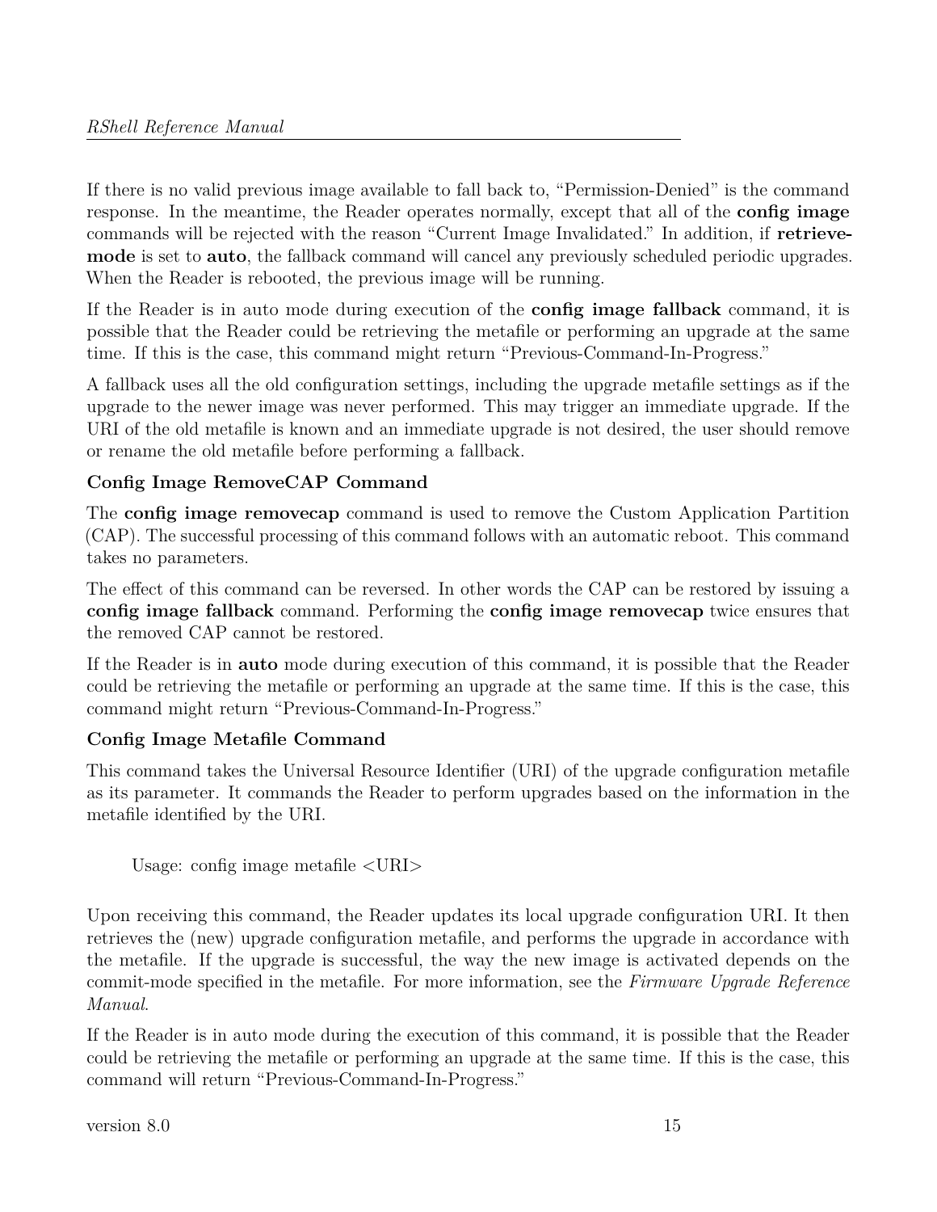If there is no valid previous image available to fall back to, "Permission-Denied" is the command response. In the meantime, the Reader operates normally, except that all of the **config image** commands will be rejected with the reason "Current Image Invalidated." In addition, if **retrieve-mode** is set to **auto**, the fallback command will cancel any previously scheduled periodic upgrades. When the Reader is rebooted, the previous image will be running.

If the Reader is in auto mode during execution of the **config image fallback** command, it is possible that the Reader could be retrieving the metafile or performing an upgrade at the same time. If this is the case, this command might return "Previous-Command-In-Progress."

A fallback uses all the old configuration settings, including the upgrade metafile settings as if the upgrade to the newer image was never performed. This may trigger an immediate upgrade. If the URI of the old metafile is known and an immediate upgrade is not desired, the user should remove or rename the old metafile before performing a fallback.

### Config Image RemoveCAP Command

The **config image removecap** command is used to remove the Custom Application Partition (CAP). The successful processing of this command follows with an automatic reboot. This command takes no parameters.

The effect of this command can be reversed. In other words the CAP can be restored by issuing a **config image fallback** command. Performing the **config image removecap** twice ensures that the removed CAP cannot be restored.

If the Reader is in **auto** mode during execution of this command, it is possible that the Reader could be retrieving the metafile or performing an upgrade at the same time. If this is the case, this command might return "Previous-Command-In-Progress."

### Config Image Metafile Command

This command takes the Universal Resource Identifier (URI) of the upgrade configuration metafile as its parameter. It commands the Reader to perform upgrades based on the information in the metafile identified by the URI.

```
Usage: config image metafile <URI>
```

Upon receiving this command, the Reader updates its local upgrade configuration URI. It then retrieves the (new) upgrade configuration metafile, and performs the upgrade in accordance with the metafile. If the upgrade is successful, the way the new image is activated depends on the commit-mode specified in the metafile. For more information, see the *Firmware Upgrade Reference Manual*.

If the Reader is in auto mode during the execution of this command, it is possible that the Reader could be retrieving the metafile or performing an upgrade at the same time. If this is the case, this command will return "Previous-Command-In-Progress."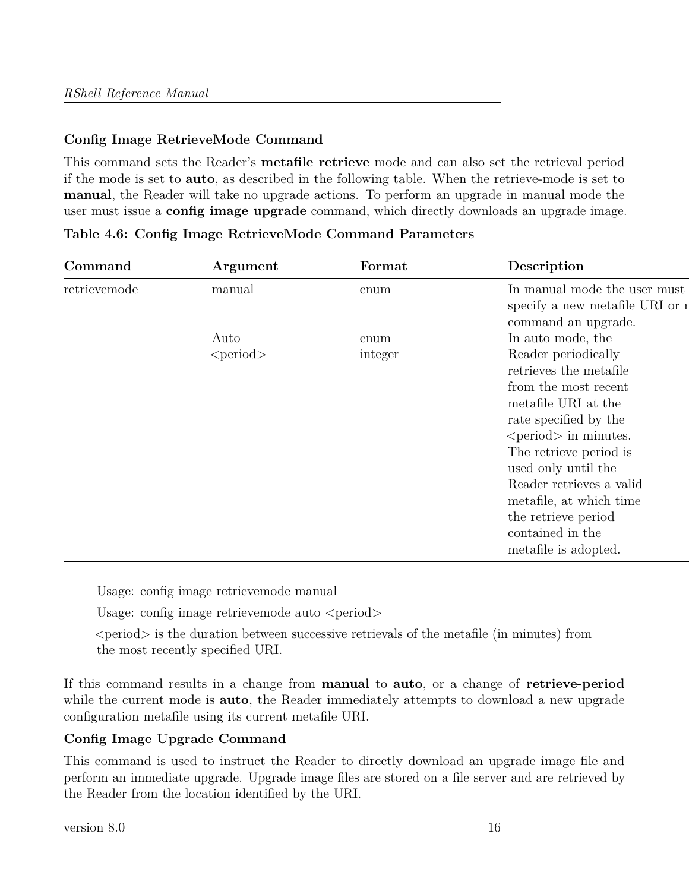### Config Image RetrieveMode Command

This command sets the Reader's **metafile retrieve** mode and can also set the retrieval period if the mode is set to **auto**, as described in the following table. When the retrieve-mode is set to **manual**, the Reader will take no upgrade actions. To perform an upgrade in manual mode the user must issue a **config image upgrade** command, which directly downloads an upgrade image.

**Table 4.6: Config Image RetrieveMode Command Parameters**

| Command | Argument | Format | Description |
|---|---|---|---|
| retrievemode | manual | enum | In manual mode the user must specify a new metafile URI or r command an upgrade. |
| | Auto <period> | enum integer | In auto mode, the Reader periodically retrieves the metafile from the most recent metafile URI at the rate specified by the <period> in minutes. The retrieve period is used only until the Reader retrieves a valid metafile, at which time the retrieve period contained in the metafile is adopted. |

Usage: config image retrievemode manual

Usage: config image retrievemode auto <period>

<period> is the duration between successive retrievals of the metafile (in minutes) from the most recently specified URI.

If this command results in a change from **manual** to **auto**, or a change of **retrieve-period** while the current mode is **auto**, the Reader immediately attempts to download a new upgrade configuration metafile using its current metafile URI.

### Config Image Upgrade Command

This command is used to instruct the Reader to directly download an upgrade image file and perform an immediate upgrade. Upgrade image files are stored on a file server and are retrieved by the Reader from the location identified by the URI.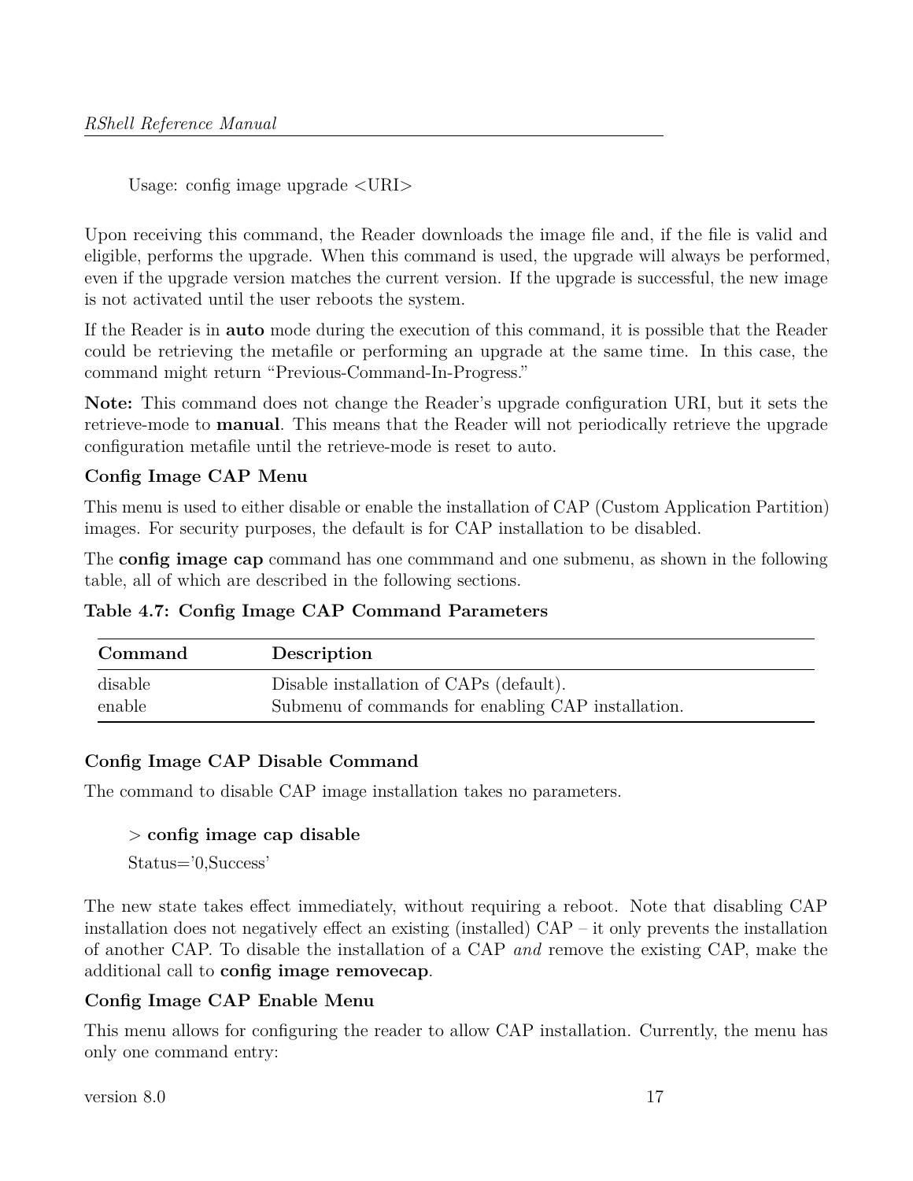Usage: config image upgrade <URI>

Upon receiving this command, the Reader downloads the image file and, if the file is valid and eligible, performs the upgrade. When this command is used, the upgrade will always be performed, even if the upgrade version matches the current version. If the upgrade is successful, the new image is not activated until the user reboots the system.

If the Reader is in **auto** mode during the execution of this command, it is possible that the Reader could be retrieving the metafile or performing an upgrade at the same time. In this case, the command might return "Previous-Command-In-Progress."

**Note:** This command does not change the Reader's upgrade configuration URI, but it sets the retrieve-mode to **manual**. This means that the Reader will not periodically retrieve the upgrade configuration metafile until the retrieve-mode is reset to auto.

**Config Image CAP Menu**

This menu is used to either disable or enable the installation of CAP (Custom Application Partition) images. For security purposes, the default is for CAP installation to be disabled.

The **config image cap** command has one commmand and one submenu, as shown in the following table, all of which are described in the following sections.

**Table 4.7: Config Image CAP Command Parameters**

| Command | Description |
|---|---|
| disable | Disable installation of CAPs (default). |
| enable | Submenu of commands for enabling CAP installation. |

**Config Image CAP Disable Command**

The command to disable CAP image installation takes no parameters.

> \> **config image cap disable**
>
> Status='0,Success'

The new state takes effect immediately, without requiring a reboot. Note that disabling CAP installation does not negatively effect an existing (installed) CAP – it only prevents the installation of another CAP. To disable the installation of a CAP *and* remove the existing CAP, make the additional call to **config image removecap**.

**Config Image CAP Enable Menu**

This menu allows for configuring the reader to allow CAP installation. Currently, the menu has only one command entry: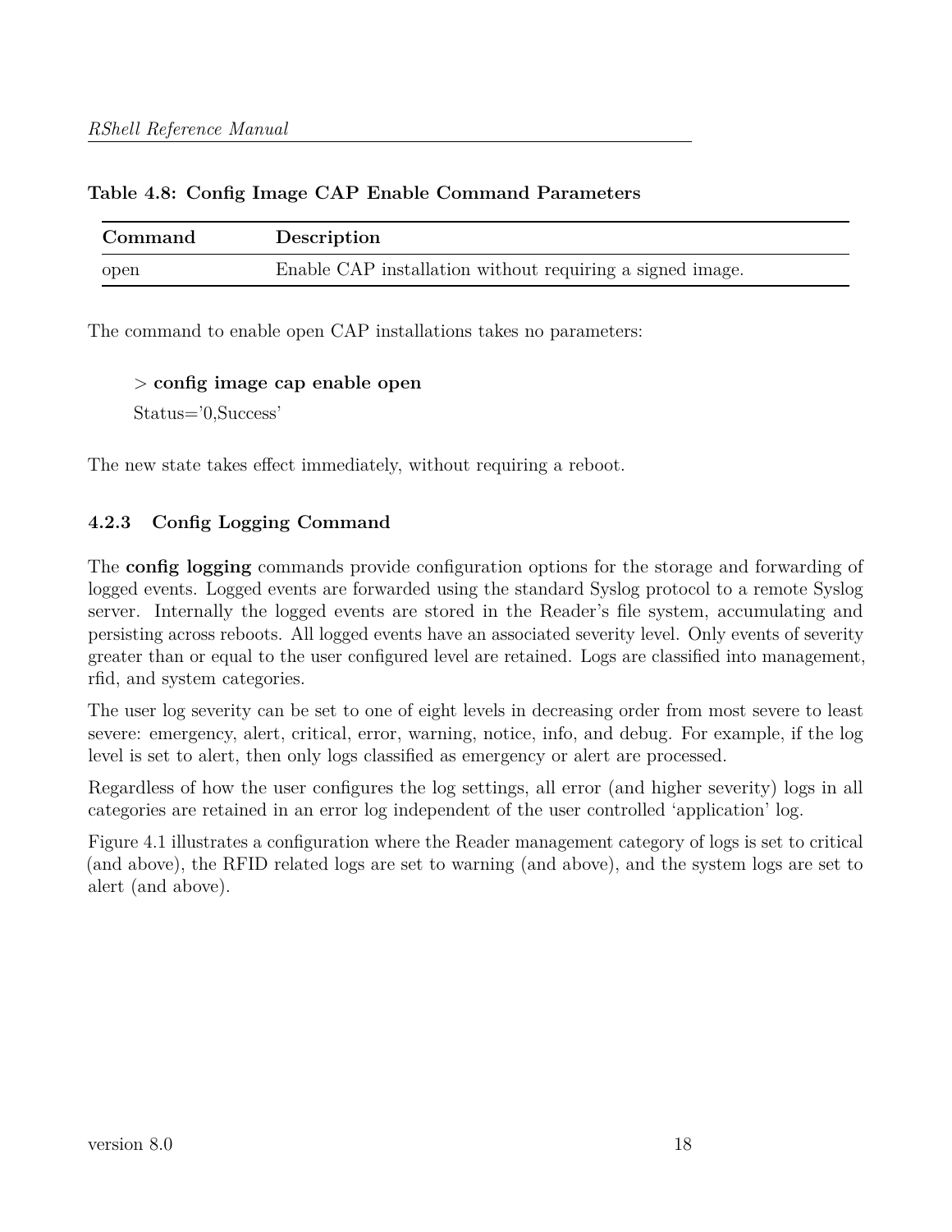**Table 4.8: Config Image CAP Enable Command Parameters**

| Command | Description |
|---|---|
| open | Enable CAP installation without requiring a signed image. |

The command to enable open CAP installations takes no parameters:

> > **config image cap enable open**
>
> Status='0,Success'

The new state takes effect immediately, without requiring a reboot.

### 4.2.3 Config Logging Command

The **config logging** commands provide configuration options for the storage and forwarding of logged events. Logged events are forwarded using the standard Syslog protocol to a remote Syslog server. Internally the logged events are stored in the Reader's file system, accumulating and persisting across reboots. All logged events have an associated severity level. Only events of severity greater than or equal to the user configured level are retained. Logs are classified into management, rfid, and system categories.

The user log severity can be set to one of eight levels in decreasing order from most severe to least severe: emergency, alert, critical, error, warning, notice, info, and debug. For example, if the log level is set to alert, then only logs classified as emergency or alert are processed.

Regardless of how the user configures the log settings, all error (and higher severity) logs in all categories are retained in an error log independent of the user controlled 'application' log.

Figure 4.1 illustrates a configuration where the Reader management category of logs is set to critical (and above), the RFID related logs are set to warning (and above), and the system logs are set to alert (and above).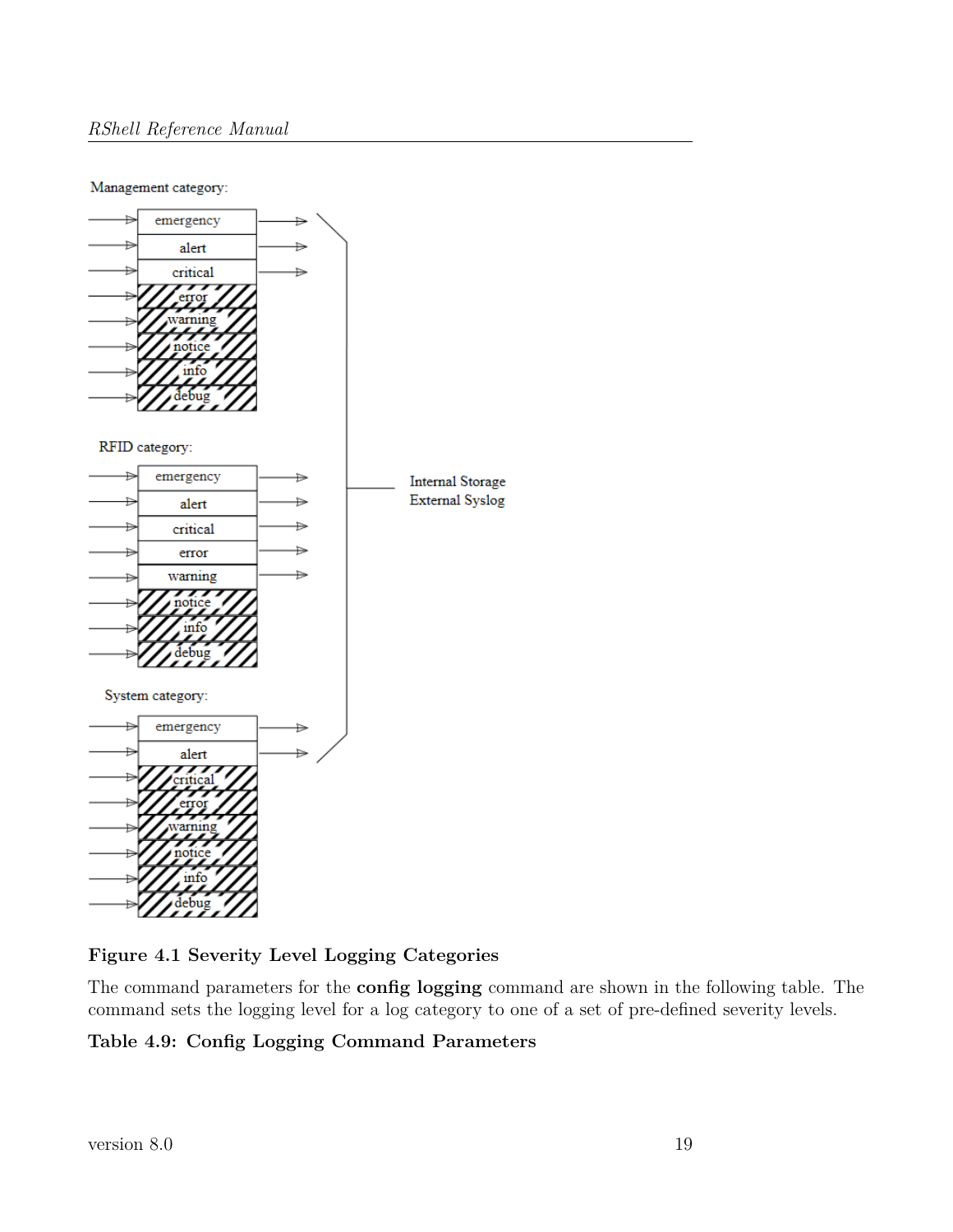Management category:

- emergency
- alert
- critical
- error
- warning
- notice
- info
- debug

RFID category:

- emergency
- alert
- critical
- error
- warning
- notice
- info
- debug

Internal Storage
External Syslog

System category:

- emergency
- alert
- critical
- error
- warning
- notice
- info
- debug

**Figure 4.1 Severity Level Logging Categories**

The command parameters for the **config logging** command are shown in the following table. The command sets the logging level for a log category to one of a set of pre-defined severity levels.

**Table 4.9: Config Logging Command Parameters**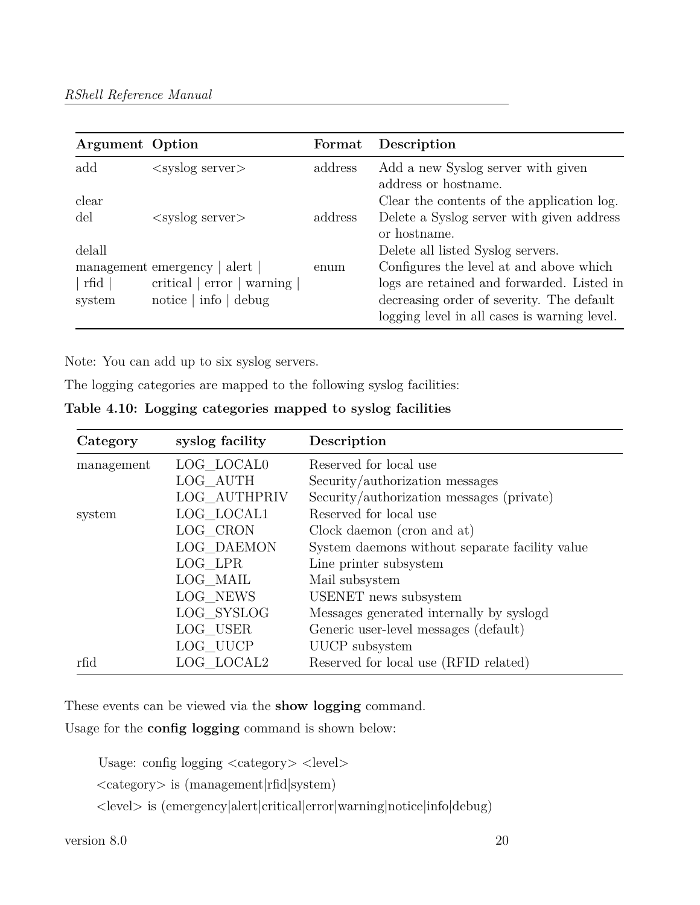| Argument | Option | Format | Description |
|---|---|---|---|
| add | <syslog server> | address | Add a new Syslog server with given address or hostname. |
| clear | | | Clear the contents of the application log. |
| del | <syslog server> | address | Delete a Syslog server with given address or hostname. |
| delall | | | Delete all listed Syslog servers. |
| management \| rfid \| system | emergency \| alert \| critical \| error \| warning \| notice \| info \| debug | enum | Configures the level at and above which logs are retained and forwarded. Listed in decreasing order of severity. The default logging level in all cases is warning level. |

Note: You can add up to six syslog servers.

The logging categories are mapped to the following syslog facilities:

**Table 4.10: Logging categories mapped to syslog facilities**

| Category | syslog facility | Description |
|---|---|---|
| management | LOG_LOCAL0 | Reserved for local use |
| | LOG_AUTH | Security/authorization messages |
| | LOG_AUTHPRIV | Security/authorization messages (private) |
| system | LOG_LOCAL1 | Reserved for local use |
| | LOG_CRON | Clock daemon (cron and at) |
| | LOG_DAEMON | System daemons without separate facility value |
| | LOG_LPR | Line printer subsystem |
| | LOG_MAIL | Mail subsystem |
| | LOG_NEWS | USENET news subsystem |
| | LOG_SYSLOG | Messages generated internally by syslogd |
| | LOG_USER | Generic user-level messages (default) |
| | LOG_UUCP | UUCP subsystem |
| rfid | LOG_LOCAL2 | Reserved for local use (RFID related) |

These events can be viewed via the **show logging** command.

Usage for the **config logging** command is shown below:

```
Usage: config logging <category> <level>
<category> is (management|rfid|system)
<level> is (emergency|alert|critical|error|warning|notice|info|debug)
```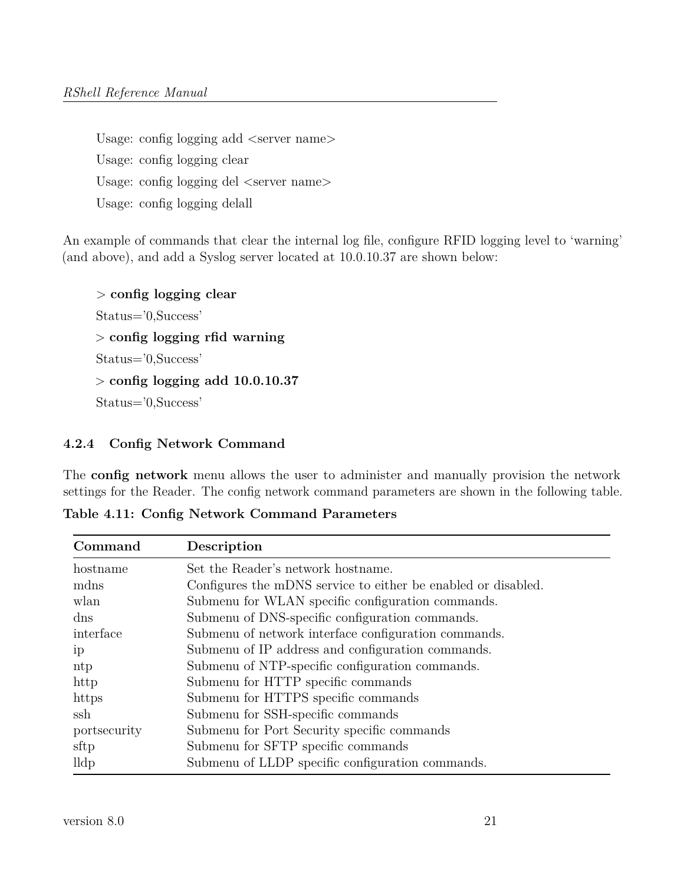Usage: config logging add <server name>

Usage: config logging clear

Usage: config logging del <server name>

Usage: config logging delall

An example of commands that clear the internal log file, configure RFID logging level to 'warning' (and above), and add a Syslog server located at 10.0.10.37 are shown below:

> **config logging clear**

Status='0,Success'

> **config logging rfid warning**

Status='0,Success'

> **config logging add 10.0.10.37**

Status='0,Success'

#### 4.2.4 Config Network Command

The **config network** menu allows the user to administer and manually provision the network settings for the Reader. The config network command parameters are shown in the following table.

**Table 4.11: Config Network Command Parameters**

| Command | Description |
|---|---|
| hostname | Set the Reader's network hostname. |
| mdns | Configures the mDNS service to either be enabled or disabled. |
| wlan | Submenu for WLAN specific configuration commands. |
| dns | Submenu of DNS-specific configuration commands. |
| interface | Submenu of network interface configuration commands. |
| ip | Submenu of IP address and configuration commands. |
| ntp | Submenu of NTP-specific configuration commands. |
| http | Submenu for HTTP specific commands |
| https | Submenu for HTTPS specific commands |
| ssh | Submenu for SSH-specific commands |
| portsecurity | Submenu for Port Security specific commands |
| sftp | Submenu for SFTP specific commands |
| lldp | Submenu of LLDP specific configuration commands. |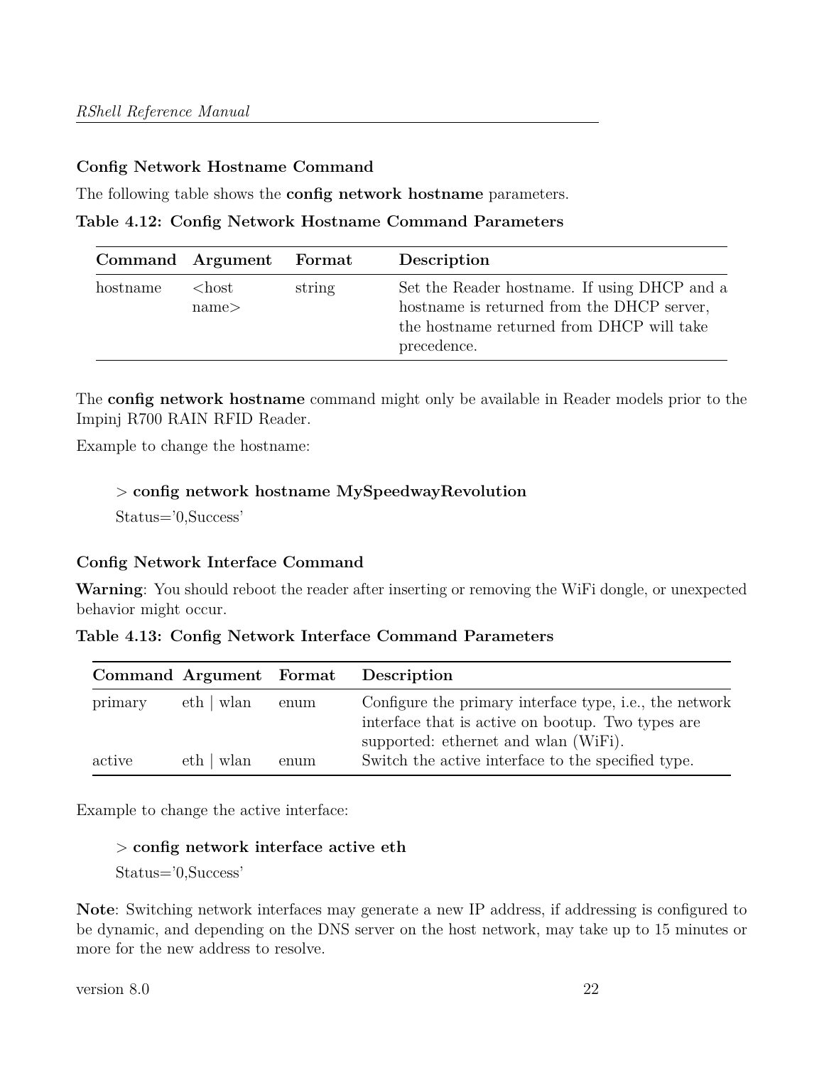### Config Network Hostname Command

The following table shows the **config network hostname** parameters.

**Table 4.12: Config Network Hostname Command Parameters**

| Command | Argument | Format | Description |
|---|---|---|---|
| hostname | <host name> | string | Set the Reader hostname. If using DHCP and a hostname is returned from the DHCP server, the hostname returned from DHCP will take precedence. |

The **config network hostname** command might only be available in Reader models prior to the Impinj R700 RAIN RFID Reader.

Example to change the hostname:

> \> **config network hostname MySpeedwayRevolution**
>
> Status='0,Success'

### Config Network Interface Command

**Warning**: You should reboot the reader after inserting or removing the WiFi dongle, or unexpected behavior might occur.

**Table 4.13: Config Network Interface Command Parameters**

| Command | Argument | Format | Description |
|---|---|---|---|
| primary | eth \| wlan | enum | Configure the primary interface type, i.e., the network interface that is active on bootup. Two types are supported: ethernet and wlan (WiFi). |
| active | eth \| wlan | enum | Switch the active interface to the specified type. |

Example to change the active interface:

> \> **config network interface active eth**
>
> Status='0,Success'

**Note**: Switching network interfaces may generate a new IP address, if addressing is configured to be dynamic, and depending on the DNS server on the host network, may take up to 15 minutes or more for the new address to resolve.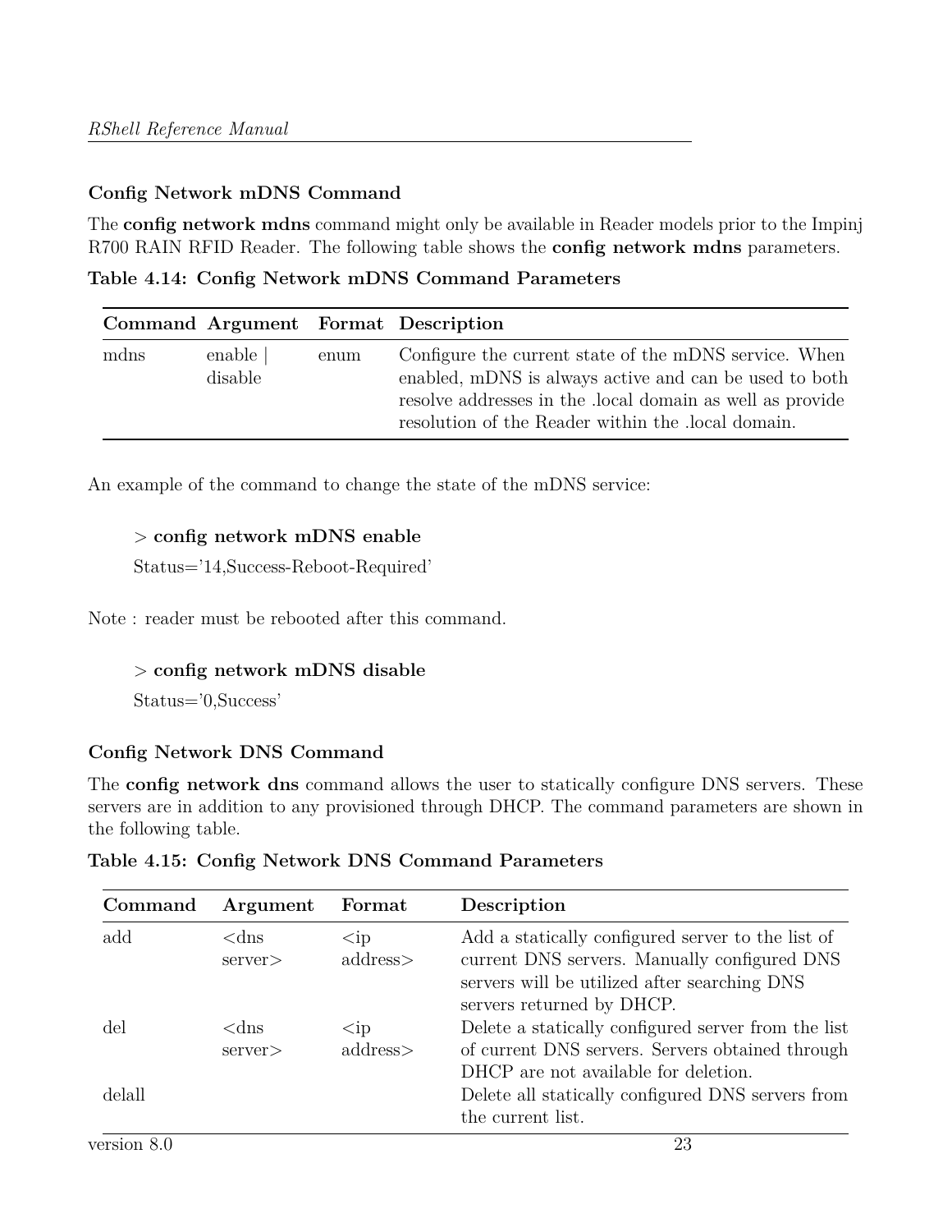### Config Network mDNS Command

The **config network mdns** command might only be available in Reader models prior to the Impinj R700 RAIN RFID Reader. The following table shows the **config network mdns** parameters.

**Table 4.14: Config Network mDNS Command Parameters**

| Command | Argument | Format | Description |
|---|---|---|---|
| mdns | enable \| disable | enum | Configure the current state of the mDNS service. When enabled, mDNS is always active and can be used to both resolve addresses in the .local domain as well as provide resolution of the Reader within the .local domain. |

An example of the command to change the state of the mDNS service:

> > **config network mDNS enable**
>
> Status='14,Success-Reboot-Required'

Note : reader must be rebooted after this command.

> > **config network mDNS disable**
>
> Status='0,Success'

### Config Network DNS Command

The **config network dns** command allows the user to statically configure DNS servers. These servers are in addition to any provisioned through DHCP. The command parameters are shown in the following table.

**Table 4.15: Config Network DNS Command Parameters**

| Command | Argument | Format | Description |
|---|---|---|---|
| add | <dns server> | <ip address> | Add a statically configured server to the list of current DNS servers. Manually configured DNS servers will be utilized after searching DNS servers returned by DHCP. |
| del | <dns server> | <ip address> | Delete a statically configured server from the list of current DNS servers. Servers obtained through DHCP are not available for deletion. |
| delall | | | Delete all statically configured DNS servers from the current list. |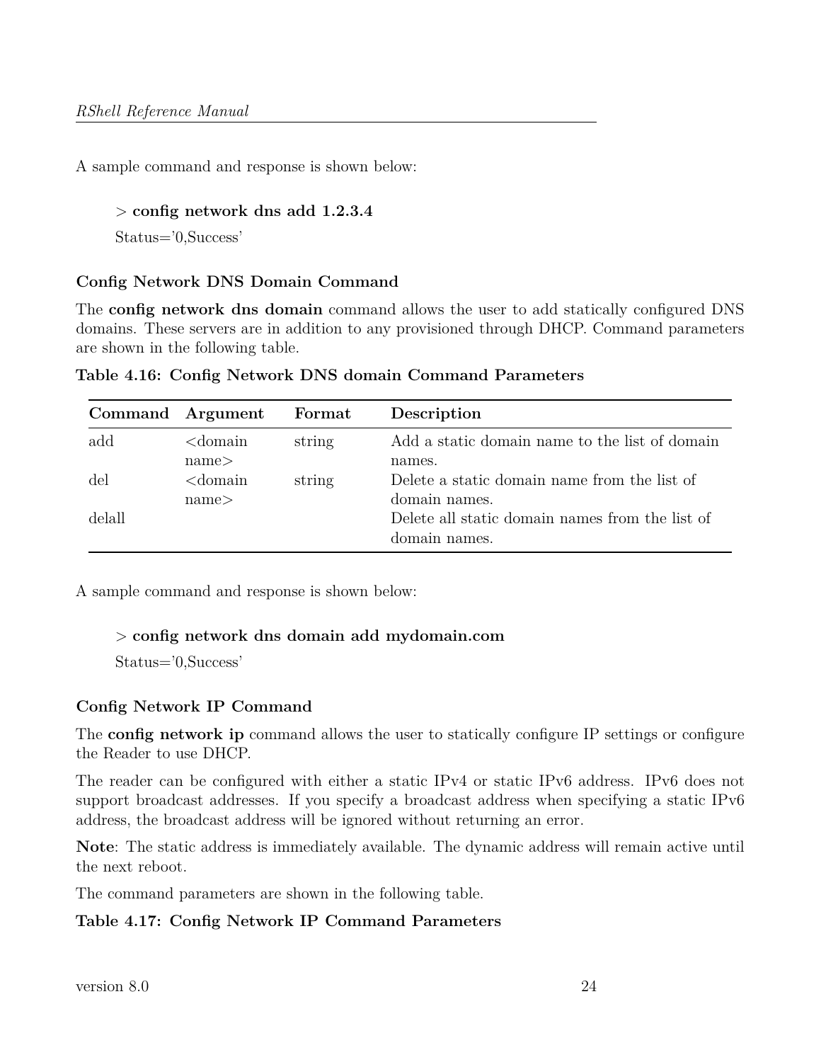A sample command and response is shown below:

> **config network dns add 1.2.3.4**
>
> Status='0,Success'

### Config Network DNS Domain Command

The **config network dns domain** command allows the user to add statically configured DNS domains. These servers are in addition to any provisioned through DHCP. Command parameters are shown in the following table.

**Table 4.16: Config Network DNS domain Command Parameters**

| Command | Argument | Format | Description |
|---|---|---|---|
| add | <domain name> | string | Add a static domain name to the list of domain names. |
| del | <domain name> | string | Delete a static domain name from the list of domain names. |
| delall | | | Delete all static domain names from the list of domain names. |

A sample command and response is shown below:

> **config network dns domain add mydomain.com**
>
> Status='0,Success'

### Config Network IP Command

The **config network ip** command allows the user to statically configure IP settings or configure the Reader to use DHCP.

The reader can be configured with either a static IPv4 or static IPv6 address. IPv6 does not support broadcast addresses. If you specify a broadcast address when specifying a static IPv6 address, the broadcast address will be ignored without returning an error.

**Note**: The static address is immediately available. The dynamic address will remain active until the next reboot.

The command parameters are shown in the following table.

**Table 4.17: Config Network IP Command Parameters**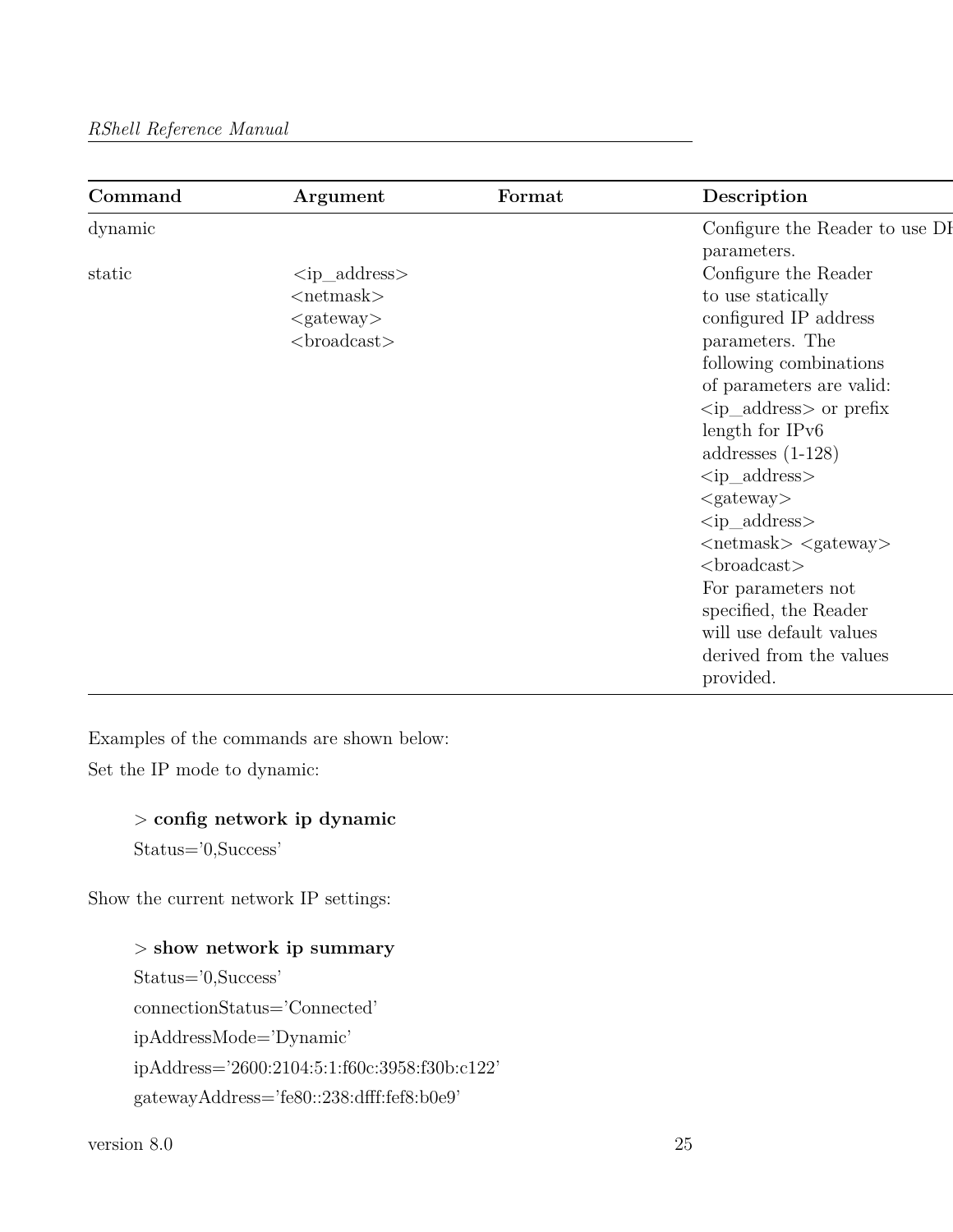| Command | Argument | Format | Description |
| --- | --- | --- | --- |
| dynamic | | | Configure the Reader to use DH parameters. |
| static | <ip_address> <netmask> <gateway> <broadcast> | | Configure the Reader to use statically configured IP address parameters. The following combinations of parameters are valid: <ip_address> or prefix length for IPv6 addresses (1-128) <ip_address> <gateway> <ip_address> <netmask> <gateway> <broadcast> For parameters not specified, the Reader will use default values derived from the values provided. |

Examples of the commands are shown below:

Set the IP mode to dynamic:

> > **config network ip dynamic**
>
> Status='0,Success'

Show the current network IP settings:

> > **show network ip summary**
>
> Status='0,Success'
>
> connectionStatus='Connected'
>
> ipAddressMode='Dynamic'
>
> ipAddress='2600:2104:5:1:f60c:3958:f30b:c122'
>
> gatewayAddress='fe80::238:dfff:fef8:b0e9'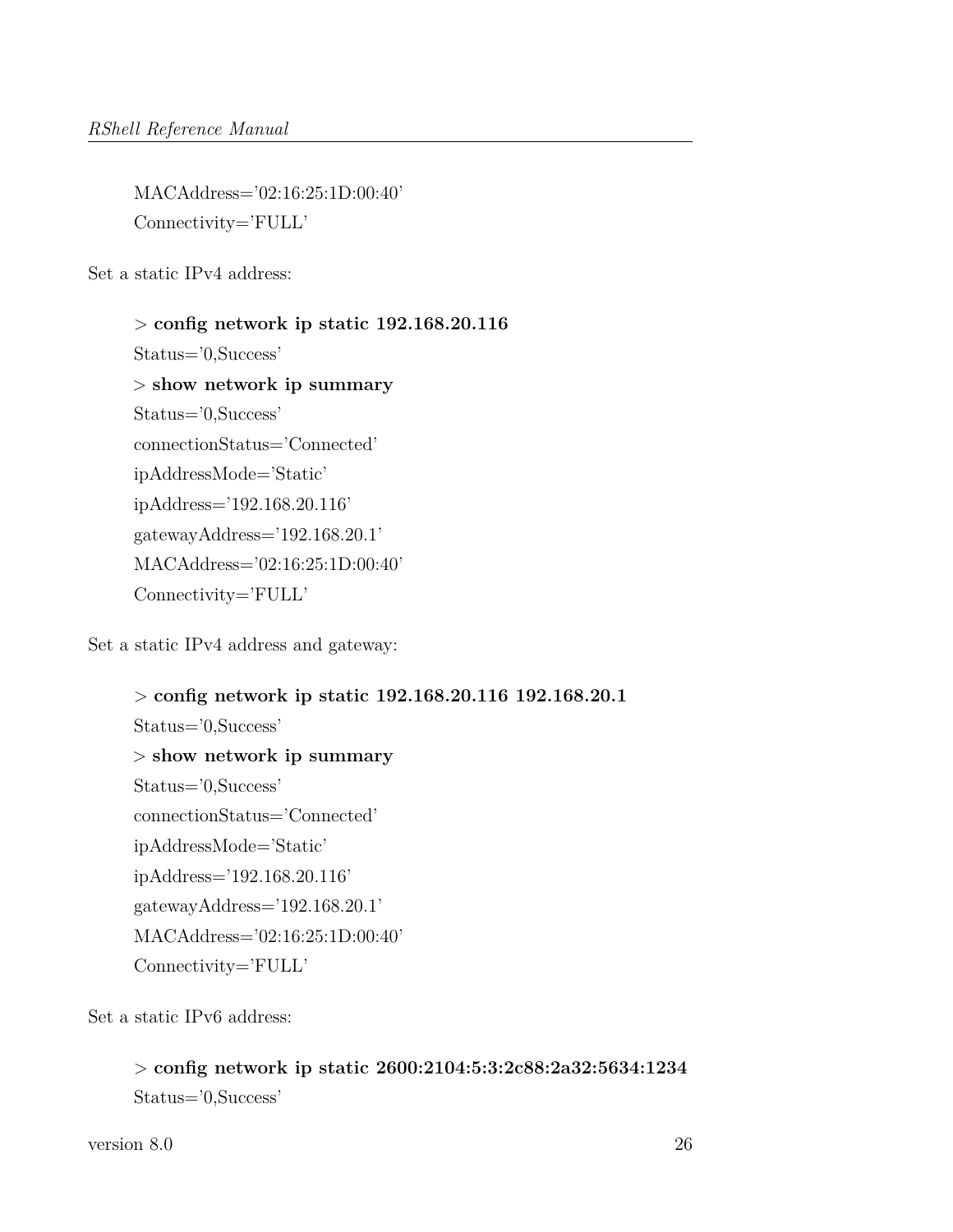MACAddress='02:16:25:1D:00:40'
Connectivity='FULL'

Set a static IPv4 address:

> **config network ip static 192.168.20.116**
Status='0,Success'
> **show network ip summary**
Status='0,Success'
connectionStatus='Connected'
ipAddressMode='Static'
ipAddress='192.168.20.116'
gatewayAddress='192.168.20.1'
MACAddress='02:16:25:1D:00:40'
Connectivity='FULL'

Set a static IPv4 address and gateway:

> **config network ip static 192.168.20.116 192.168.20.1**
Status='0,Success'
> **show network ip summary**
Status='0,Success'
connectionStatus='Connected'
ipAddressMode='Static'
ipAddress='192.168.20.116'
gatewayAddress='192.168.20.1'
MACAddress='02:16:25:1D:00:40'
Connectivity='FULL'

Set a static IPv6 address:

> **config network ip static 2600:2104:5:3:2c88:2a32:5634:1234**
Status='0,Success'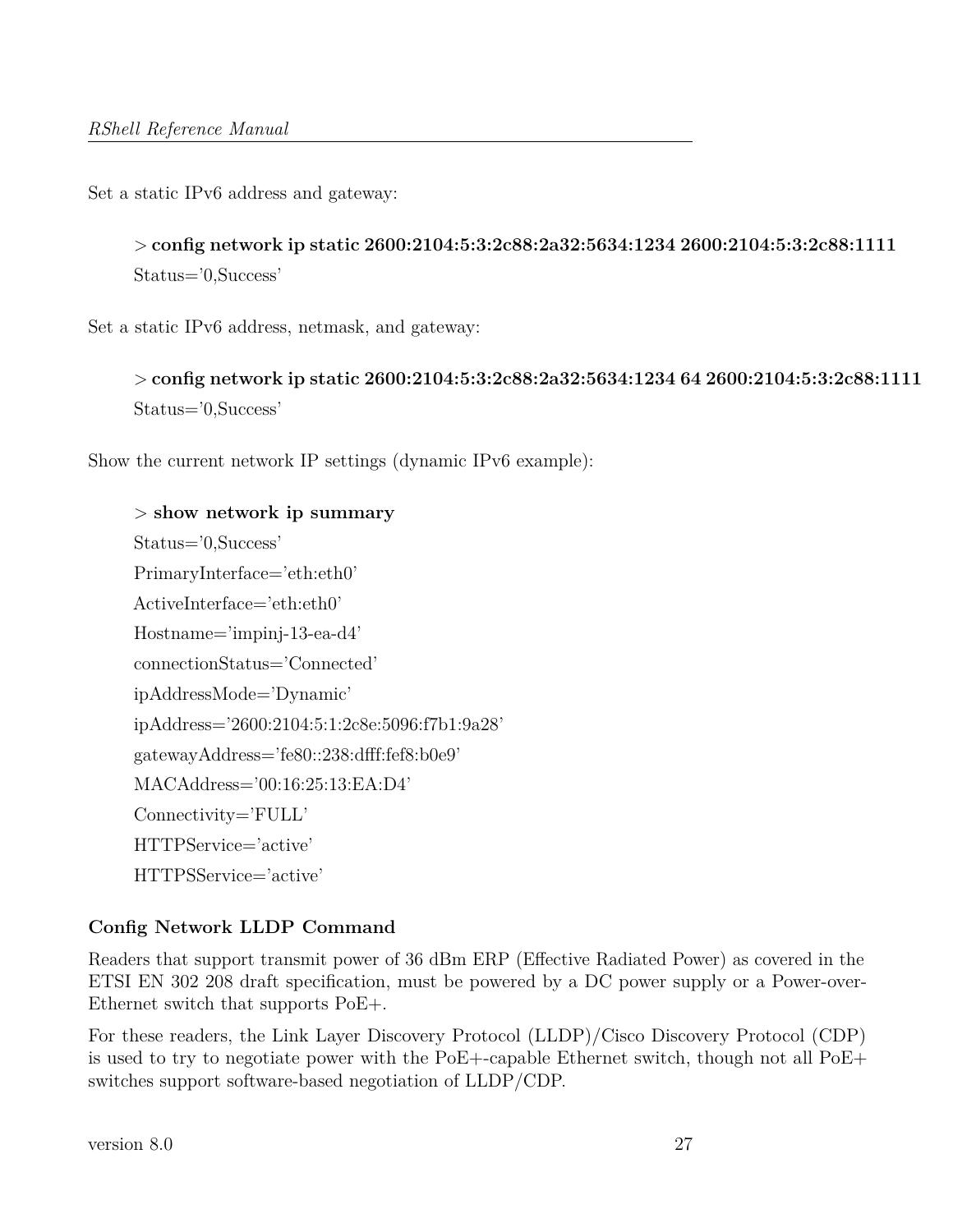Set a static IPv6 address and gateway:

> **config network ip static 2600:2104:5:3:2c88:2a32:5634:1234 2600:2104:5:3:2c88:1111**
> Status='0,Success'

Set a static IPv6 address, netmask, and gateway:

> **config network ip static 2600:2104:5:3:2c88:2a32:5634:1234 64 2600:2104:5:3:2c88:1111**
> Status='0,Success'

Show the current network IP settings (dynamic IPv6 example):

> **show network ip summary**
> Status='0,Success'
> PrimaryInterface='eth:eth0'
> ActiveInterface='eth:eth0'
> Hostname='impinj-13-ea-d4'
> connectionStatus='Connected'
> ipAddressMode='Dynamic'
> ipAddress='2600:2104:5:1:2c8e:5096:f7b1:9a28'
> gatewayAddress='fe80::238:dfff:fef8:b0e9'
> MACAddress='00:16:25:13:EA:D4'
> Connectivity='FULL'
> HTTPService='active'
> HTTPSService='active'

### Config Network LLDP Command

Readers that support transmit power of 36 dBm ERP (Effective Radiated Power) as covered in the ETSI EN 302 208 draft specification, must be powered by a DC power supply or a Power-over-Ethernet switch that supports PoE+.

For these readers, the Link Layer Discovery Protocol (LLDP)/Cisco Discovery Protocol (CDP) is used to try to negotiate power with the PoE+-capable Ethernet switch, though not all PoE+ switches support software-based negotiation of LLDP/CDP.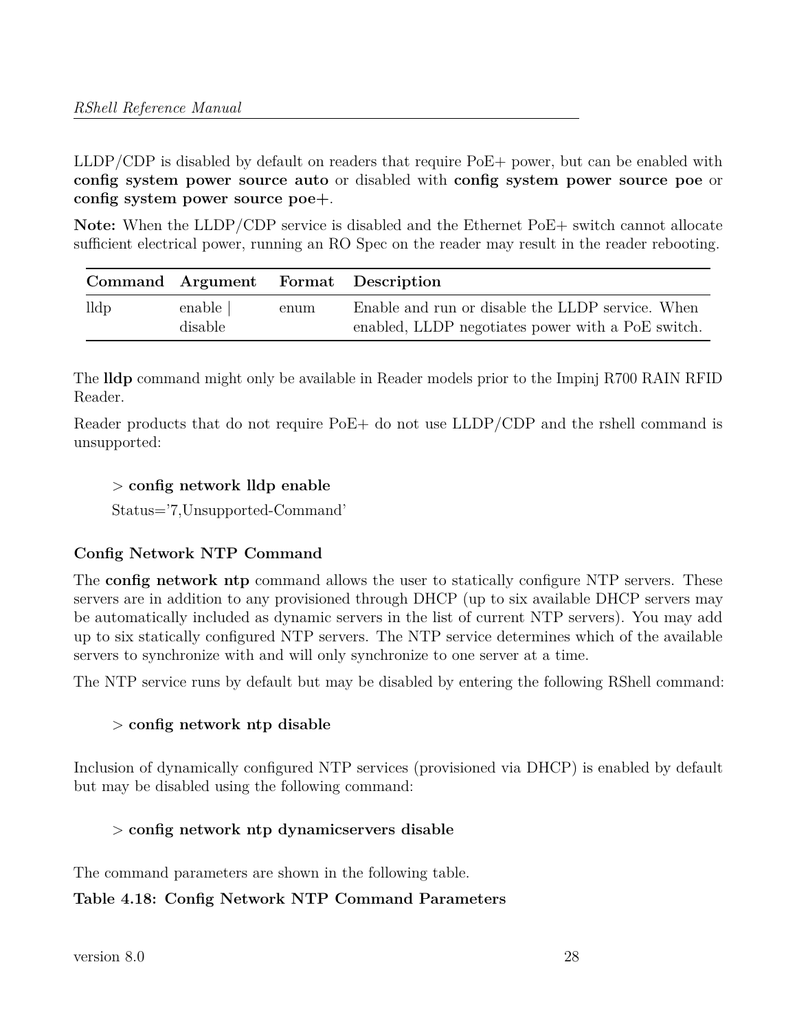LLDP/CDP is disabled by default on readers that require PoE+ power, but can be enabled with **config system power source auto** or disabled with **config system power source poe** or **config system power source poe+**.

**Note:** When the LLDP/CDP service is disabled and the Ethernet PoE+ switch cannot allocate sufficient electrical power, running an RO Spec on the reader may result in the reader rebooting.

| Command | Argument | Format | Description |
|---|---|---|---|
| lldp | enable \| disable | enum | Enable and run or disable the LLDP service. When enabled, LLDP negotiates power with a PoE switch. |

The **lldp** command might only be available in Reader models prior to the Impinj R700 RAIN RFID Reader.

Reader products that do not require PoE+ do not use LLDP/CDP and the rshell command is unsupported:

> \> **config network lldp enable**
>
> Status='7,Unsupported-Command'

**Config Network NTP Command**

The **config network ntp** command allows the user to statically configure NTP servers. These servers are in addition to any provisioned through DHCP (up to six available DHCP servers may be automatically included as dynamic servers in the list of current NTP servers). You may add up to six statically configured NTP servers. The NTP service determines which of the available servers to synchronize with and will only synchronize to one server at a time.

The NTP service runs by default but may be disabled by entering the following RShell command:

> \> **config network ntp disable**

Inclusion of dynamically configured NTP services (provisioned via DHCP) is enabled by default but may be disabled using the following command:

> \> **config network ntp dynamicservers disable**

The command parameters are shown in the following table.

**Table 4.18: Config Network NTP Command Parameters**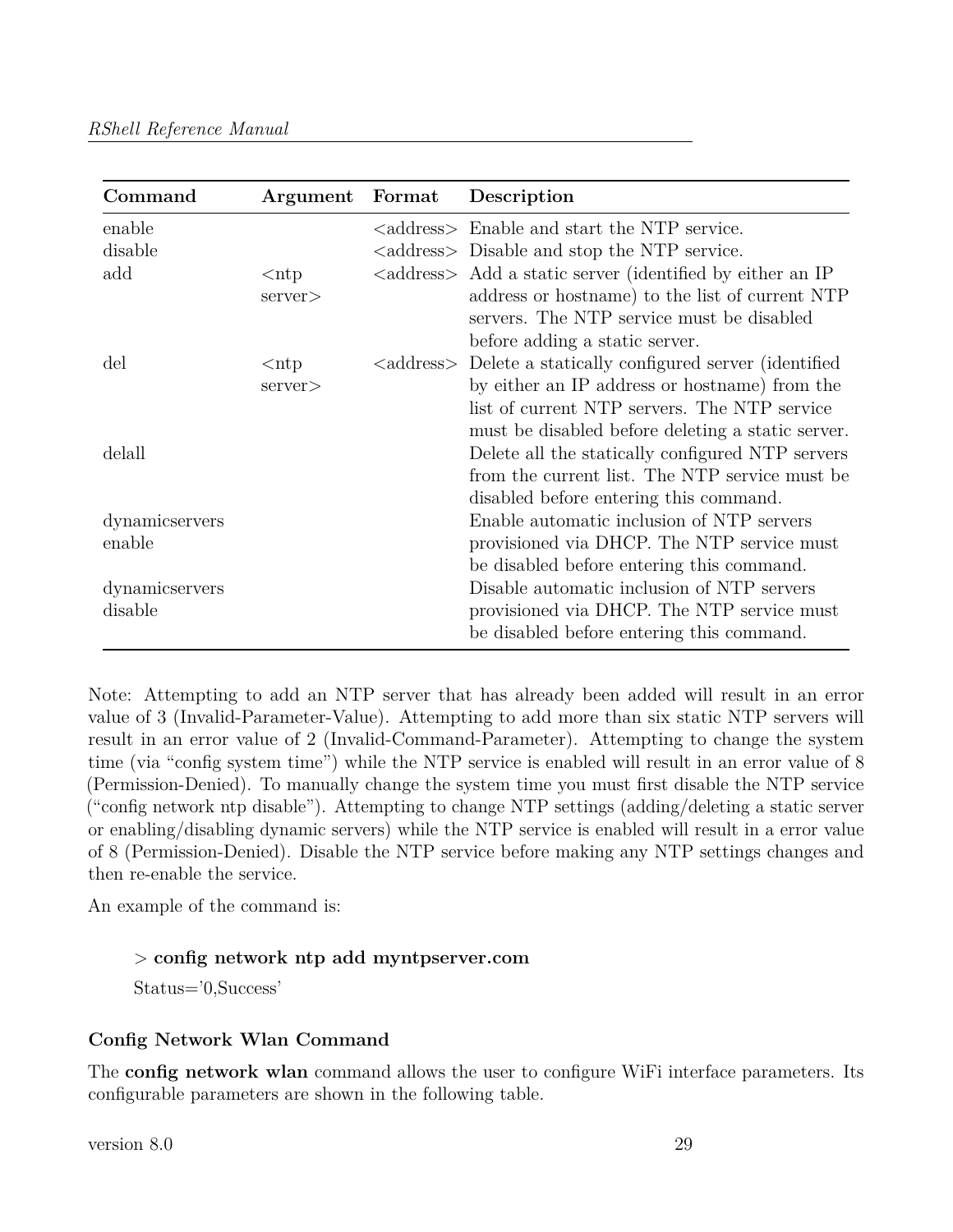| Command | Argument | Format | Description |
|---|---|---|---|
| enable | | <address> | Enable and start the NTP service. |
| disable | | <address> | Disable and stop the NTP service. |
| add | <ntp server> | <address> | Add a static server (identified by either an IP address or hostname) to the list of current NTP servers. The NTP service must be disabled before adding a static server. |
| del | <ntp server> | <address> | Delete a statically configured server (identified by either an IP address or hostname) from the list of current NTP servers. The NTP service must be disabled before deleting a static server. |
| delall | | | Delete all the statically configured NTP servers from the current list. The NTP service must be disabled before entering this command. |
| dynamicservers enable | | | Enable automatic inclusion of NTP servers provisioned via DHCP. The NTP service must be disabled before entering this command. |
| dynamicservers disable | | | Disable automatic inclusion of NTP servers provisioned via DHCP. The NTP service must be disabled before entering this command. |

Note: Attempting to add an NTP server that has already been added will result in an error value of 3 (Invalid-Parameter-Value). Attempting to add more than six static NTP servers will result in an error value of 2 (Invalid-Command-Parameter). Attempting to change the system time (via "config system time") while the NTP service is enabled will result in an error value of 8 (Permission-Denied). To manually change the system time you must first disable the NTP service ("config network ntp disable"). Attempting to change NTP settings (adding/deleting a static server or enabling/disabling dynamic servers) while the NTP service is enabled will result in a error value of 8 (Permission-Denied). Disable the NTP service before making any NTP settings changes and then re-enable the service.

An example of the command is:

> **config network ntp add myntpserver.com**
>
> Status='0,Success'

**Config Network Wlan Command**

The **config network wlan** command allows the user to configure WiFi interface parameters. Its configurable parameters are shown in the following table.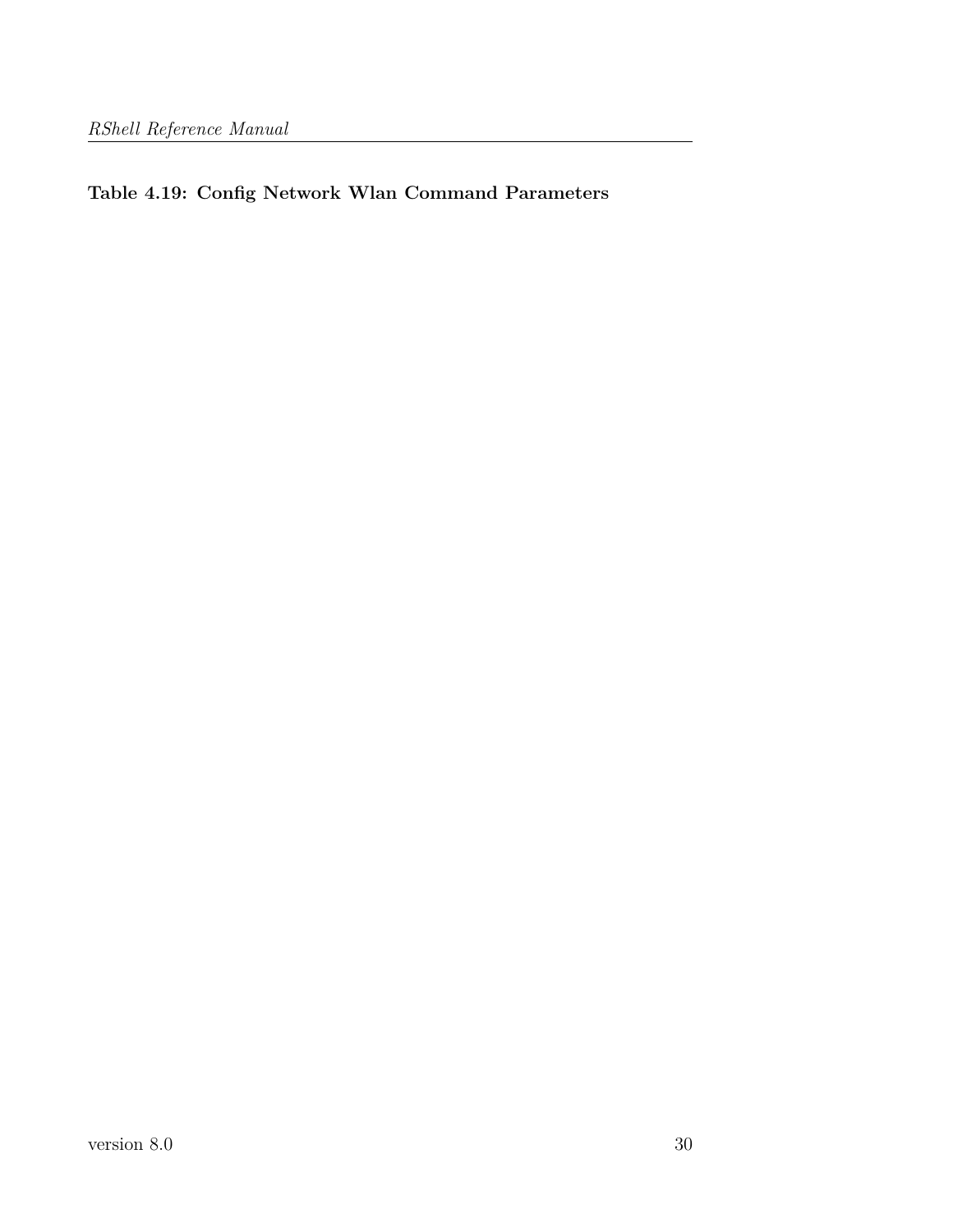**Table 4.19: Config Network Wlan Command Parameters**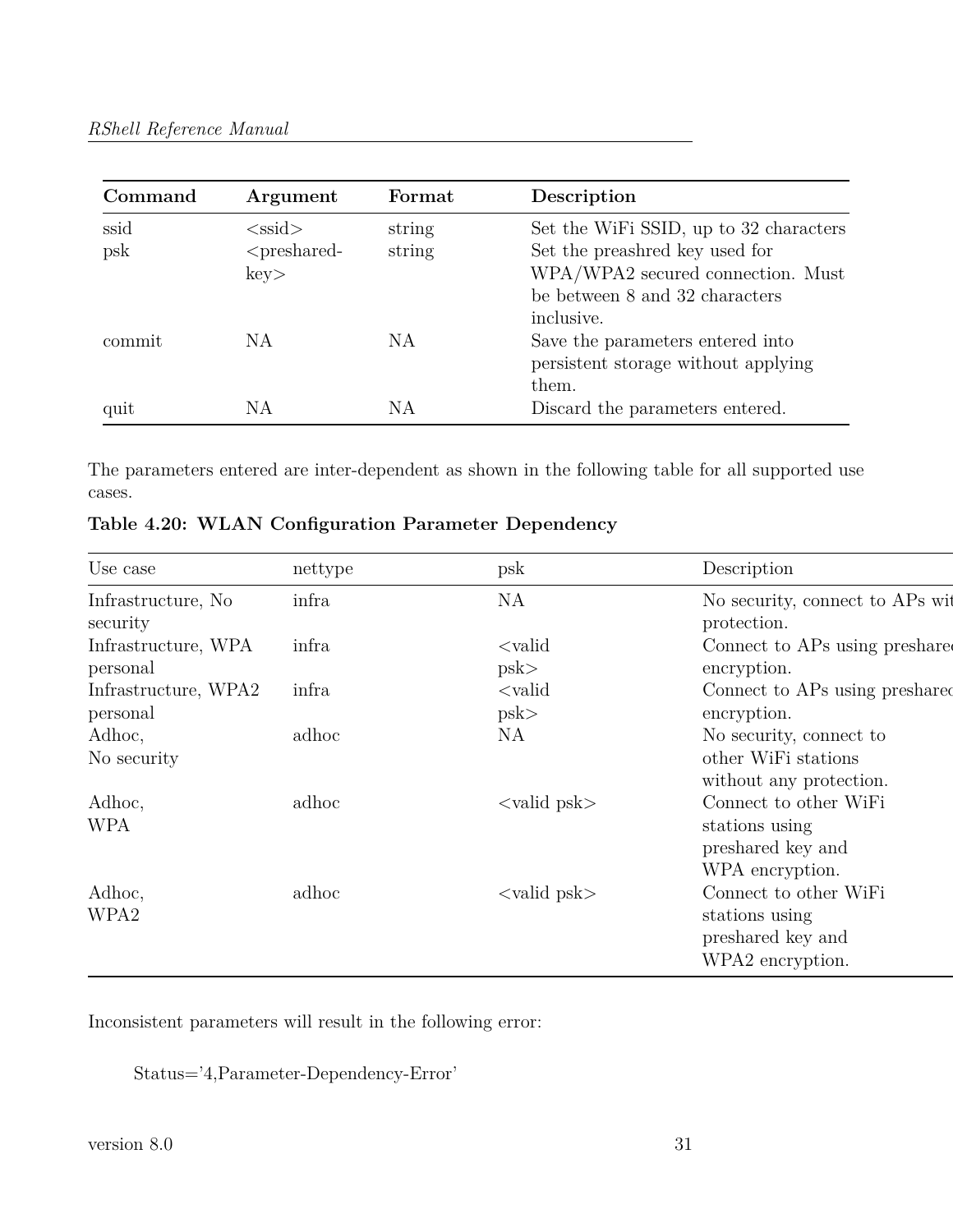| Command | Argument | Format | Description |
|---|---|---|---|
| ssid | <ssid> | string | Set the WiFi SSID, up to 32 characters |
| psk | <preshared-key> | string | Set the preashred key used for WPA/WPA2 secured connection. Must be between 8 and 32 characters inclusive. |
| commit | NA | NA | Save the parameters entered into persistent storage without applying them. |
| quit | NA | NA | Discard the parameters entered. |

The parameters entered are inter-dependent as shown in the following table for all supported use cases.

**Table 4.20: WLAN Configuration Parameter Dependency**

| Use case | nettype | psk | Description |
|---|---|---|---|
| Infrastructure, No security | infra | NA | No security, connect to APs wit protection. |
| Infrastructure, WPA personal | infra | <valid psk> | Connect to APs using preshare encryption. |
| Infrastructure, WPA2 personal | infra | <valid psk> | Connect to APs using preshared encryption. |
| Adhoc, No security | adhoc | NA | No security, connect to other WiFi stations without any protection. |
| Adhoc, WPA | adhoc | <valid psk> | Connect to other WiFi stations using preshared key and WPA encryption. |
| Adhoc, WPA2 | adhoc | <valid psk> | Connect to other WiFi stations using preshared key and WPA2 encryption. |

Inconsistent parameters will result in the following error:

```
Status='4,Parameter-Dependency-Error'
```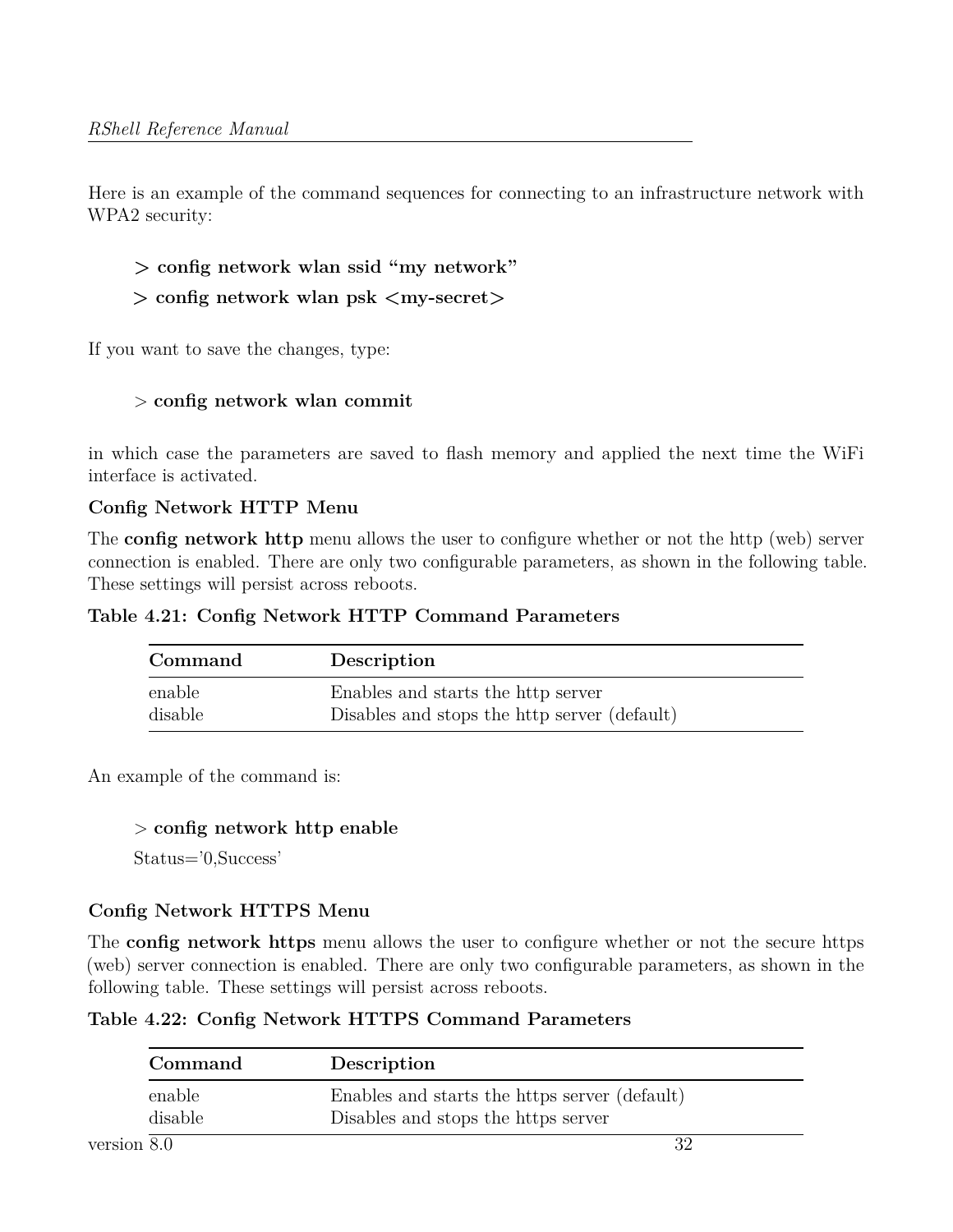Here is an example of the command sequences for connecting to an infrastructure network with WPA2 security:

> **> config network wlan ssid "my network"**
>
> **> config network wlan psk <my-secret>**

If you want to save the changes, type:

> > **config network wlan commit**

in which case the parameters are saved to flash memory and applied the next time the WiFi interface is activated.

### Config Network HTTP Menu

The **config network http** menu allows the user to configure whether or not the http (web) server connection is enabled. There are only two configurable parameters, as shown in the following table. These settings will persist across reboots.

**Table 4.21: Config Network HTTP Command Parameters**

| Command | Description |
|---|---|
| enable | Enables and starts the http server |
| disable | Disables and stops the http server (default) |

An example of the command is:

> > **config network http enable**
>
> Status='0,Success'

### Config Network HTTPS Menu

The **config network https** menu allows the user to configure whether or not the secure https (web) server connection is enabled. There are only two configurable parameters, as shown in the following table. These settings will persist across reboots.

**Table 4.22: Config Network HTTPS Command Parameters**

| Command | Description |
|---|---|
| enable | Enables and starts the https server (default) |
| disable | Disables and stops the https server |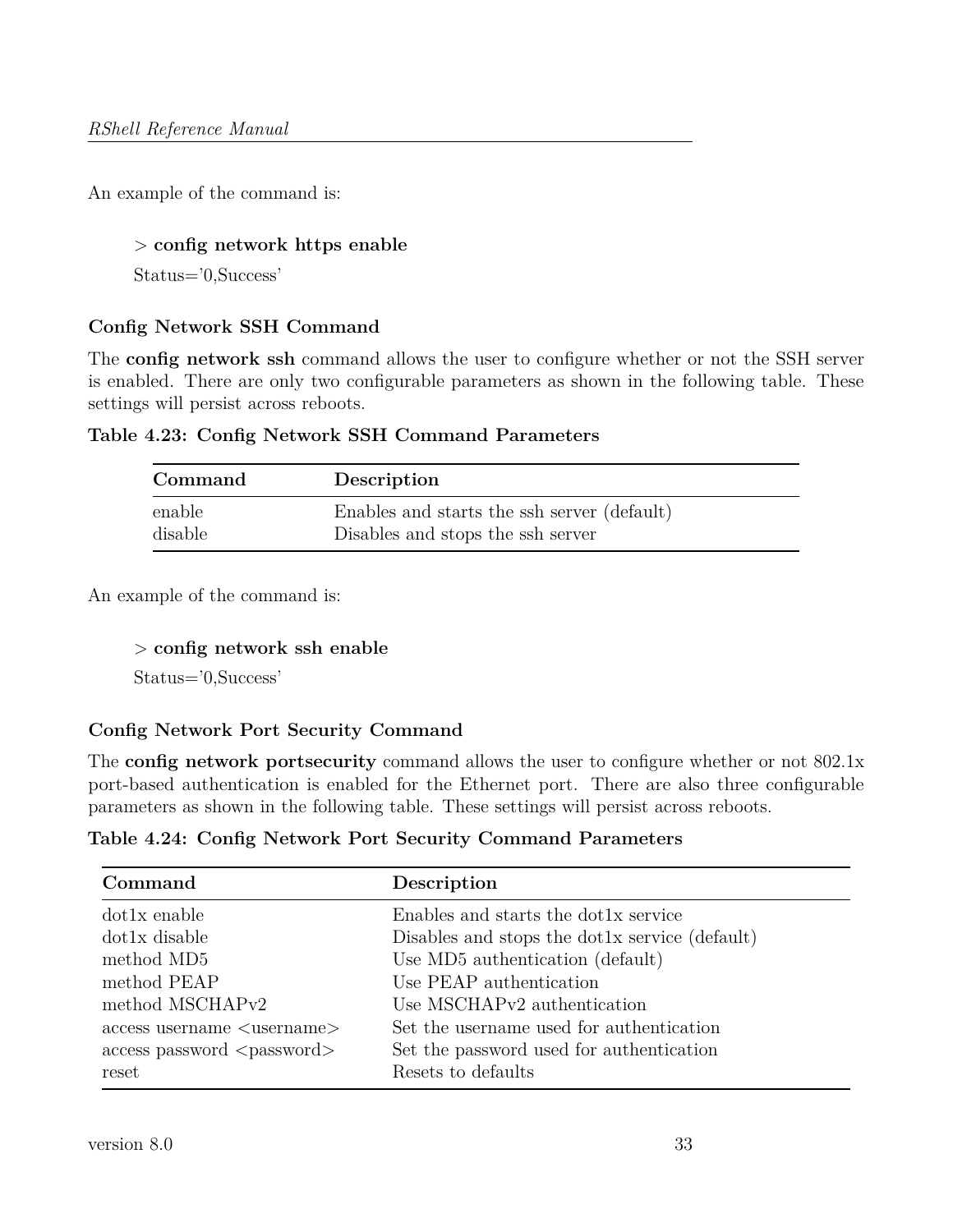An example of the command is:

> **config network https enable**
>
> Status='0,Success'

### Config Network SSH Command

The **config network ssh** command allows the user to configure whether or not the SSH server is enabled. There are only two configurable parameters as shown in the following table. These settings will persist across reboots.

**Table 4.23: Config Network SSH Command Parameters**

| Command | Description |
|---|---|
| enable | Enables and starts the ssh server (default) |
| disable | Disables and stops the ssh server |

An example of the command is:

> **config network ssh enable**
>
> Status='0,Success'

### Config Network Port Security Command

The **config network portsecurity** command allows the user to configure whether or not 802.1x port-based authentication is enabled for the Ethernet port. There are also three configurable parameters as shown in the following table. These settings will persist across reboots.

**Table 4.24: Config Network Port Security Command Parameters**

| Command | Description |
|---|---|
| dot1x enable | Enables and starts the dot1x service |
| dot1x disable | Disables and stops the dot1x service (default) |
| method MD5 | Use MD5 authentication (default) |
| method PEAP | Use PEAP authentication |
| method MSCHAPv2 | Use MSCHAPv2 authentication |
| access username <username> | Set the username used for authentication |
| access password <password> | Set the password used for authentication |
| reset | Resets to defaults |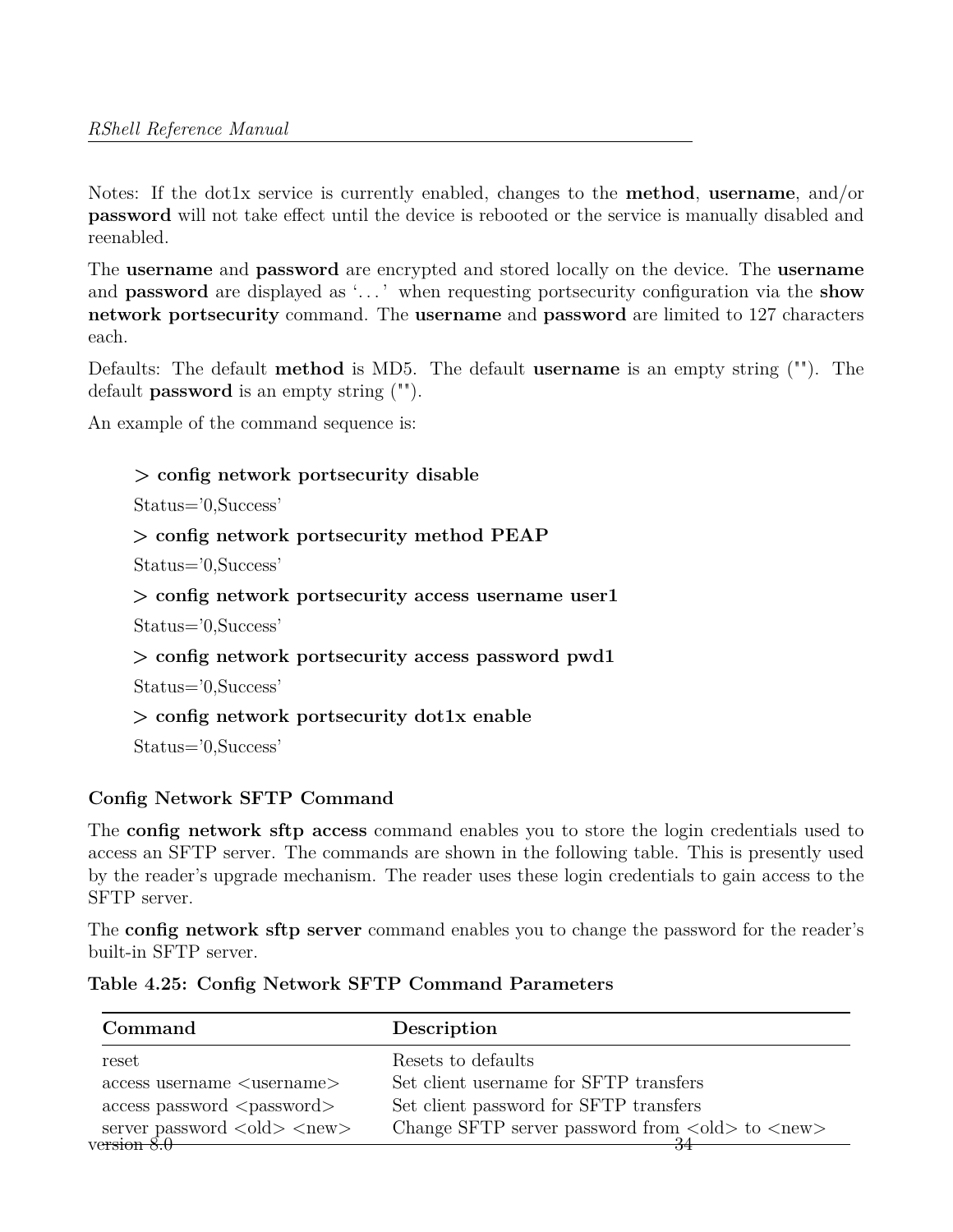Notes: If the dot1x service is currently enabled, changes to the **method**, **username**, and/or **password** will not take effect until the device is rebooted or the service is manually disabled and reenabled.

The **username** and **password** are encrypted and stored locally on the device. The **username** and **password** are displayed as '. . . ' when requesting portsecurity configuration via the **show network portsecurity** command. The **username** and **password** are limited to 127 characters each.

Defaults: The default **method** is MD5. The default **username** is an empty string (""). The default **password** is an empty string ("").

An example of the command sequence is:

> **> config network portsecurity disable**
>
> Status='0,Success'
>
> **> config network portsecurity method PEAP**
>
> Status='0,Success'
>
> **> config network portsecurity access username user1**
>
> Status='0,Success'
>
> **> config network portsecurity access password pwd1**
>
> Status='0,Success'
>
> **> config network portsecurity dot1x enable**
>
> Status='0,Success'

### Config Network SFTP Command

The **config network sftp access** command enables you to store the login credentials used to access an SFTP server. The commands are shown in the following table. This is presently used by the reader's upgrade mechanism. The reader uses these login credentials to gain access to the SFTP server.

The **config network sftp server** command enables you to change the password for the reader's built-in SFTP server.

**Table 4.25: Config Network SFTP Command Parameters**

| Command | Description |
|---|---|
| reset | Resets to defaults |
| access username <username> | Set client username for SFTP transfers |
| access password <password> | Set client password for SFTP transfers |
| server password <old> <new> | Change SFTP server password from <old> to <new> |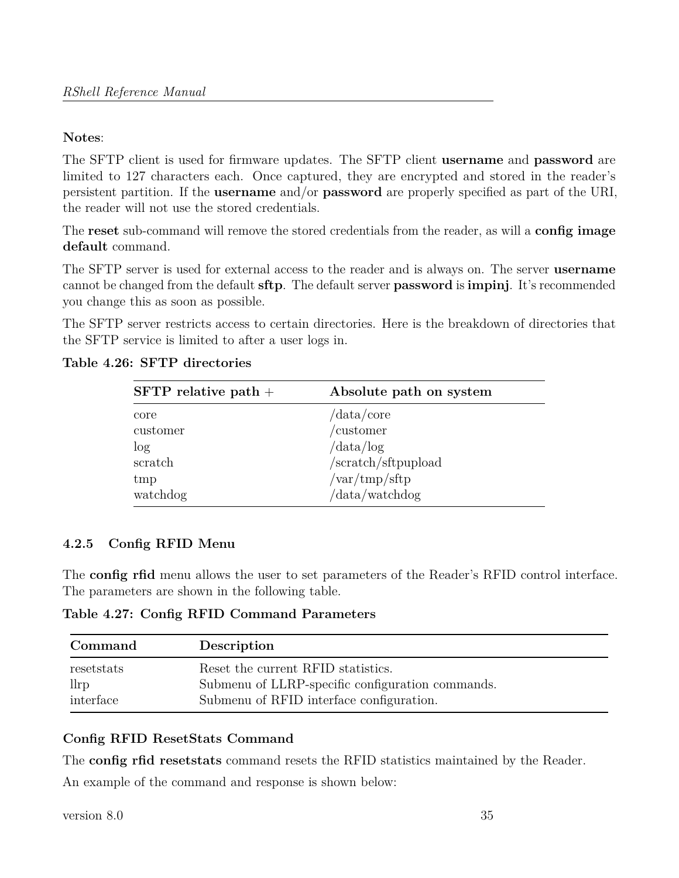**Notes**:

The SFTP client is used for firmware updates. The SFTP client **username** and **password** are limited to 127 characters each. Once captured, they are encrypted and stored in the reader's persistent partition. If the **username** and/or **password** are properly specified as part of the URI, the reader will not use the stored credentials.

The **reset** sub-command will remove the stored credentials from the reader, as will a **config image default** command.

The SFTP server is used for external access to the reader and is always on. The server **username** cannot be changed from the default **sftp**. The default server **password** is **impinj**. It's recommended you change this as soon as possible.

The SFTP server restricts access to certain directories. Here is the breakdown of directories that the SFTP service is limited to after a user logs in.

**Table 4.26: SFTP directories**

| SFTP relative path + | Absolute path on system |
|---|---|
| core | /data/core |
| customer | /customer |
| log | /data/log |
| scratch | /scratch/sftpupload |
| tmp | /var/tmp/sftp |
| watchdog | /data/watchdog |

### 4.2.5 Config RFID Menu

The **config rfid** menu allows the user to set parameters of the Reader's RFID control interface. The parameters are shown in the following table.

**Table 4.27: Config RFID Command Parameters**

| Command | Description |
|---|---|
| resetstats | Reset the current RFID statistics. |
| llrp | Submenu of LLRP-specific configuration commands. |
| interface | Submenu of RFID interface configuration. |

**Config RFID ResetStats Command**

The **config rfid resetstats** command resets the RFID statistics maintained by the Reader.

An example of the command and response is shown below: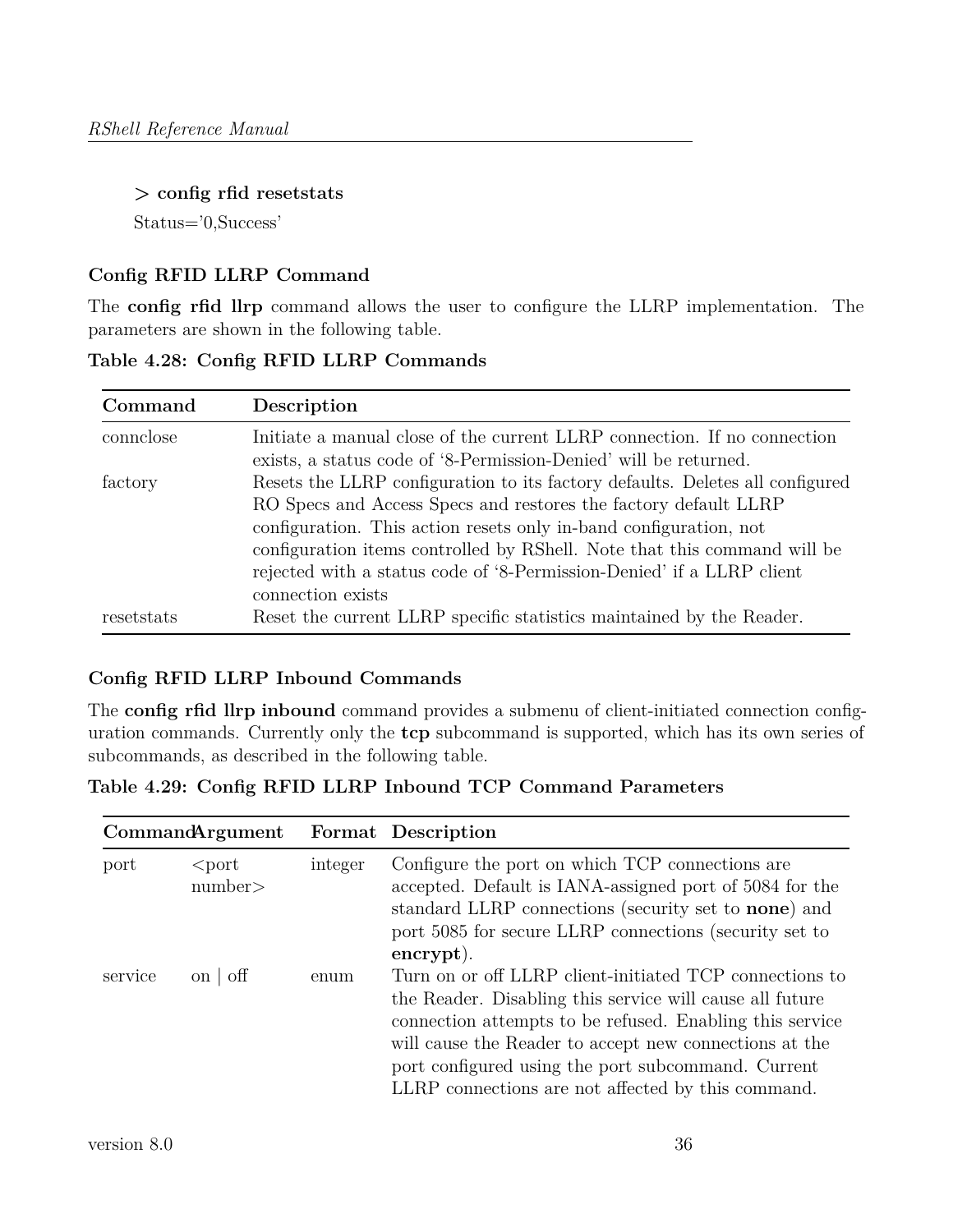**> config rfid resetstats**

Status='0,Success'

### Config RFID LLRP Command

The **config rfid llrp** command allows the user to configure the LLRP implementation. The parameters are shown in the following table.

**Table 4.28: Config RFID LLRP Commands**

| Command | Description |
| --- | --- |
| connclose | Initiate a manual close of the current LLRP connection. If no connection exists, a status code of '8-Permission-Denied' will be returned. |
| factory | Resets the LLRP configuration to its factory defaults. Deletes all configured RO Specs and Access Specs and restores the factory default LLRP configuration. This action resets only in-band configuration, not configuration items controlled by RShell. Note that this command will be rejected with a status code of '8-Permission-Denied' if a LLRP client connection exists |
| resetstats | Reset the current LLRP specific statistics maintained by the Reader. |

### Config RFID LLRP Inbound Commands

The **config rfid llrp inbound** command provides a submenu of client-initiated connection configuration commands. Currently only the **tcp** subcommand is supported, which has its own series of subcommands, as described in the following table.

**Table 4.29: Config RFID LLRP Inbound TCP Command Parameters**

| Command | Argument | Format | Description |
| --- | --- | --- | --- |
| port | <port number> | integer | Configure the port on which TCP connections are accepted. Default is IANA-assigned port of 5084 for the standard LLRP connections (security set to **none**) and port 5085 for secure LLRP connections (security set to **encrypt**). |
| service | on \| off | enum | Turn on or off LLRP client-initiated TCP connections to the Reader. Disabling this service will cause all future connection attempts to be refused. Enabling this service will cause the Reader to accept new connections at the port configured using the port subcommand. Current LLRP connections are not affected by this command. |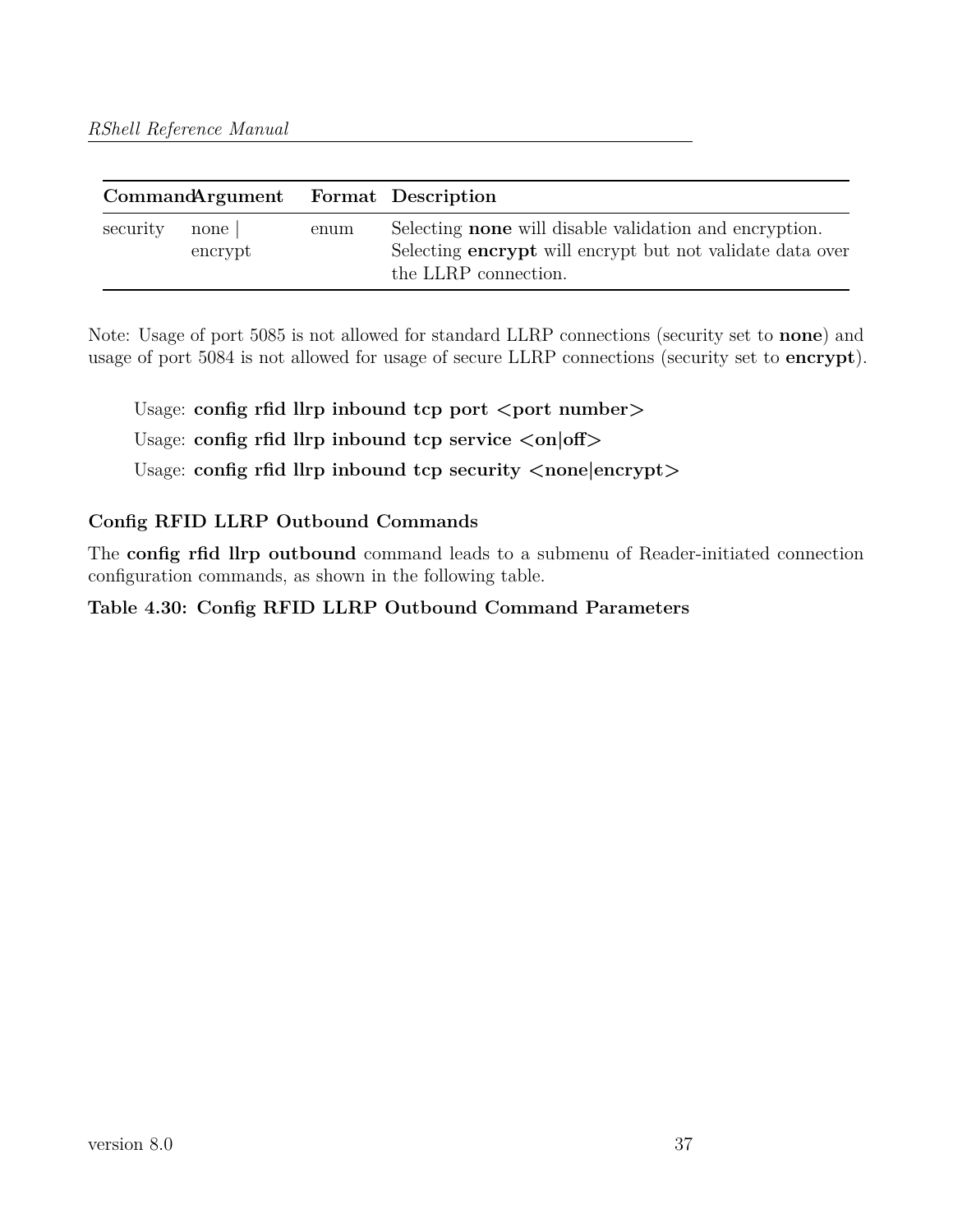| Command | Argument | Format | Description |
| --- | --- | --- | --- |
| security | none \| encrypt | enum | Selecting **none** will disable validation and encryption. Selecting **encrypt** will encrypt but not validate data over the LLRP connection. |

Note: Usage of port 5085 is not allowed for standard LLRP connections (security set to **none**) and usage of port 5084 is not allowed for usage of secure LLRP connections (security set to **encrypt**).

Usage: **config rfid llrp inbound tcp port <port number>**

Usage: **config rfid llrp inbound tcp service <on|off>**

Usage: **config rfid llrp inbound tcp security <none|encrypt>**

#### Config RFID LLRP Outbound Commands

The **config rfid llrp outbound** command leads to a submenu of Reader-initiated connection configuration commands, as shown in the following table.

**Table 4.30: Config RFID LLRP Outbound Command Parameters**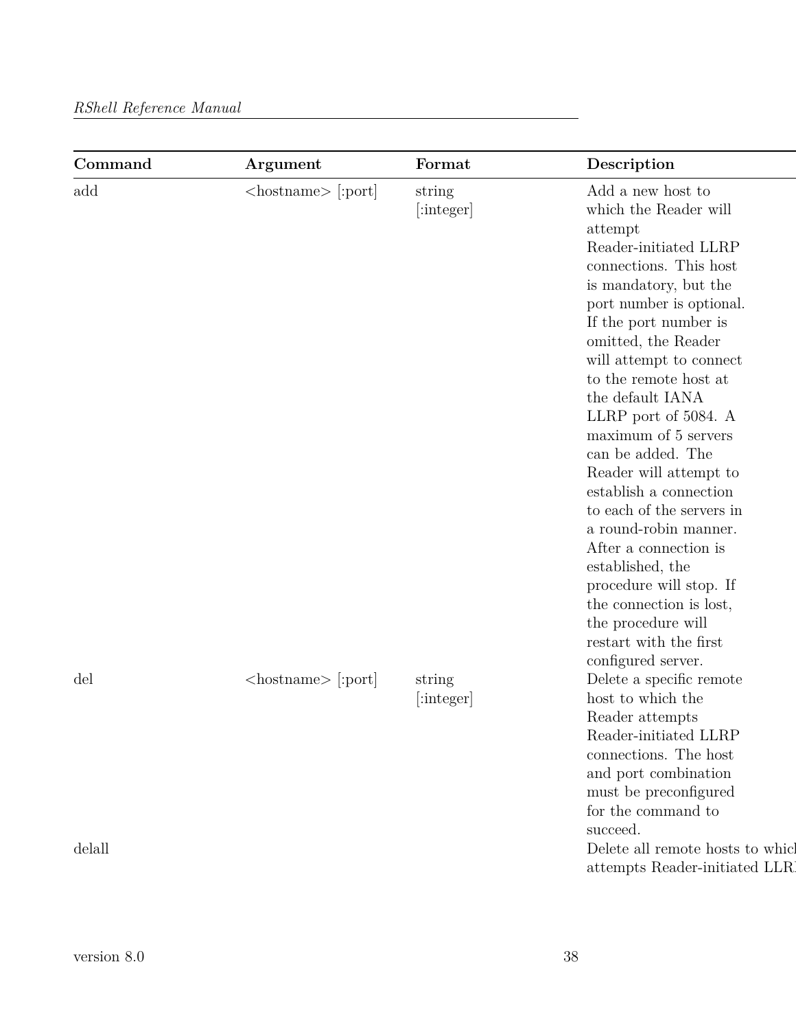| Command | Argument | Format | Description |
| --- | --- | --- | --- |
| add | <hostname> [:port] | string [:integer] | Add a new host to which the Reader will attempt Reader-initiated LLRP connections. This host is mandatory, but the port number is optional. If the port number is omitted, the Reader will attempt to connect to the remote host at the default IANA LLRP port of 5084. A maximum of 5 servers can be added. The Reader will attempt to establish a connection to each of the servers in a round-robin manner. After a connection is established, the procedure will stop. If the connection is lost, the procedure will restart with the first configured server. |
| del | <hostname> [:port] | string [:integer] | Delete a specific remote host to which the Reader attempts Reader-initiated LLRP connections. The host and port combination must be preconfigured for the command to succeed. |
| delall | | | Delete all remote hosts to whicl attempts Reader-initiated LLRl |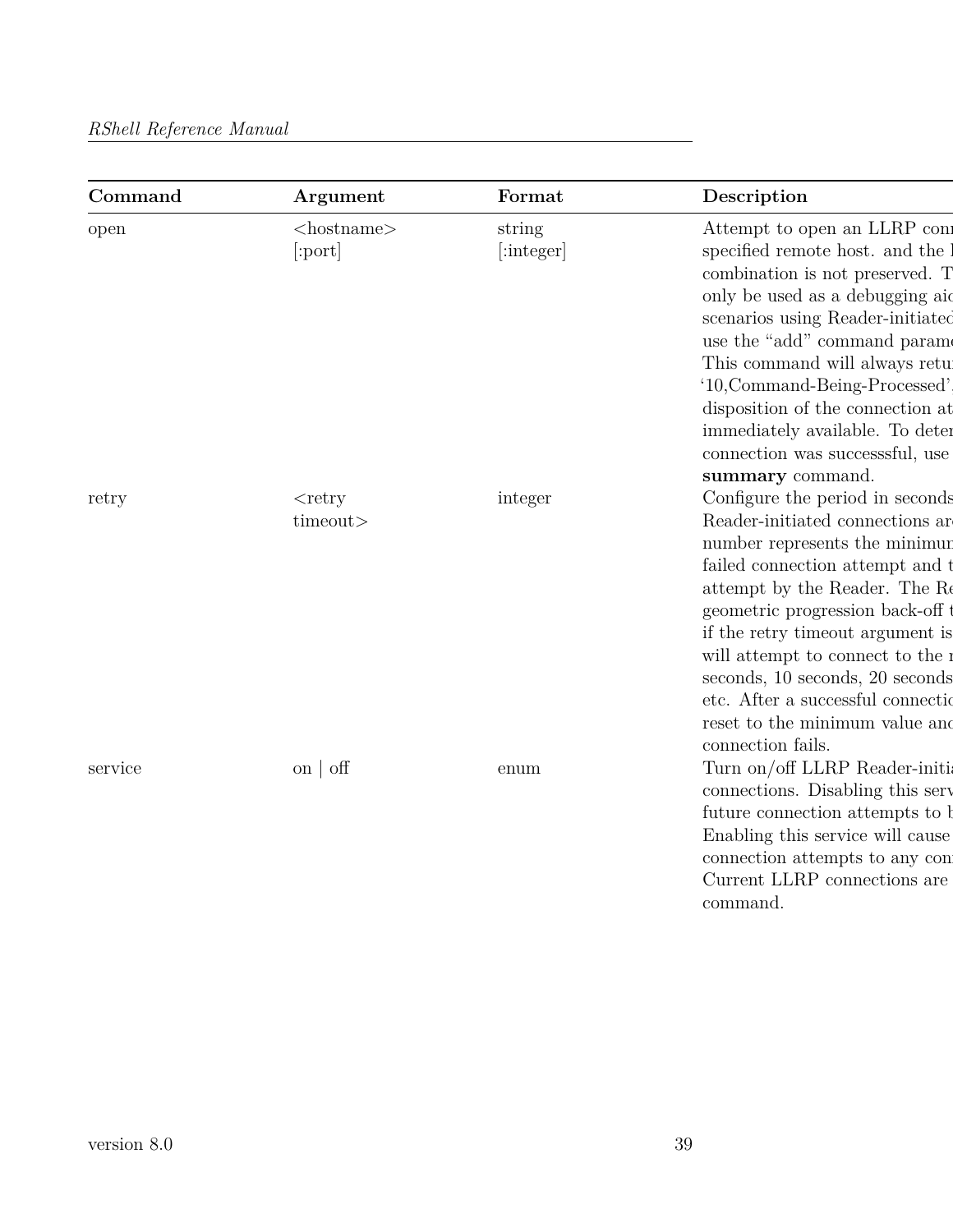| Command | Argument | Format | Description |
|---|---|---|---|
| open | <hostname> [:port] | string [:integer] | Attempt to open an LLRP con specified remote host. and the combination is not preserved. T only be used as a debugging aid scenarios using Reader-initiated use the "add" command parame This command will always retu '10,Command-Being-Processed'. disposition of the connection at immediately available. To deter connection was successsful, use **summary** command. |
| retry | <retry timeout> | integer | Configure the period in seconds Reader-initiated connections ar number represents the minimu failed connection attempt and t attempt by the Reader. The Re geometric progression back-off t if the retry timeout argument is will attempt to connect to the seconds, 10 seconds, 20 seconds etc. After a successful connectio reset to the minimum value and connection fails. |
| service | on \| off | enum | Turn on/off LLRP Reader-initia connections. Disabling this serv future connection attempts to b Enabling this service will cause connection attempts to any con Current LLRP connections are command. |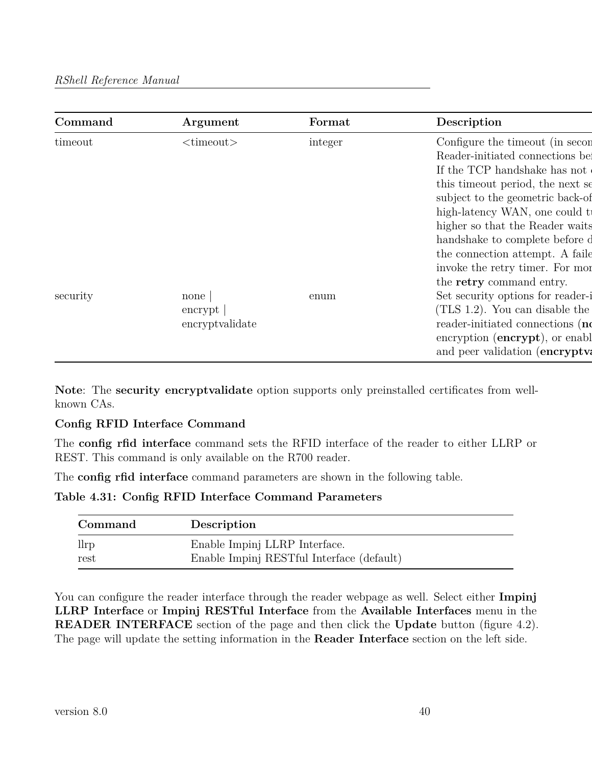| Command | Argument | Format | Description |
|---|---|---|---|
| timeout | <timeout> | integer | Configure the timeout (in secon Reader-initiated connections bef If the TCP handshake has not c this timeout period, the next se subject to the geometric back-of high-latency WAN, one could tu higher so that the Reader waits handshake to complete before d the connection attempt. A faile invoke the retry timer. For mor the **retry** command entry. |
| security | none \| encrypt \| encryptvalidate | enum | Set security options for reader-i (TLS 1.2). You can disable the reader-initiated connections (**no** encryption (**encrypt**), or enabl and peer validation (**encryptva** |

**Note**: The **security encryptvalidate** option supports only preinstalled certificates from well-known CAs.

**Config RFID Interface Command**

The **config rfid interface** command sets the RFID interface of the reader to either LLRP or REST. This command is only available on the R700 reader.

The **config rfid interface** command parameters are shown in the following table.

**Table 4.31: Config RFID Interface Command Parameters**

| Command | Description |
|---|---|
| llrp | Enable Impinj LLRP Interface. |
| rest | Enable Impinj RESTful Interface (default) |

You can configure the reader interface through the reader webpage as well. Select either **Impinj LLRP Interface** or **Impinj RESTful Interface** from the **Available Interfaces** menu in the **READER INTERFACE** section of the page and then click the **Update** button (figure 4.2). The page will update the setting information in the **Reader Interface** section on the left side.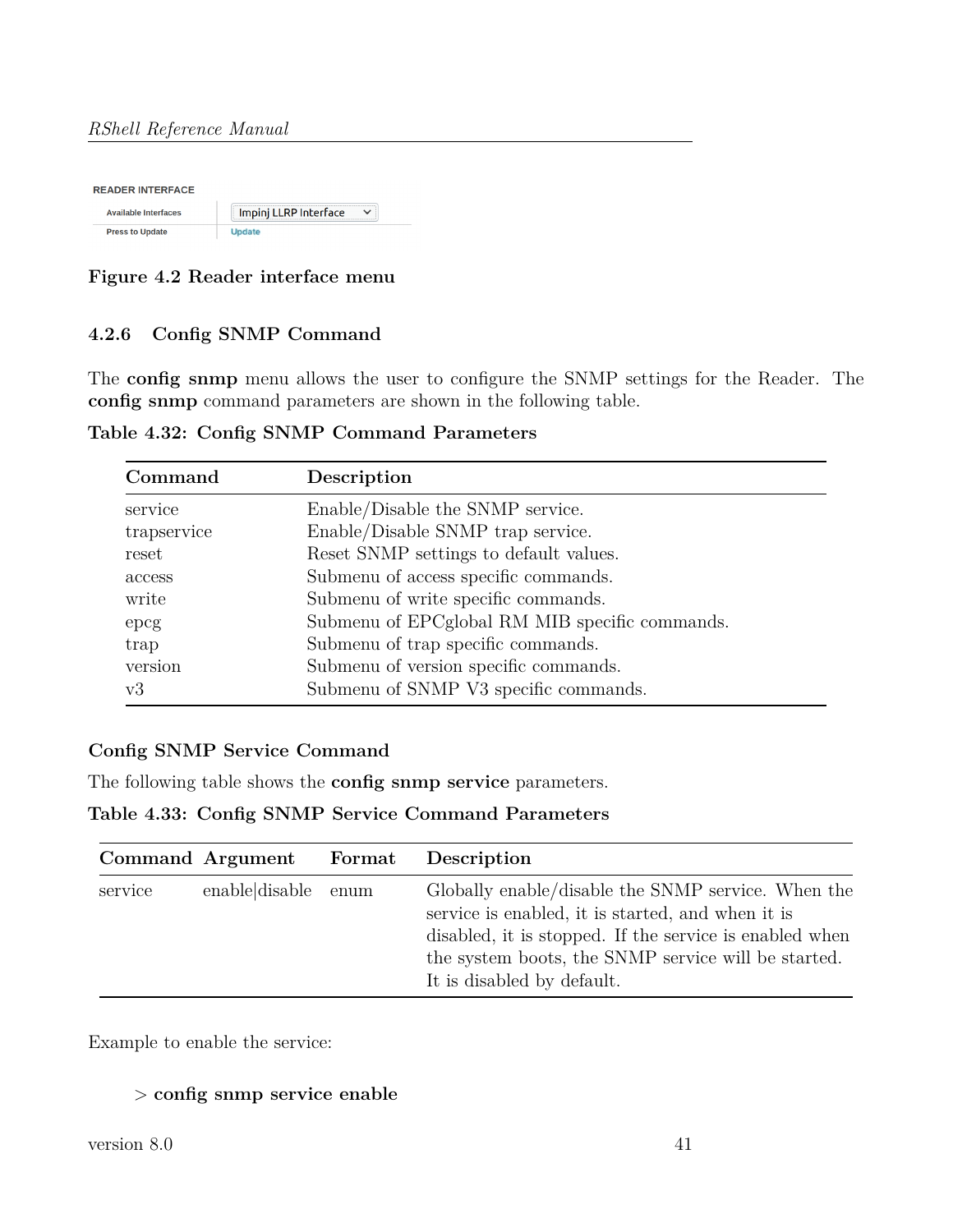READER INTERFACE

| Available Interfaces | Impinj LLRP Interface |
| --- | --- |
| Press to Update | Update |

**Figure 4.2 Reader interface menu**

### 4.2.6 Config SNMP Command

The **config snmp** menu allows the user to configure the SNMP settings for the Reader. The **config snmp** command parameters are shown in the following table.

**Table 4.32: Config SNMP Command Parameters**

| Command | Description |
| --- | --- |
| service | Enable/Disable the SNMP service. |
| trapservice | Enable/Disable SNMP trap service. |
| reset | Reset SNMP settings to default values. |
| access | Submenu of access specific commands. |
| write | Submenu of write specific commands. |
| epcg | Submenu of EPCglobal RM MIB specific commands. |
| trap | Submenu of trap specific commands. |
| version | Submenu of version specific commands. |
| v3 | Submenu of SNMP V3 specific commands. |

#### Config SNMP Service Command

The following table shows the **config snmp service** parameters.

**Table 4.33: Config SNMP Service Command Parameters**

| Command | Argument | Format | Description |
| --- | --- | --- | --- |
| service | enable\|disable | enum | Globally enable/disable the SNMP service. When the service is enabled, it is started, and when it is disabled, it is stopped. If the service is enabled when the system boots, the SNMP service will be started. It is disabled by default. |

Example to enable the service:

> **config snmp service enable**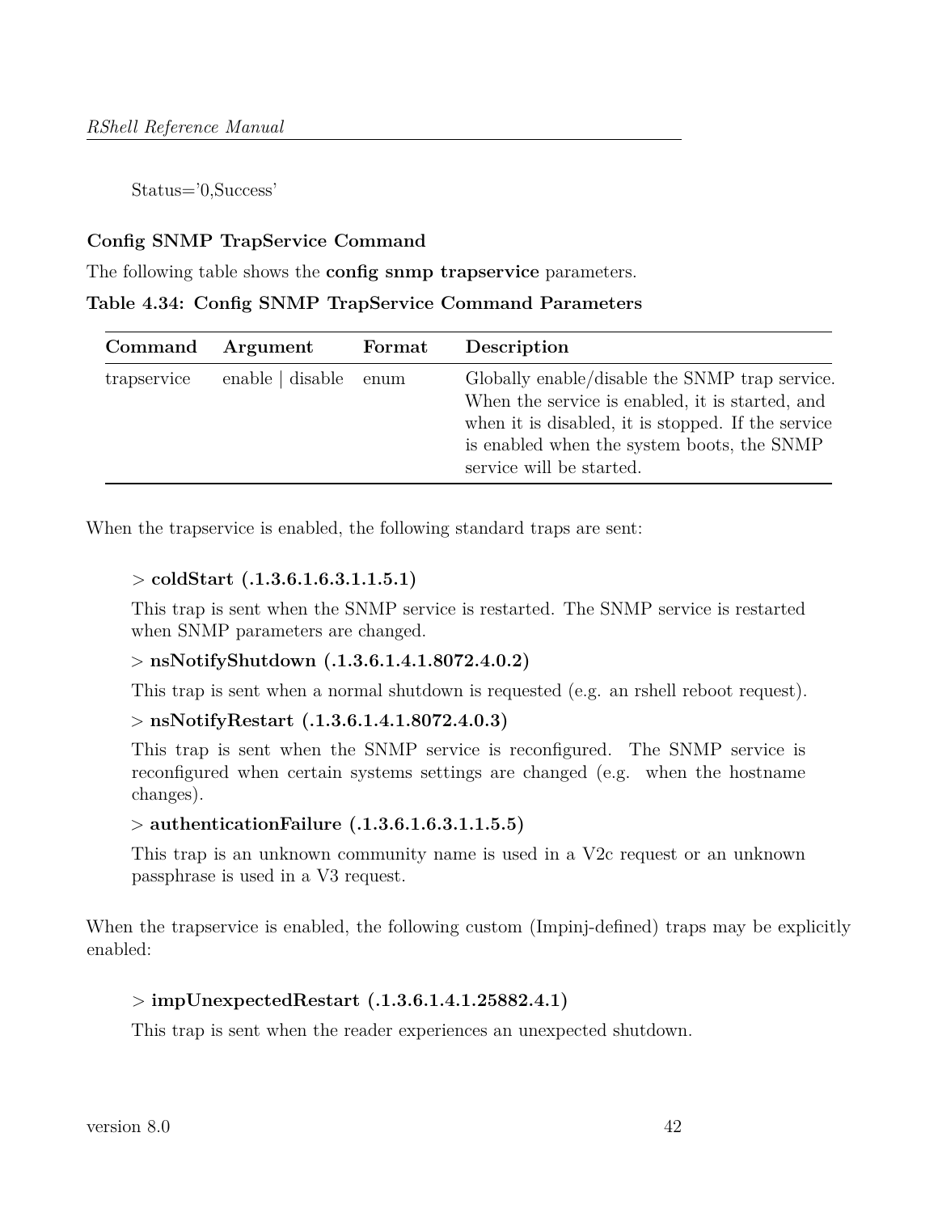Status='0,Success'

### Config SNMP TrapService Command

The following table shows the **config snmp trapservice** parameters.

**Table 4.34: Config SNMP TrapService Command Parameters**

| Command | Argument | Format | Description |
|---|---|---|---|
| trapservice | enable \| disable | enum | Globally enable/disable the SNMP trap service. When the service is enabled, it is started, and when it is disabled, it is stopped. If the service is enabled when the system boots, the SNMP service will be started. |

When the trapservice is enabled, the following standard traps are sent:

> **coldStart (.1.3.6.1.6.3.1.1.5.1)**
>
> This trap is sent when the SNMP service is restarted. The SNMP service is restarted when SNMP parameters are changed.
>
> **nsNotifyShutdown (.1.3.6.1.4.1.8072.4.0.2)**
>
> This trap is sent when a normal shutdown is requested (e.g. an rshell reboot request).
>
> **nsNotifyRestart (.1.3.6.1.4.1.8072.4.0.3)**
>
> This trap is sent when the SNMP service is reconfigured. The SNMP service is reconfigured when certain systems settings are changed (e.g. when the hostname changes).
>
> **authenticationFailure (.1.3.6.1.6.3.1.1.5.5)**
>
> This trap is an unknown community name is used in a V2c request or an unknown passphrase is used in a V3 request.

When the trapservice is enabled, the following custom (Impinj-defined) traps may be explicitly enabled:

> **impUnexpectedRestart (.1.3.6.1.4.1.25882.4.1)**
>
> This trap is sent when the reader experiences an unexpected shutdown.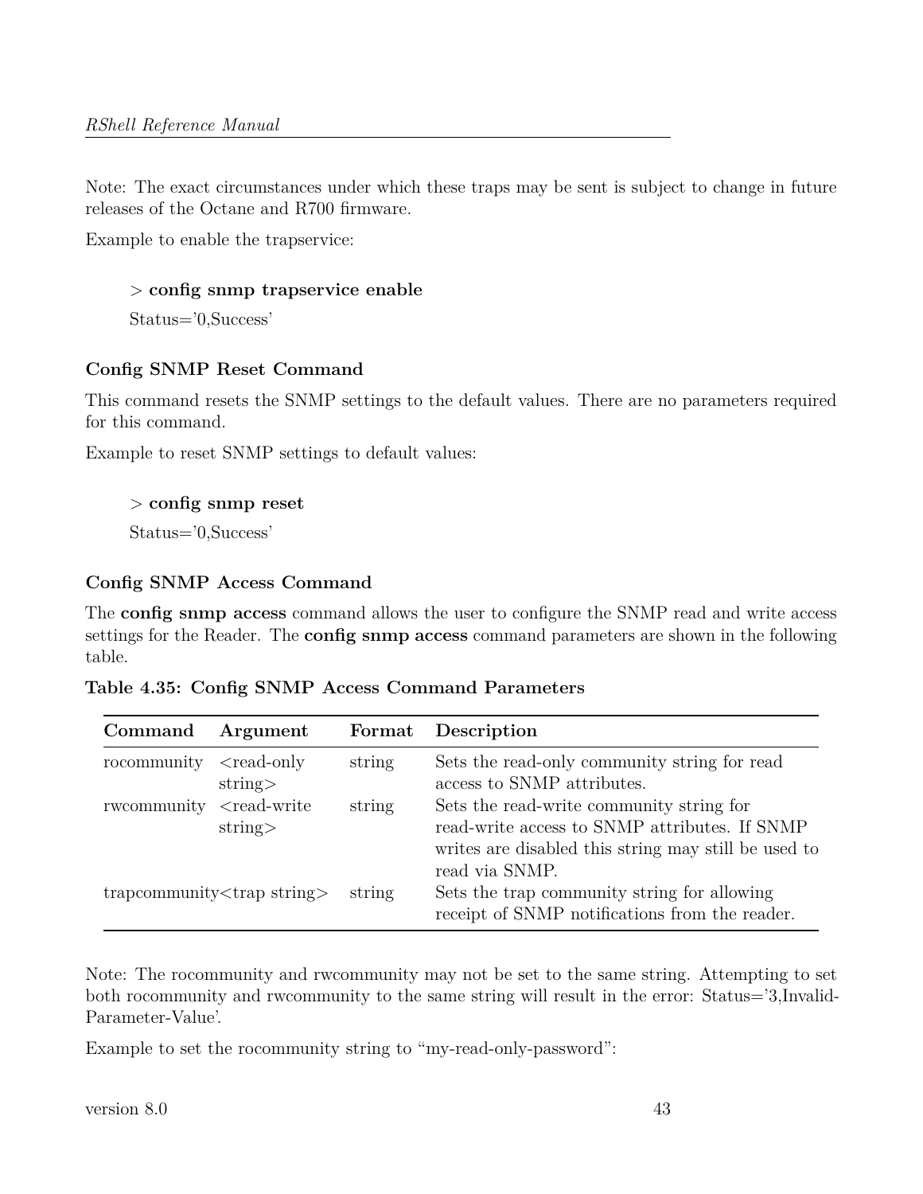Note: The exact circumstances under which these traps may be sent is subject to change in future releases of the Octane and R700 firmware.

Example to enable the trapservice:

> > **config snmp trapservice enable**
>
> Status='0,Success'

### Config SNMP Reset Command

This command resets the SNMP settings to the default values. There are no parameters required for this command.

Example to reset SNMP settings to default values:

> > **config snmp reset**
>
> Status='0,Success'

### Config SNMP Access Command

The **config snmp access** command allows the user to configure the SNMP read and write access settings for the Reader. The **config snmp access** command parameters are shown in the following table.

**Table 4.35: Config SNMP Access Command Parameters**

| Command | Argument | Format | Description |
|---|---|---|---|
| rocommunity | <read-only string> | string | Sets the read-only community string for read access to SNMP attributes. |
| rwcommunity | <read-write string> | string | Sets the read-write community string for read-write access to SNMP attributes. If SNMP writes are disabled this string may still be used to read via SNMP. |
| trapcommunity | <trap string> | string | Sets the trap community string for allowing receipt of SNMP notifications from the reader. |

Note: The rocommunity and rwcommunity may not be set to the same string. Attempting to set both rocommunity and rwcommunity to the same string will result in the error: Status='3,Invalid-Parameter-Value'.

Example to set the rocommunity string to "my-read-only-password":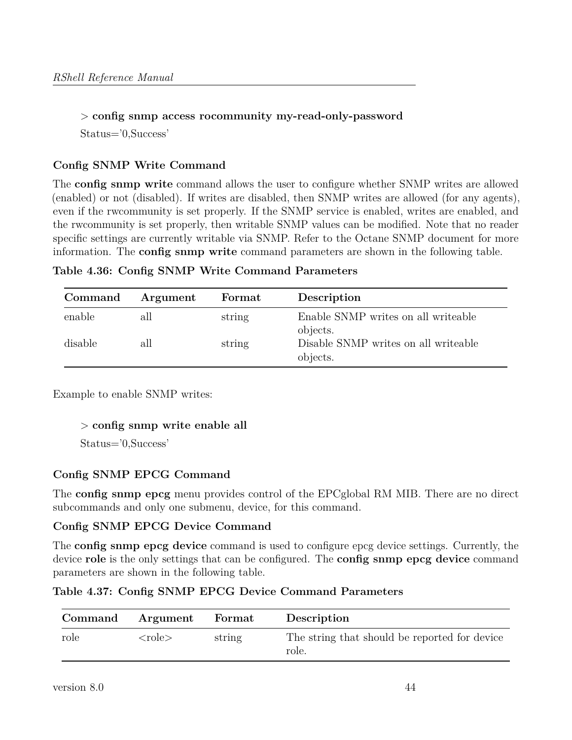> **config snmp access rocommunity my-read-only-password**

Status='0,Success'

### Config SNMP Write Command

The **config snmp write** command allows the user to configure whether SNMP writes are allowed (enabled) or not (disabled). If writes are disabled, then SNMP writes are allowed (for any agents), even if the rwcommunity is set properly. If the SNMP service is enabled, writes are enabled, and the rwcommunity is set properly, then writable SNMP values can be modified. Note that no reader specific settings are currently writable via SNMP. Refer to the Octane SNMP document for more information. The **config snmp write** command parameters are shown in the following table.

**Table 4.36: Config SNMP Write Command Parameters**

| Command | Argument | Format | Description |
|---|---|---|---|
| enable | all | string | Enable SNMP writes on all writeable objects. |
| disable | all | string | Disable SNMP writes on all writeable objects. |

Example to enable SNMP writes:

> **config snmp write enable all**

Status='0,Success'

### Config SNMP EPCG Command

The **config snmp epcg** menu provides control of the EPCglobal RM MIB. There are no direct subcommands and only one submenu, device, for this command.

### Config SNMP EPCG Device Command

The **config snmp epcg device** command is used to configure epcg device settings. Currently, the device **role** is the only settings that can be configured. The **config snmp epcg device** command parameters are shown in the following table.

**Table 4.37: Config SNMP EPCG Device Command Parameters**

| Command | Argument | Format | Description |
|---|---|---|---|
| role | <role> | string | The string that should be reported for device role. |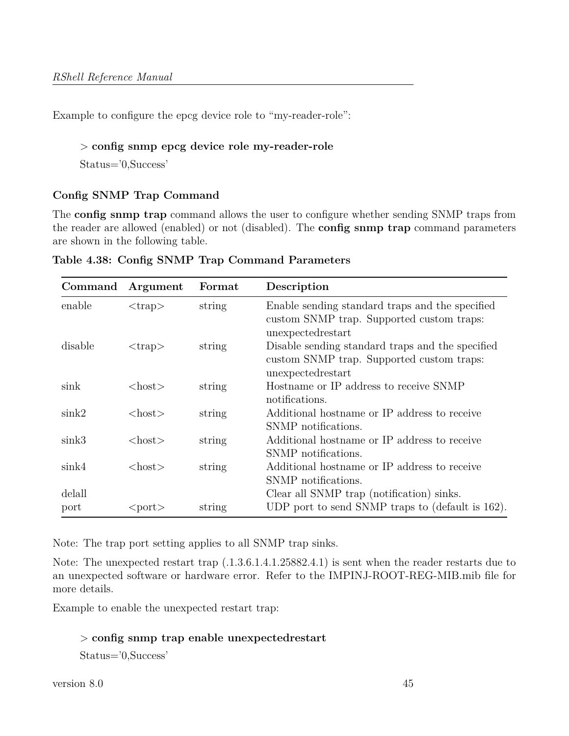Example to configure the epcg device role to "my-reader-role":

> **config snmp epcg device role my-reader-role**
>
> Status='0,Success'

### Config SNMP Trap Command

The **config snmp trap** command allows the user to configure whether sending SNMP traps from the reader are allowed (enabled) or not (disabled). The **config snmp trap** command parameters are shown in the following table.

**Table 4.38: Config SNMP Trap Command Parameters**

| Command | Argument | Format | Description |
|---|---|---|---|
| enable | <trap> | string | Enable sending standard traps and the specified custom SNMP trap. Supported custom traps: unexpectedrestart |
| disable | <trap> | string | Disable sending standard traps and the specified custom SNMP trap. Supported custom traps: unexpectedrestart |
| sink | <host> | string | Hostname or IP address to receive SNMP notifications. |
| sink2 | <host> | string | Additional hostname or IP address to receive SNMP notifications. |
| sink3 | <host> | string | Additional hostname or IP address to receive SNMP notifications. |
| sink4 | <host> | string | Additional hostname or IP address to receive SNMP notifications. |
| delall | | | Clear all SNMP trap (notification) sinks. |
| port | <port> | string | UDP port to send SNMP traps to (default is 162). |

Note: The trap port setting applies to all SNMP trap sinks.

Note: The unexpected restart trap (.1.3.6.1.4.1.25882.4.1) is sent when the reader restarts due to an unexpected software or hardware error. Refer to the IMPINJ-ROOT-REG-MIB.mib file for more details.

Example to enable the unexpected restart trap:

> **config snmp trap enable unexpectedrestart**
>
> Status='0,Success'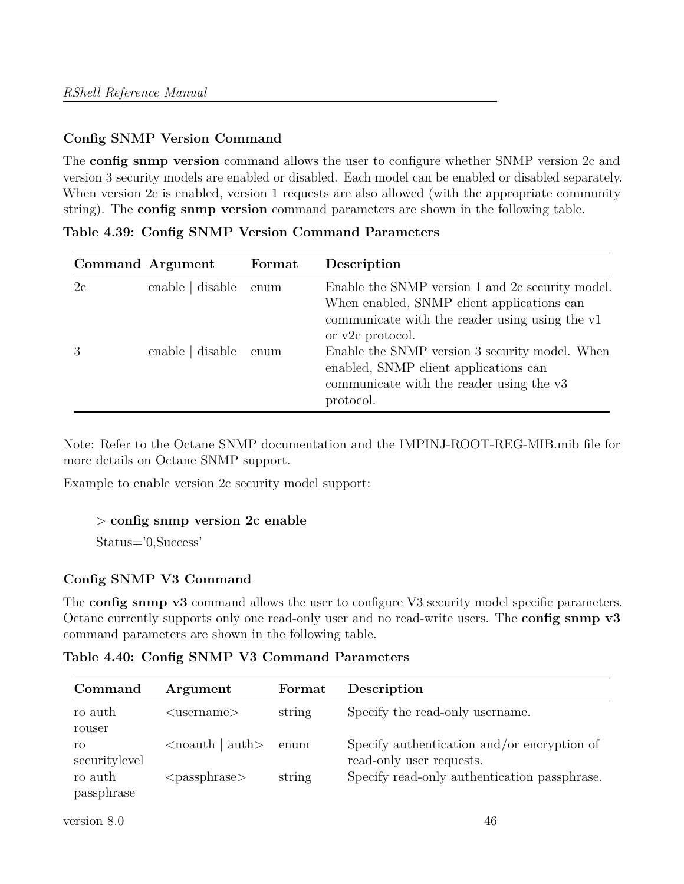### Config SNMP Version Command

The **config snmp version** command allows the user to configure whether SNMP version 2c and version 3 security models are enabled or disabled. Each model can be enabled or disabled separately. When version 2c is enabled, version 1 requests are also allowed (with the appropriate community string). The **config snmp version** command parameters are shown in the following table.

**Table 4.39: Config SNMP Version Command Parameters**

| Command | Argument | Format | Description |
|---|---|---|---|
| 2c | enable \| disable | enum | Enable the SNMP version 1 and 2c security model. When enabled, SNMP client applications can communicate with the reader using using the v1 or v2c protocol. |
| 3 | enable \| disable | enum | Enable the SNMP version 3 security model. When enabled, SNMP client applications can communicate with the reader using the v3 protocol. |

Note: Refer to the Octane SNMP documentation and the IMPINJ-ROOT-REG-MIB.mib file for more details on Octane SNMP support.

Example to enable version 2c security model support:

```
> config snmp version 2c enable
Status='0,Success'
```

### Config SNMP V3 Command

The **config snmp v3** command allows the user to configure V3 security model specific parameters. Octane currently supports only one read-only user and no read-write users. The **config snmp v3** command parameters are shown in the following table.

**Table 4.40: Config SNMP V3 Command Parameters**

| Command | Argument | Format | Description |
|---|---|---|---|
| ro auth rouser | <username> | string | Specify the read-only username. |
| ro securitylevel | <noauth \| auth> | enum | Specify authentication and/or encryption of read-only user requests. |
| ro auth passphrase | <passphrase> | string | Specify read-only authentication passphrase. |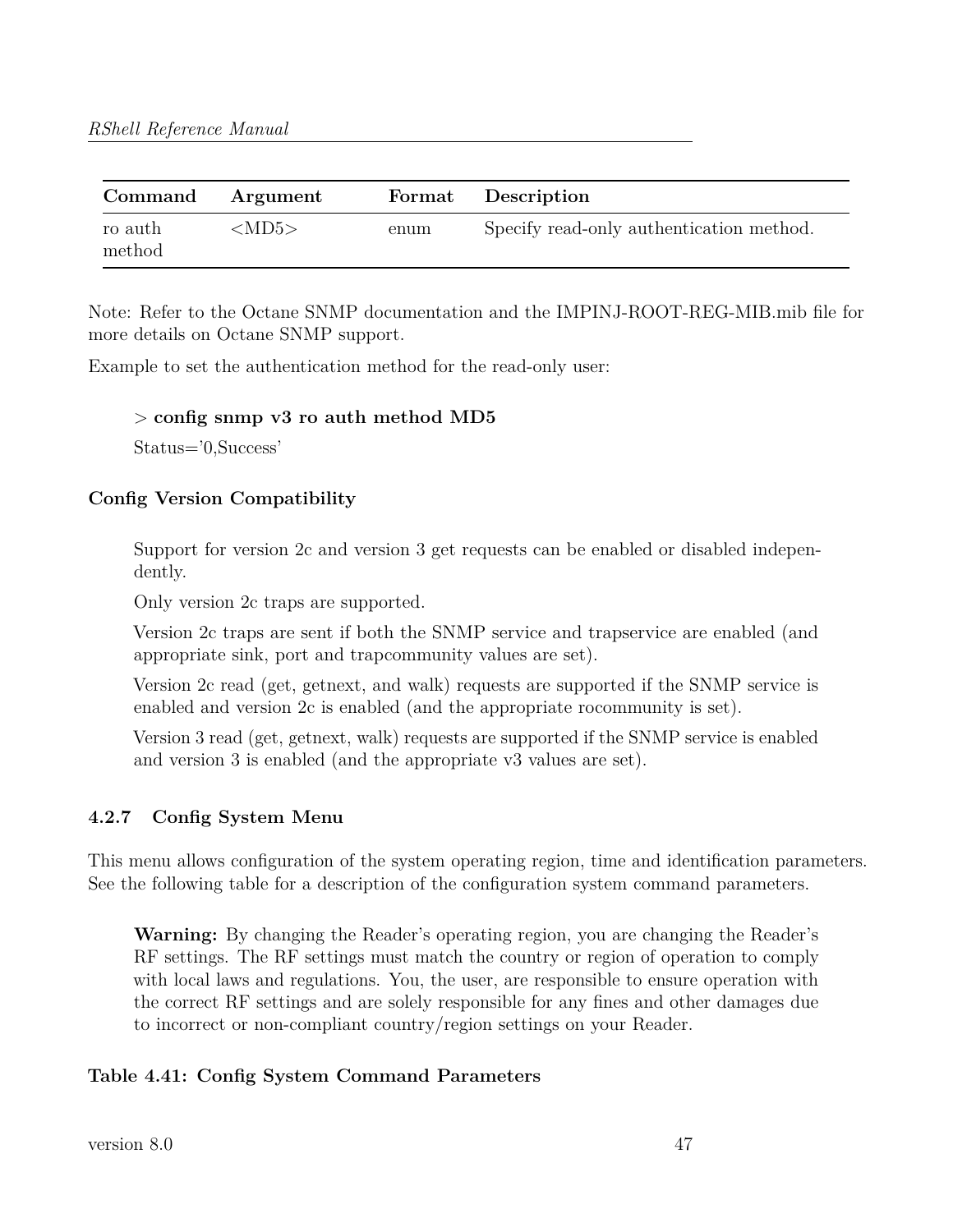| Command | Argument | Format | Description |
|---|---|---|---|
| ro auth method | <MD5> | enum | Specify read-only authentication method. |

Note: Refer to the Octane SNMP documentation and the IMPINJ-ROOT-REG-MIB.mib file for more details on Octane SNMP support.

Example to set the authentication method for the read-only user:

> \> **config snmp v3 ro auth method MD5**
>
> Status='0,Success'

**Config Version Compatibility**

> Support for version 2c and version 3 get requests can be enabled or disabled independently.
>
> Only version 2c traps are supported.
>
> Version 2c traps are sent if both the SNMP service and trapservice are enabled (and appropriate sink, port and trapcommunity values are set).
>
> Version 2c read (get, getnext, and walk) requests are supported if the SNMP service is enabled and version 2c is enabled (and the appropriate rocommunity is set).
>
> Version 3 read (get, getnext, walk) requests are supported if the SNMP service is enabled and version 3 is enabled (and the appropriate v3 values are set).

### 4.2.7 Config System Menu

This menu allows configuration of the system operating region, time and identification parameters. See the following table for a description of the configuration system command parameters.

> **Warning:** By changing the Reader's operating region, you are changing the Reader's RF settings. The RF settings must match the country or region of operation to comply with local laws and regulations. You, the user, are responsible to ensure operation with the correct RF settings and are solely responsible for any fines and other damages due to incorrect or non-compliant country/region settings on your Reader.

**Table 4.41: Config System Command Parameters**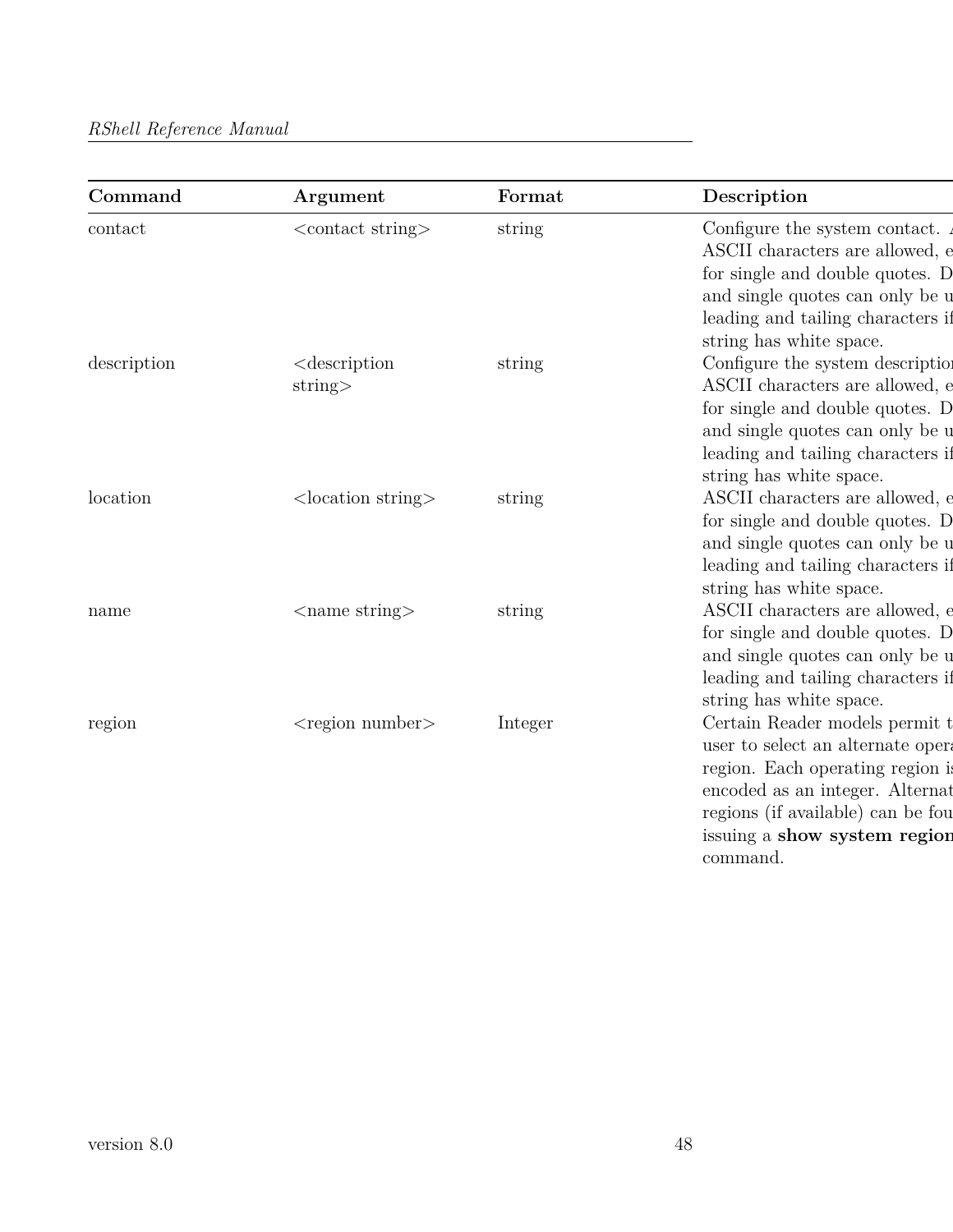| Command | Argument | Format | Description |
|---|---|---|---|
| contact | <contact string> | string | Configure the system contact. A ASCII characters are allowed, e for single and double quotes. D and single quotes can only be u leading and tailing characters if string has white space. |
| description | <description string> | string | Configure the system descriptio ASCII characters are allowed, e for single and double quotes. D and single quotes can only be u leading and tailing characters if string has white space. |
| location | <location string> | string | ASCII characters are allowed, e for single and double quotes. D and single quotes can only be u leading and tailing characters if string has white space. |
| name | <name string> | string | ASCII characters are allowed, e for single and double quotes. D and single quotes can only be u leading and tailing characters if string has white space. |
| region | <region number> | Integer | Certain Reader models permit t user to select an alternate opera region. Each operating region is encoded as an integer. Alternat regions (if available) can be fou issuing a **show system region** command. |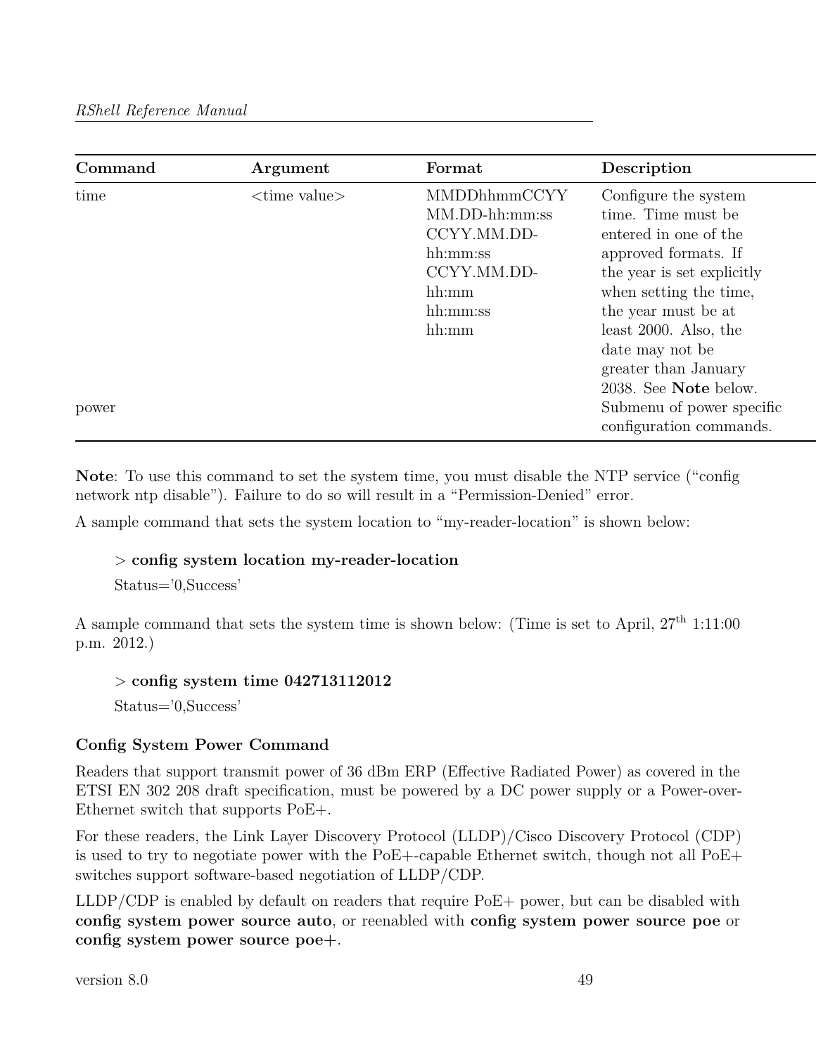| Command | Argument | Format | Description |
|---|---|---|---|
| time | <time value> | MMDDhhmmCCYY MM.DD-hh:mm:ss CCYY.MM.DD-hh:mm:ss CCYY.MM.DD-hh:mm hh:mm:ss hh:mm | Configure the system time. Time must be entered in one of the approved formats. If the year is set explicitly when setting the time, the year must be at least 2000. Also, the date may not be greater than January 2038. See **Note** below. |
| power | | | Submenu of power specific configuration commands. |

**Note**: To use this command to set the system time, you must disable the NTP service ("config network ntp disable"). Failure to do so will result in a "Permission-Denied" error.

A sample command that sets the system location to "my-reader-location" is shown below:

> \> **config system location my-reader-location**
>
> Status='0,Success'

A sample command that sets the system time is shown below: (Time is set to April, 27th 1:11:00 p.m. 2012.)

> \> **config system time 042713112012**
>
> Status='0,Success'

**Config System Power Command**

Readers that support transmit power of 36 dBm ERP (Effective Radiated Power) as covered in the ETSI EN 302 208 draft specification, must be powered by a DC power supply or a Power-over-Ethernet switch that supports PoE+.

For these readers, the Link Layer Discovery Protocol (LLDP)/Cisco Discovery Protocol (CDP) is used to try to negotiate power with the PoE+-capable Ethernet switch, though not all PoE+ switches support software-based negotiation of LLDP/CDP.

LLDP/CDP is enabled by default on readers that require PoE+ power, but can be disabled with **config system power source auto**, or reenabled with **config system power source poe** or **config system power source poe+**.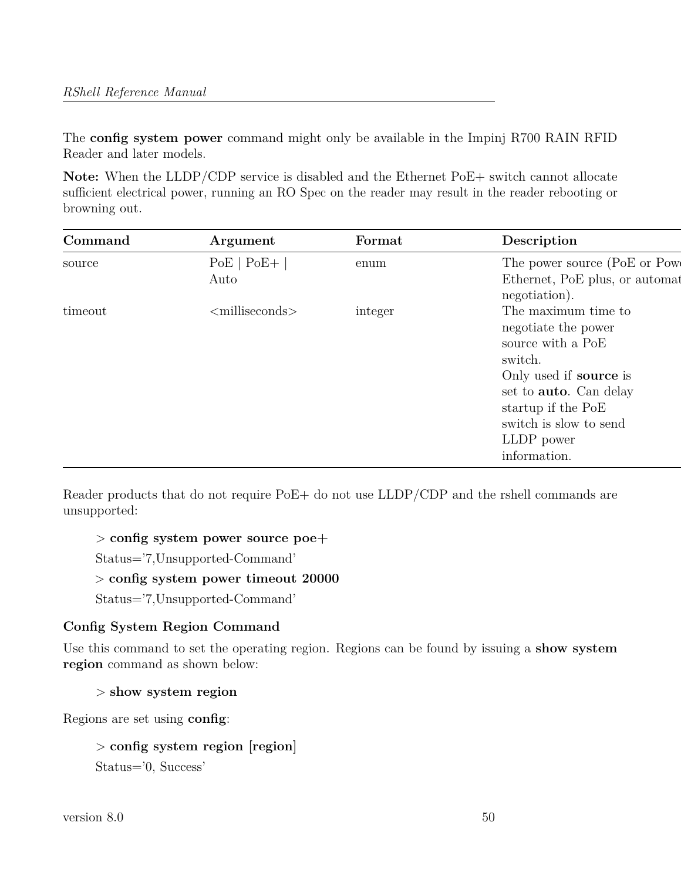The **config system power** command might only be available in the Impinj R700 RAIN RFID Reader and later models.

**Note:** When the LLDP/CDP service is disabled and the Ethernet PoE+ switch cannot allocate sufficient electrical power, running an RO Spec on the reader may result in the reader rebooting or browning out.

| Command | Argument | Format | Description |
|---|---|---|---|
| source | PoE \| PoE+ \| Auto | enum | The power source (PoE or Powe Ethernet, PoE plus, or automat negotiation). |
| timeout | <milliseconds> | integer | The maximum time to negotiate the power source with a PoE switch. Only used if **source** is set to **auto**. Can delay startup if the PoE switch is slow to send LLDP power information. |

Reader products that do not require PoE+ do not use LLDP/CDP and the rshell commands are unsupported:

> \> **config system power source poe+**
>
> Status='7,Unsupported-Command'
>
> \> **config system power timeout 20000**
>
> Status='7,Unsupported-Command'

### Config System Region Command

Use this command to set the operating region. Regions can be found by issuing a **show system region** command as shown below:

> \> **show system region**

Regions are set using **config**:

> \> **config system region [region]**
>
> Status='0, Success'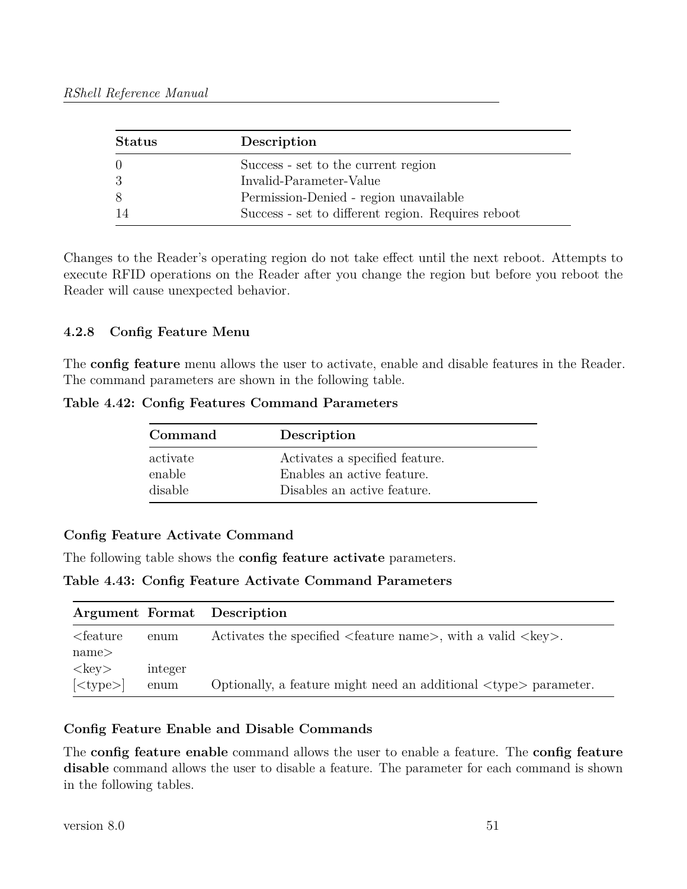| Status | Description |
|---|---|
| 0 | Success - set to the current region |
| 3 | Invalid-Parameter-Value |
| 8 | Permission-Denied - region unavailable |
| 14 | Success - set to different region. Requires reboot |

Changes to the Reader's operating region do not take effect until the next reboot. Attempts to execute RFID operations on the Reader after you change the region but before you reboot the Reader will cause unexpected behavior.

### 4.2.8 Config Feature Menu

The **config feature** menu allows the user to activate, enable and disable features in the Reader. The command parameters are shown in the following table.

**Table 4.42: Config Features Command Parameters**

| Command | Description |
|---|---|
| activate | Activates a specified feature. |
| enable | Enables an active feature. |
| disable | Disables an active feature. |

#### Config Feature Activate Command

The following table shows the **config feature activate** parameters.

**Table 4.43: Config Feature Activate Command Parameters**

| Argument | Format | Description |
|---|---|---|
| <feature name> | enum | Activates the specified <feature name>, with a valid <key>. |
| <key> | integer | |
| [<type>] | enum | Optionally, a feature might need an additional <type> parameter. |

#### Config Feature Enable and Disable Commands

The **config feature enable** command allows the user to enable a feature. The **config feature disable** command allows the user to disable a feature. The parameter for each command is shown in the following tables.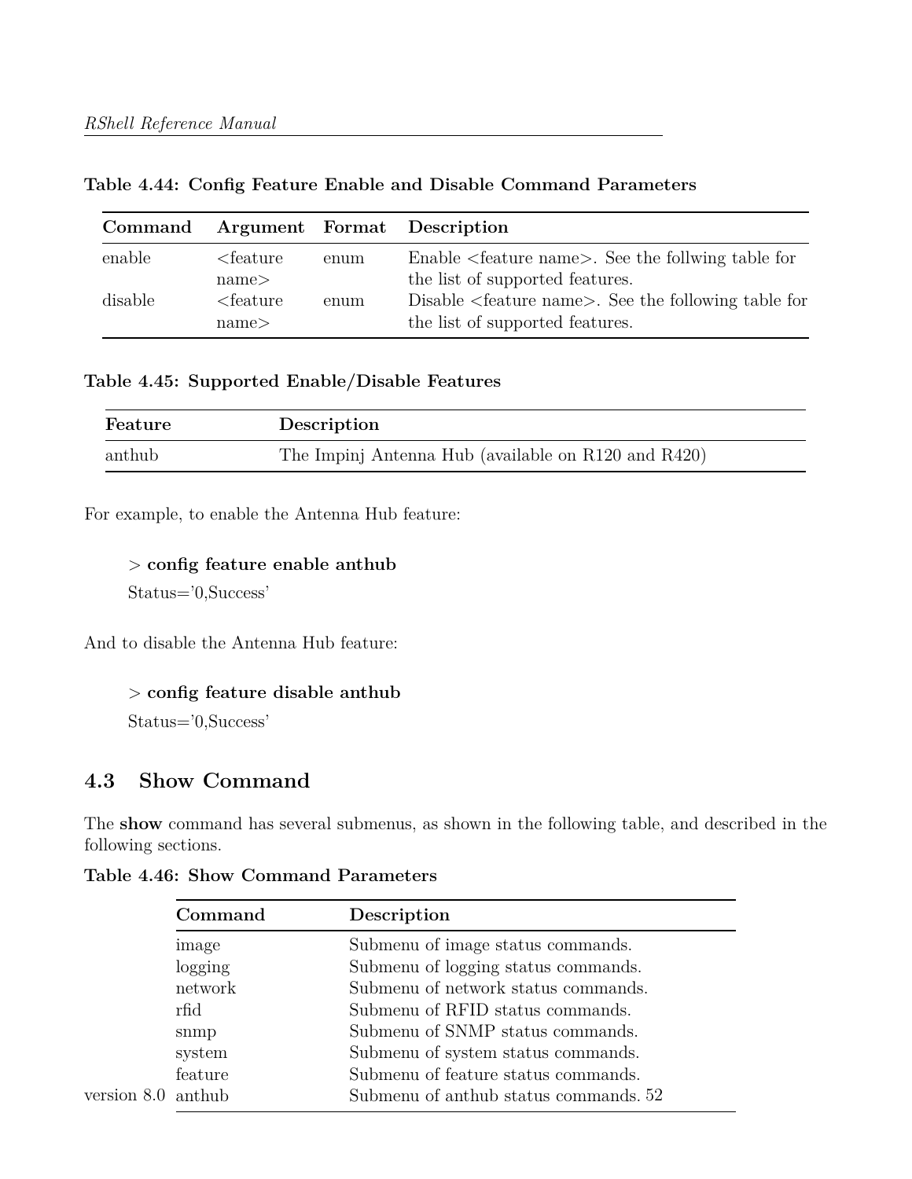**Table 4.44: Config Feature Enable and Disable Command Parameters**

| Command | Argument | Format | Description |
|---|---|---|---|
| enable | <feature name> | enum | Enable <feature name>. See the follwing table for the list of supported features. |
| disable | <feature name> | enum | Disable <feature name>. See the following table for the list of supported features. |

**Table 4.45: Supported Enable/Disable Features**

| Feature | Description |
|---|---|
| anthub | The Impinj Antenna Hub (available on R120 and R420) |

For example, to enable the Antenna Hub feature:

> > **config feature enable anthub**
>
> Status='0,Success'

And to disable the Antenna Hub feature:

> > **config feature disable anthub**
>
> Status='0,Success'

## 4.3 Show Command

The **show** command has several submenus, as shown in the following table, and described in the following sections.

**Table 4.46: Show Command Parameters**

| Command | Description |
|---|---|
| image | Submenu of image status commands. |
| logging | Submenu of logging status commands. |
| network | Submenu of network status commands. |
| rfid | Submenu of RFID status commands. |
| snmp | Submenu of SNMP status commands. |
| system | Submenu of system status commands. |
| feature | Submenu of feature status commands. |
| anthub | Submenu of anthub status commands. |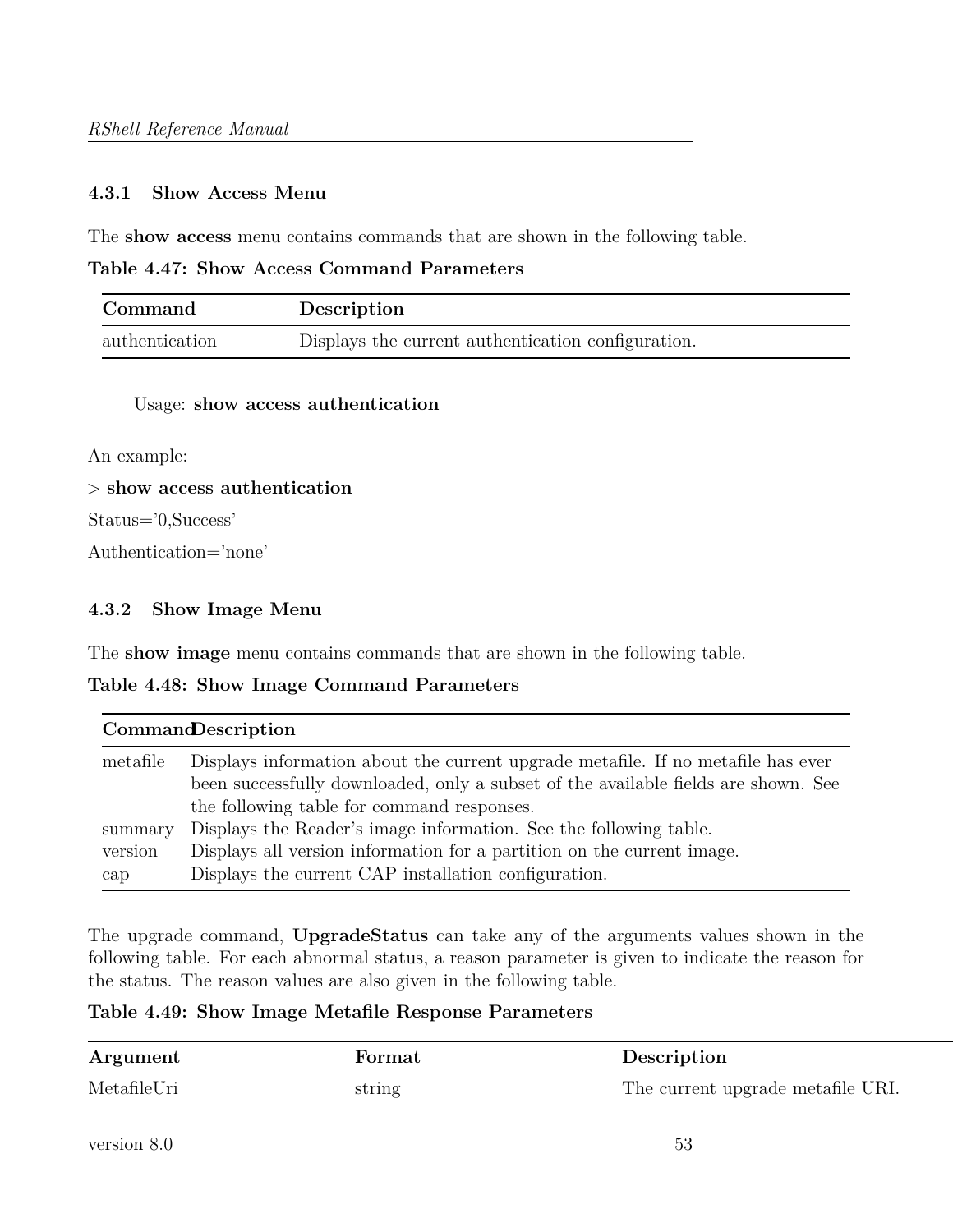### 4.3.1 Show Access Menu

The **show access** menu contains commands that are shown in the following table.

**Table 4.47: Show Access Command Parameters**

| Command | Description |
|---|---|
| authentication | Displays the current authentication configuration. |

Usage: **show access authentication**

An example:

> **show access authentication**

Status='0,Success'

Authentication='none'

### 4.3.2 Show Image Menu

The **show image** menu contains commands that are shown in the following table.

**Table 4.48: Show Image Command Parameters**

| Command | Description |
|---|---|
| metafile | Displays information about the current upgrade metafile. If no metafile has ever been successfully downloaded, only a subset of the available fields are shown. See the following table for command responses. |
| summary | Displays the Reader's image information. See the following table. |
| version | Displays all version information for a partition on the current image. |
| cap | Displays the current CAP installation configuration. |

The upgrade command, **UpgradeStatus** can take any of the arguments values shown in the following table. For each abnormal status, a reason parameter is given to indicate the reason for the status. The reason values are also given in the following table.

**Table 4.49: Show Image Metafile Response Parameters**

| Argument | Format | Description |
|---|---|---|
| MetafileUri | string | The current upgrade metafile URI. |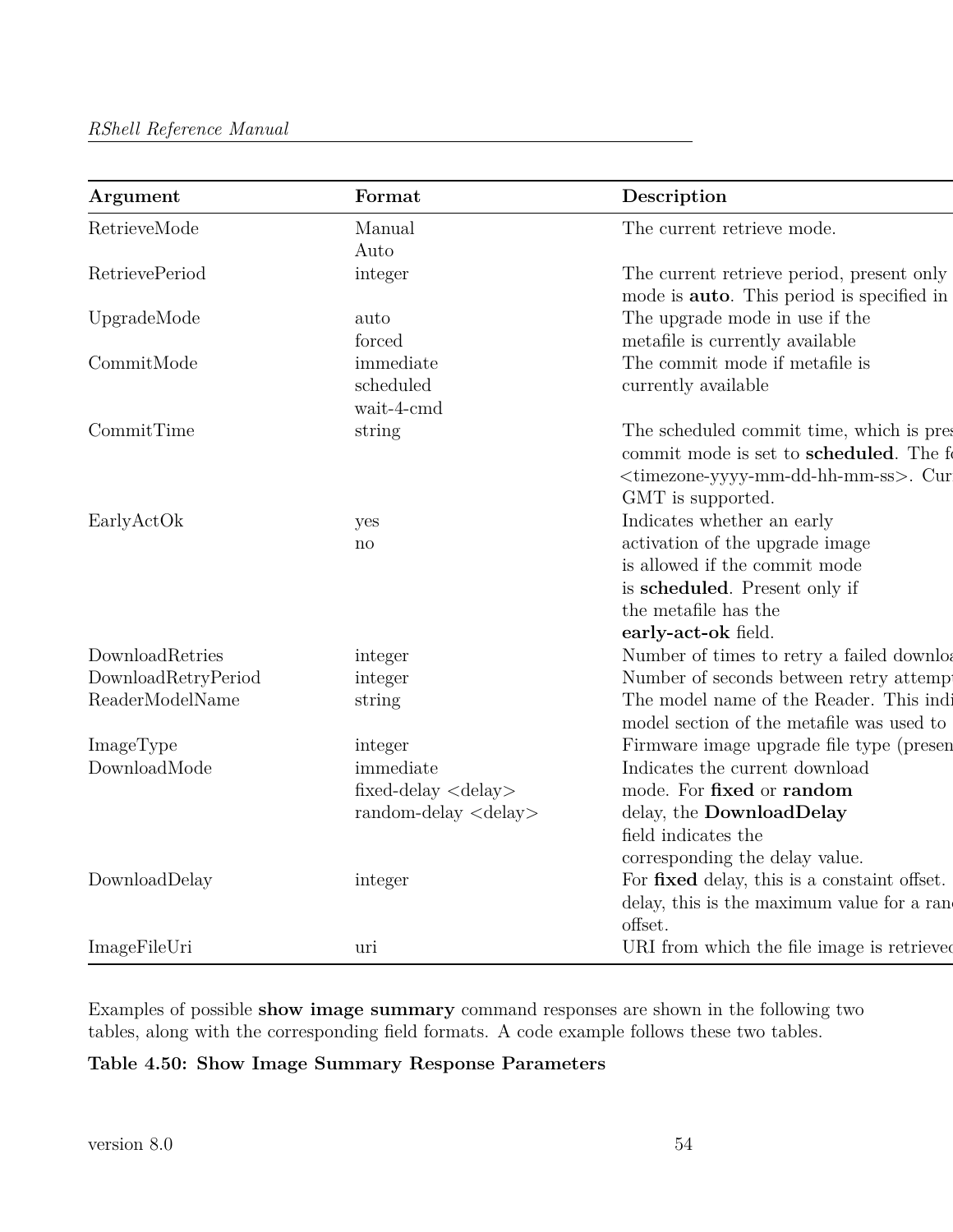| Argument | Format | Description |
|---|---|---|
| RetrieveMode | Manual<br>Auto | The current retrieve mode. |
| RetrievePeriod | integer | The current retrieve period, present only mode is **auto**. This period is specified in |
| UpgradeMode | auto<br>forced | The upgrade mode in use if the metafile is currently available |
| CommitMode | immediate<br>scheduled<br>wait-4-cmd | The commit mode if metafile is currently available |
| CommitTime | string | The scheduled commit time, which is pres commit mode is set to **scheduled**. The fo <timezone-yyyy-mm-dd-hh-mm-ss>. Cur GMT is supported. |
| EarlyActOk | yes<br>no | Indicates whether an early activation of the upgrade image is allowed if the commit mode is **scheduled**. Present only if the metafile has the **early-act-ok** field. |
| DownloadRetries | integer | Number of times to retry a failed downloa |
| DownloadRetryPeriod | integer | Number of seconds between retry attemp |
| ReaderModelName | string | The model name of the Reader. This indi model section of the metafile was used to |
| ImageType | integer | Firmware image upgrade file type (presen |
| DownloadMode | immediate<br>fixed-delay <delay><br>random-delay <delay> | Indicates the current download mode. For **fixed** or **random** delay, the **DownloadDelay** field indicates the corresponding the delay value. |
| DownloadDelay | integer | For **fixed** delay, this is a constaint offset. delay, this is the maximum value for a ran offset. |
| ImageFileUri | uri | URI from which the file image is retrieved |

Examples of possible **show image summary** command responses are shown in the following two tables, along with the corresponding field formats. A code example follows these two tables.

**Table 4.50: Show Image Summary Response Parameters**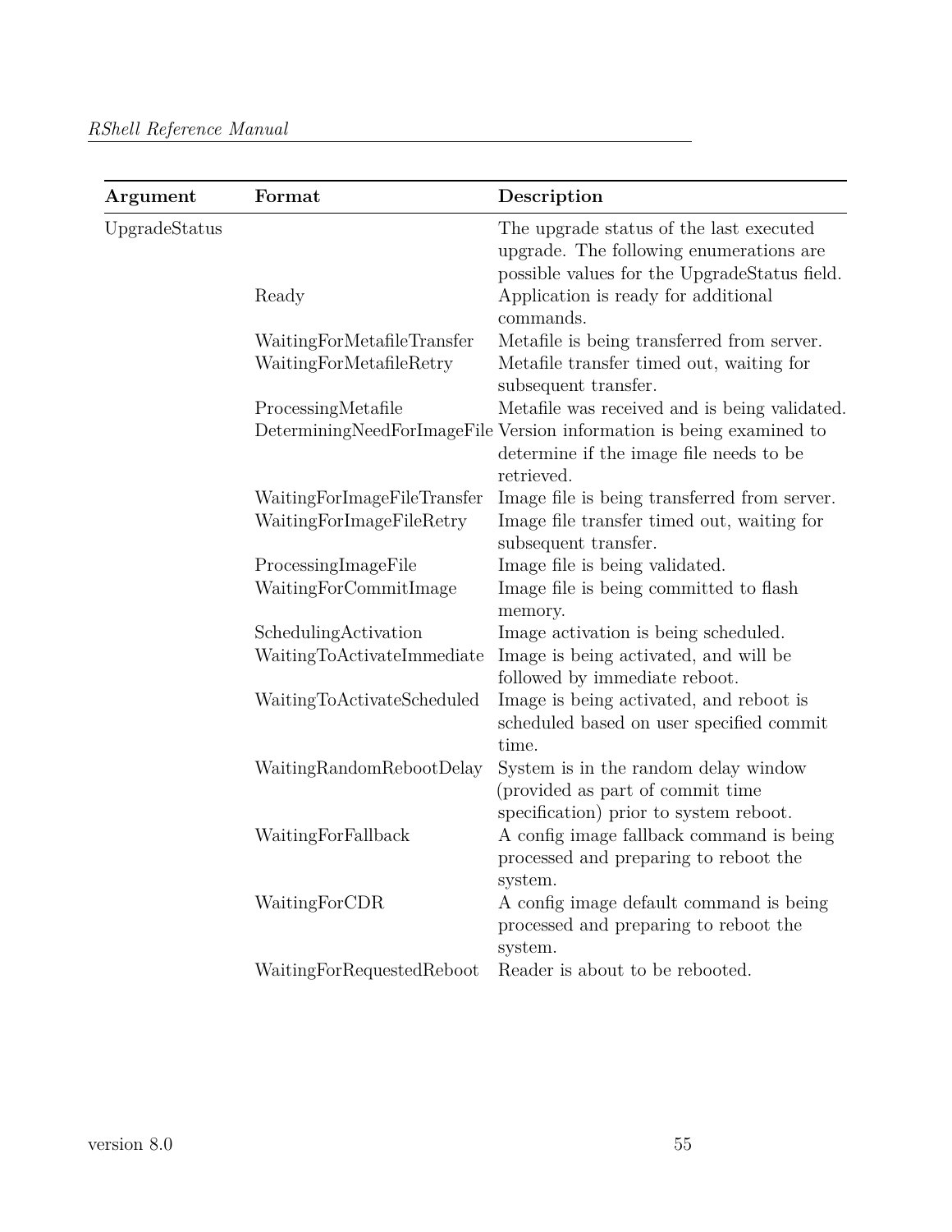| Argument | Format | Description |
|---|---|---|
| UpgradeStatus | | The upgrade status of the last executed upgrade. The following enumerations are possible values for the UpgradeStatus field. |
| | Ready | Application is ready for additional commands. |
| | WaitingForMetafileTransfer | Metafile is being transferred from server. |
| | WaitingForMetafileRetry | Metafile transfer timed out, waiting for subsequent transfer. |
| | ProcessingMetafile | Metafile was received and is being validated. |
| | DeterminingNeedForImageFile | Version information is being examined to determine if the image file needs to be retrieved. |
| | WaitingForImageFileTransfer | Image file is being transferred from server. |
| | WaitingForImageFileRetry | Image file transfer timed out, waiting for subsequent transfer. |
| | ProcessingImageFile | Image file is being validated. |
| | WaitingForCommitImage | Image file is being committed to flash memory. |
| | SchedulingActivation | Image activation is being scheduled. |
| | WaitingToActivateImmediate | Image is being activated, and will be followed by immediate reboot. |
| | WaitingToActivateScheduled | Image is being activated, and reboot is scheduled based on user specified commit time. |
| | WaitingRandomRebootDelay | System is in the random delay window (provided as part of commit time specification) prior to system reboot. |
| | WaitingForFallback | A config image fallback command is being processed and preparing to reboot the system. |
| | WaitingForCDR | A config image default command is being processed and preparing to reboot the system. |
| | WaitingForRequestedReboot | Reader is about to be rebooted. |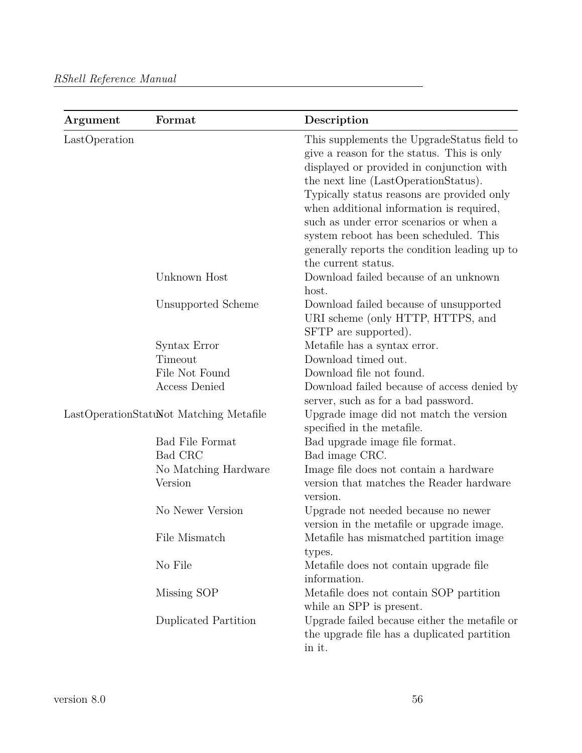| Argument | Format | Description |
|---|---|---|
| LastOperation | | This supplements the UpgradeStatus field to give a reason for the status. This is only displayed or provided in conjunction with the next line (LastOperationStatus). Typically status reasons are provided only when additional information is required, such as under error scenarios or when a system reboot has been scheduled. This generally reports the condition leading up to the current status. |
| | Unknown Host | Download failed because of an unknown host. |
| | Unsupported Scheme | Download failed because of unsupported URI scheme (only HTTP, HTTPS, and SFTP are supported). |
| | Syntax Error | Metafile has a syntax error. |
| | Timeout | Download timed out. |
| | File Not Found | Download file not found. |
| | Access Denied | Download failed because of access denied by server, such as for a bad password. |
| LastOperationStatus | Not Matching Metafile | Upgrade image did not match the version specified in the metafile. |
| | Bad File Format | Bad upgrade image file format. |
| | Bad CRC | Bad image CRC. |
| | No Matching Hardware Version | Image file does not contain a hardware version that matches the Reader hardware version. |
| | No Newer Version | Upgrade not needed because no newer version in the metafile or upgrade image. |
| | File Mismatch | Metafile has mismatched partition image types. |
| | No File | Metafile does not contain upgrade file information. |
| | Missing SOP | Metafile does not contain SOP partition while an SPP is present. |
| | Duplicated Partition | Upgrade failed because either the metafile or the upgrade file has a duplicated partition in it. |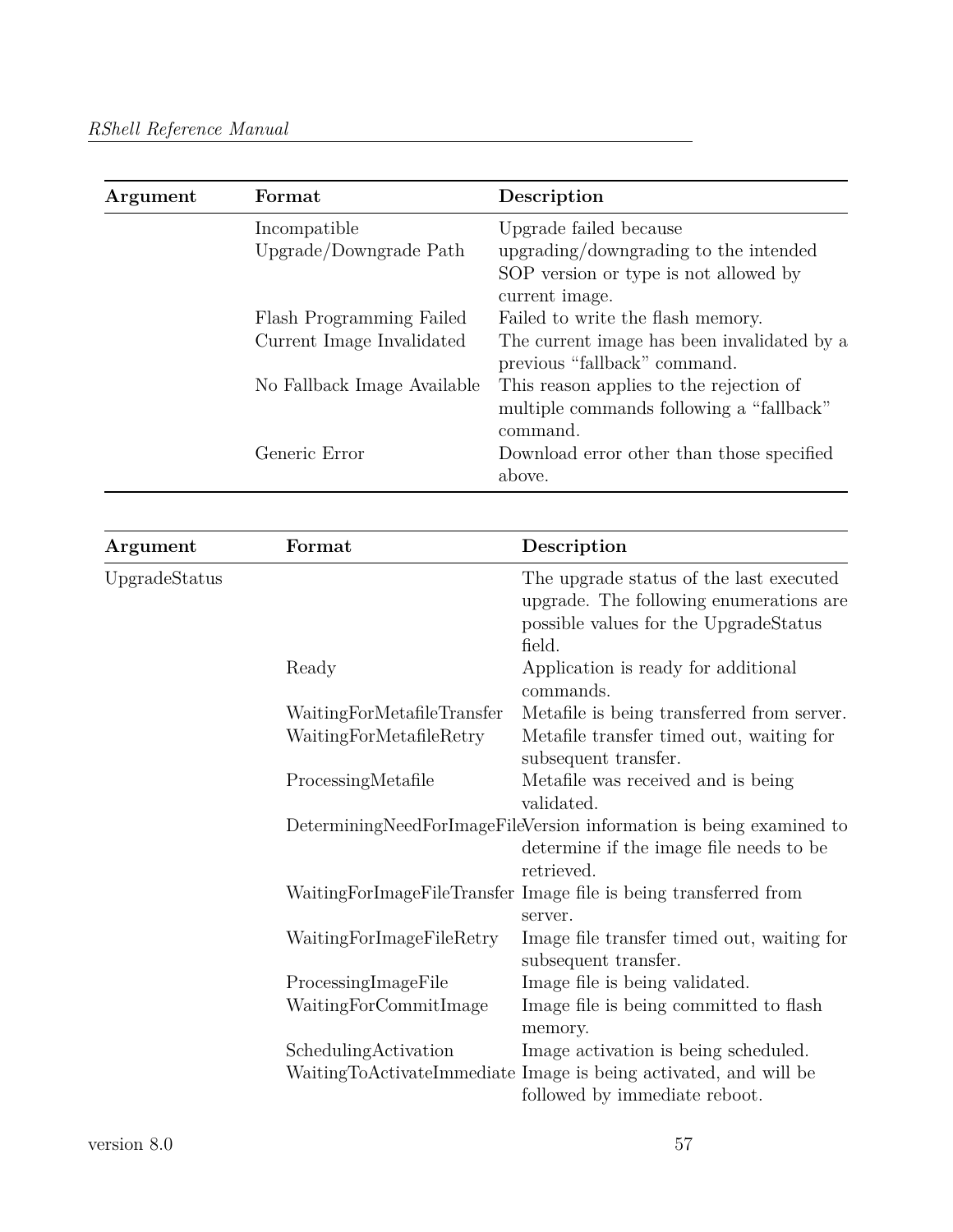| Argument | Format | Description |
|---|---|---|
| | Incompatible Upgrade/Downgrade Path | Upgrade failed because upgrading/downgrading to the intended SOP version or type is not allowed by current image. |
| | Flash Programming Failed | Failed to write the flash memory. |
| | Current Image Invalidated | The current image has been invalidated by a previous "fallback" command. |
| | No Fallback Image Available | This reason applies to the rejection of multiple commands following a "fallback" command. |
| | Generic Error | Download error other than those specified above. |

| Argument | Format | Description |
|---|---|---|
| UpgradeStatus | | The upgrade status of the last executed upgrade. The following enumerations are possible values for the UpgradeStatus field. |
| | Ready | Application is ready for additional commands. |
| | WaitingForMetafileTransfer | Metafile is being transferred from server. |
| | WaitingForMetafileRetry | Metafile transfer timed out, waiting for subsequent transfer. |
| | ProcessingMetafile | Metafile was received and is being validated. |
| | DeterminingNeedForImageFile | Version information is being examined to determine if the image file needs to be retrieved. |
| | WaitingForImageFileTransfer | Image file is being transferred from server. |
| | WaitingForImageFileRetry | Image file transfer timed out, waiting for subsequent transfer. |
| | ProcessingImageFile | Image file is being validated. |
| | WaitingForCommitImage | Image file is being committed to flash memory. |
| | SchedulingActivation | Image activation is being scheduled. |
| | WaitingToActivateImmediate | Image is being activated, and will be followed by immediate reboot. |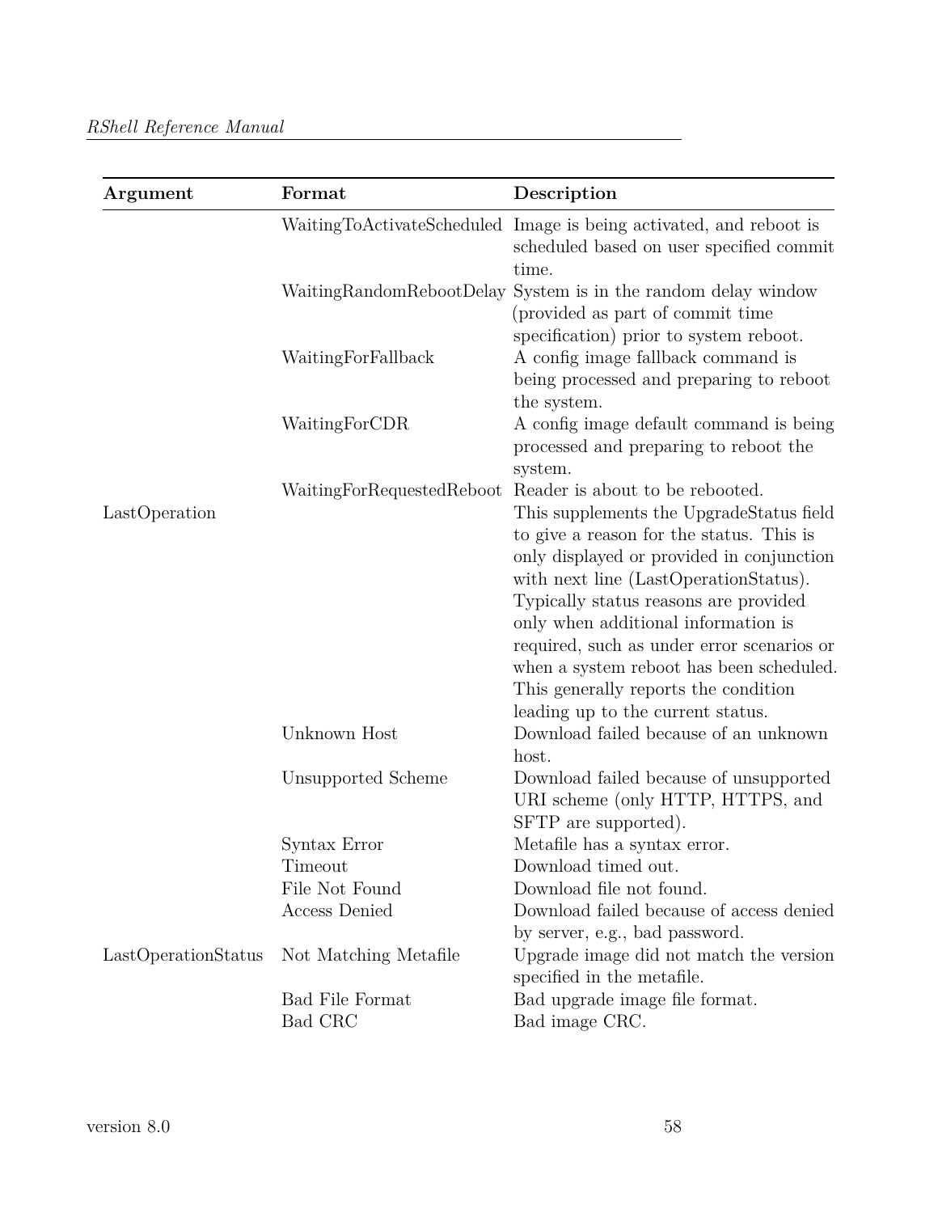| Argument | Format | Description |
|---|---|---|
| | WaitingToActivateScheduled | Image is being activated, and reboot is scheduled based on user specified commit time. |
| | WaitingRandomRebootDelay | System is in the random delay window (provided as part of commit time specification) prior to system reboot. |
| | WaitingForFallback | A config image fallback command is being processed and preparing to reboot the system. |
| | WaitingForCDR | A config image default command is being processed and preparing to reboot the system. |
| | WaitingForRequestedReboot | Reader is about to be rebooted. |
| LastOperation | | This supplements the UpgradeStatus field to give a reason for the status. This is only displayed or provided in conjunction with next line (LastOperationStatus). Typically status reasons are provided only when additional information is required, such as under error scenarios or when a system reboot has been scheduled. This generally reports the condition leading up to the current status. |
| | Unknown Host | Download failed because of an unknown host. |
| | Unsupported Scheme | Download failed because of unsupported URI scheme (only HTTP, HTTPS, and SFTP are supported). |
| | Syntax Error | Metafile has a syntax error. |
| | Timeout | Download timed out. |
| | File Not Found | Download file not found. |
| | Access Denied | Download failed because of access denied by server, e.g., bad password. |
| LastOperationStatus | Not Matching Metafile | Upgrade image did not match the version specified in the metafile. |
| | Bad File Format | Bad upgrade image file format. |
| | Bad CRC | Bad image CRC. |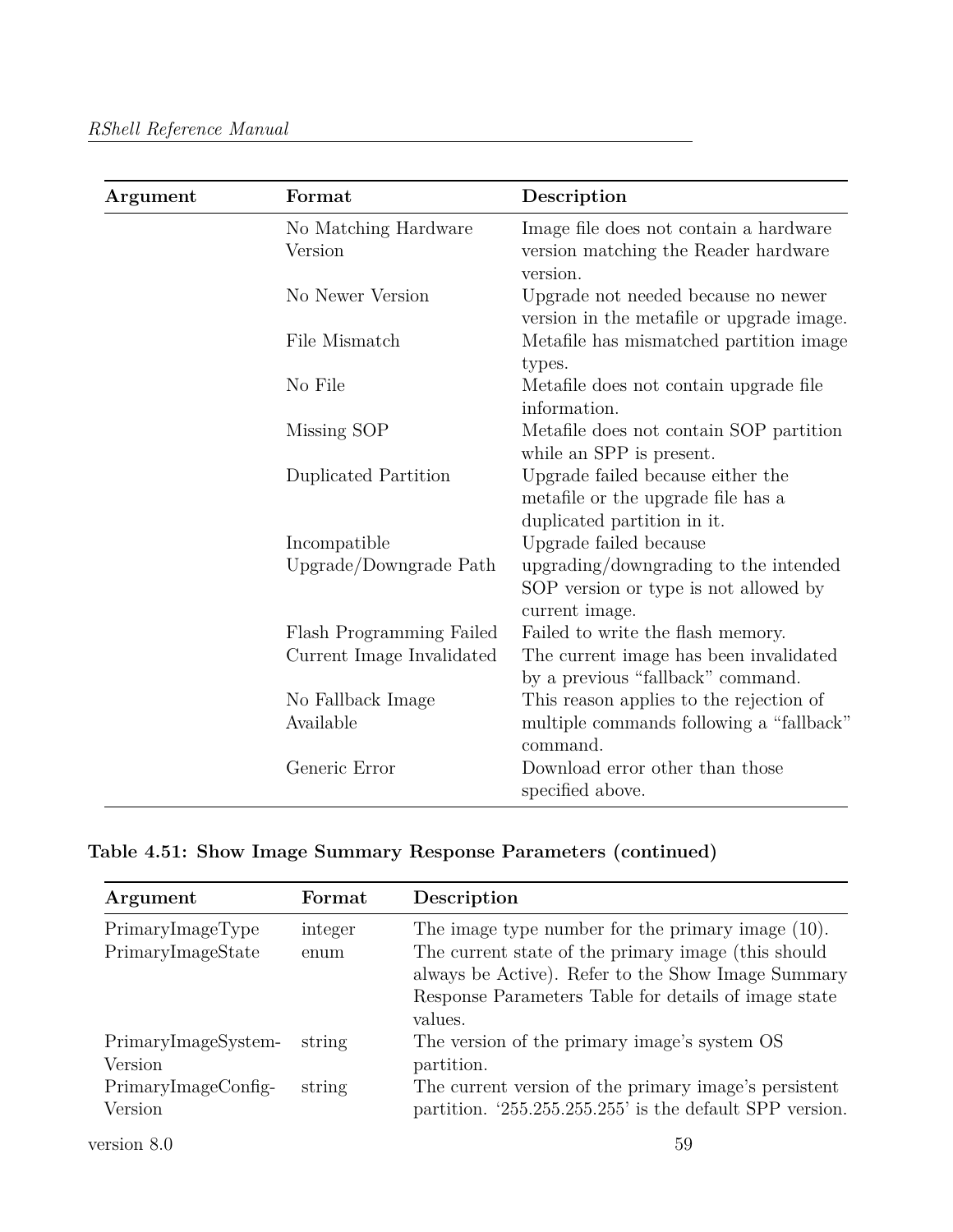| Argument | Format | Description |
|---|---|---|
| | No Matching Hardware Version | Image file does not contain a hardware version matching the Reader hardware version. |
| | No Newer Version | Upgrade not needed because no newer version in the metafile or upgrade image. |
| | File Mismatch | Metafile has mismatched partition image types. |
| | No File | Metafile does not contain upgrade file information. |
| | Missing SOP | Metafile does not contain SOP partition while an SPP is present. |
| | Duplicated Partition | Upgrade failed because either the metafile or the upgrade file has a duplicated partition in it. |
| | Incompatible Upgrade/Downgrade Path | Upgrade failed because upgrading/downgrading to the intended SOP version or type is not allowed by current image. |
| | Flash Programming Failed | Failed to write the flash memory. |
| | Current Image Invalidated | The current image has been invalidated by a previous “fallback” command. |
| | No Fallback Image Available | This reason applies to the rejection of multiple commands following a “fallback” command. |
| | Generic Error | Download error other than those specified above. |

**Table 4.51: Show Image Summary Response Parameters (continued)**

| Argument | Format | Description |
|---|---|---|
| PrimaryImageType | integer | The image type number for the primary image (10). |
| PrimaryImageState | enum | The current state of the primary image (this should always be Active). Refer to the Show Image Summary Response Parameters Table for details of image state values. |
| PrimaryImageSystem-Version | string | The version of the primary image's system OS partition. |
| PrimaryImageConfig-Version | string | The current version of the primary image's persistent partition. ‘255.255.255.255’ is the default SPP version. |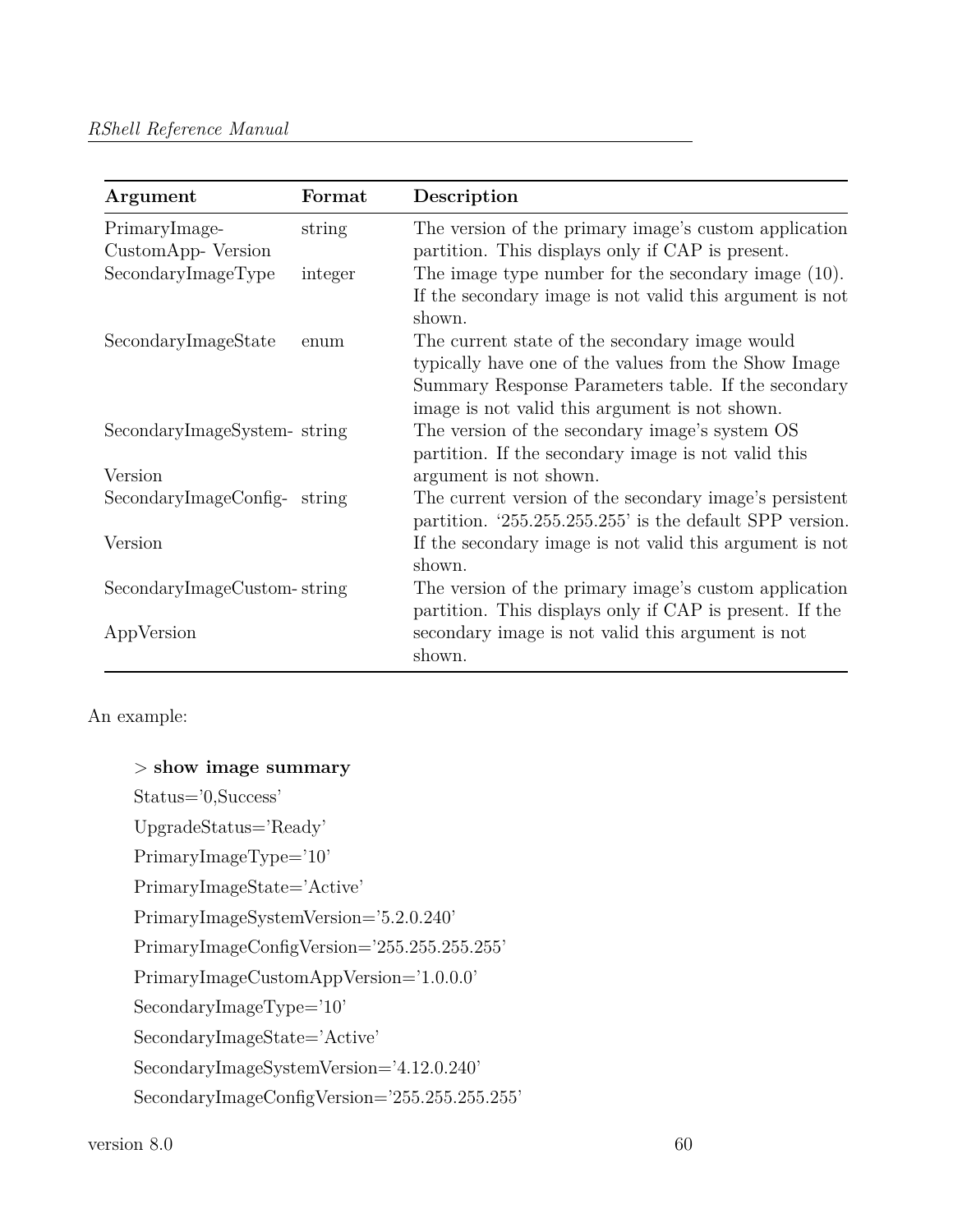| Argument | Format | Description |
|---|---|---|
| PrimaryImage-CustomApp- Version | string | The version of the primary image's custom application partition. This displays only if CAP is present. |
| SecondaryImageType | integer | The image type number for the secondary image (10). If the secondary image is not valid this argument is not shown. |
| SecondaryImageState | enum | The current state of the secondary image would typically have one of the values from the Show Image Summary Response Parameters table. If the secondary image is not valid this argument is not shown. |
| SecondaryImageSystem-Version | string | The version of the secondary image's system OS partition. If the secondary image is not valid this argument is not shown. |
| SecondaryImageConfig-Version | string | The current version of the secondary image's persistent partition. '255.255.255.255' is the default SPP version. If the secondary image is not valid this argument is not shown. |
| SecondaryImageCustom-AppVersion | string | The version of the primary image's custom application partition. This displays only if CAP is present. If the secondary image is not valid this argument is not shown. |

An example:

> **show image summary**

Status='0,Success'

UpgradeStatus='Ready'

PrimaryImageType='10'

PrimaryImageState='Active'

PrimaryImageSystemVersion='5.2.0.240'

PrimaryImageConfigVersion='255.255.255.255'

PrimaryImageCustomAppVersion='1.0.0.0'

SecondaryImageType='10'

SecondaryImageState='Active'

SecondaryImageSystemVersion='4.12.0.240'

SecondaryImageConfigVersion='255.255.255.255'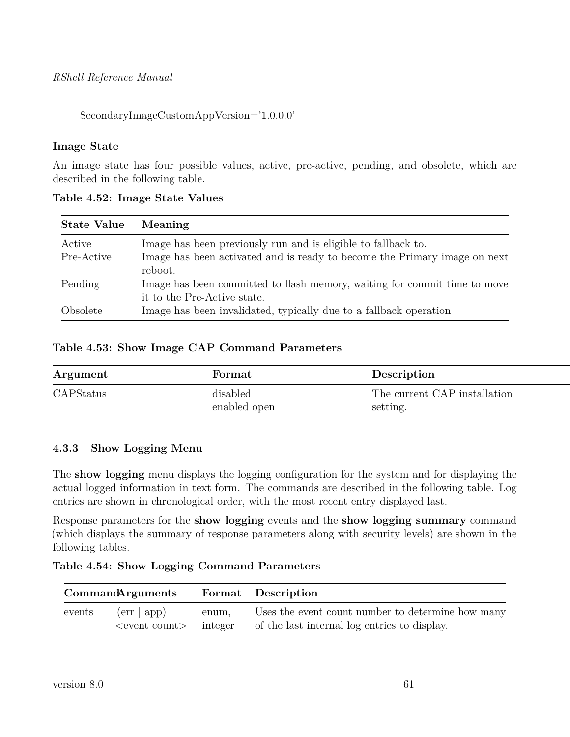SecondaryImageCustomAppVersion='1.0.0.0'

**Image State**

An image state has four possible values, active, pre-active, pending, and obsolete, which are described in the following table.

**Table 4.52: Image State Values**

| State Value | Meaning |
|---|---|
| Active | Image has been previously run and is eligible to fallback to. |
| Pre-Active | Image has been activated and is ready to become the Primary image on next reboot. |
| Pending | Image has been committed to flash memory, waiting for commit time to move it to the Pre-Active state. |
| Obsolete | Image has been invalidated, typically due to a fallback operation |

**Table 4.53: Show Image CAP Command Parameters**

| Argument | Format | Description |
|---|---|---|
| CAPStatus | disabled enabled open | The current CAP installation setting. |

### 4.3.3 Show Logging Menu

The **show logging** menu displays the logging configuration for the system and for displaying the actual logged information in text form. The commands are described in the following table. Log entries are shown in chronological order, with the most recent entry displayed last.

Response parameters for the **show logging** events and the **show logging summary** command (which displays the summary of response parameters along with security levels) are shown in the following tables.

**Table 4.54: Show Logging Command Parameters**

| Command | Arguments | Format | Description |
|---|---|---|---|
| events | (err \| app) <event count> | enum, integer | Uses the event count number to determine how many of the last internal log entries to display. |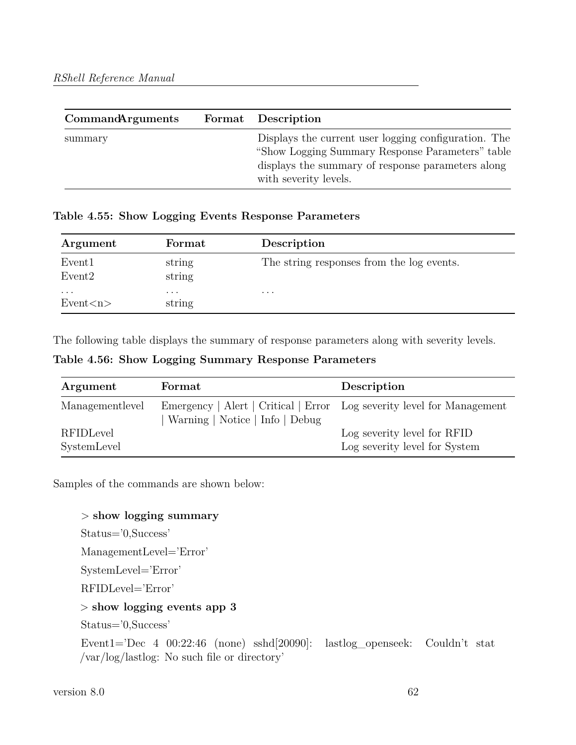| Command | Arguments | Format | Description |
|---|---|---|---|
| summary | | | Displays the current user logging configuration. The “Show Logging Summary Response Parameters” table displays the summary of response parameters along with severity levels. |

**Table 4.55: Show Logging Events Response Parameters**

| Argument | Format | Description |
|---|---|---|
| Event1 | string | The string responses from the log events. |
| Event2 | string | |
| ... | ... | ... |
| Event<n> | string | |

The following table displays the summary of response parameters along with severity levels.

**Table 4.56: Show Logging Summary Response Parameters**

| Argument | Format | Description |
|---|---|---|
| Managementlevel | Emergency \| Alert \| Critical \| Error \| Warning \| Notice \| Info \| Debug | Log severity level for Management |
| RFIDLevel | | Log severity level for RFID |
| SystemLevel | | Log severity level for System |

Samples of the commands are shown below:

> **show logging summary**

Status='0,Success'

ManagementLevel='Error'

SystemLevel='Error'

RFIDLevel='Error'

> **show logging events app 3**

Status='0,Success'

Event1='Dec 4 00:22:46 (none) sshd[20090]: lastlog_openseek: Couldn't stat /var/log/lastlog: No such file or directory'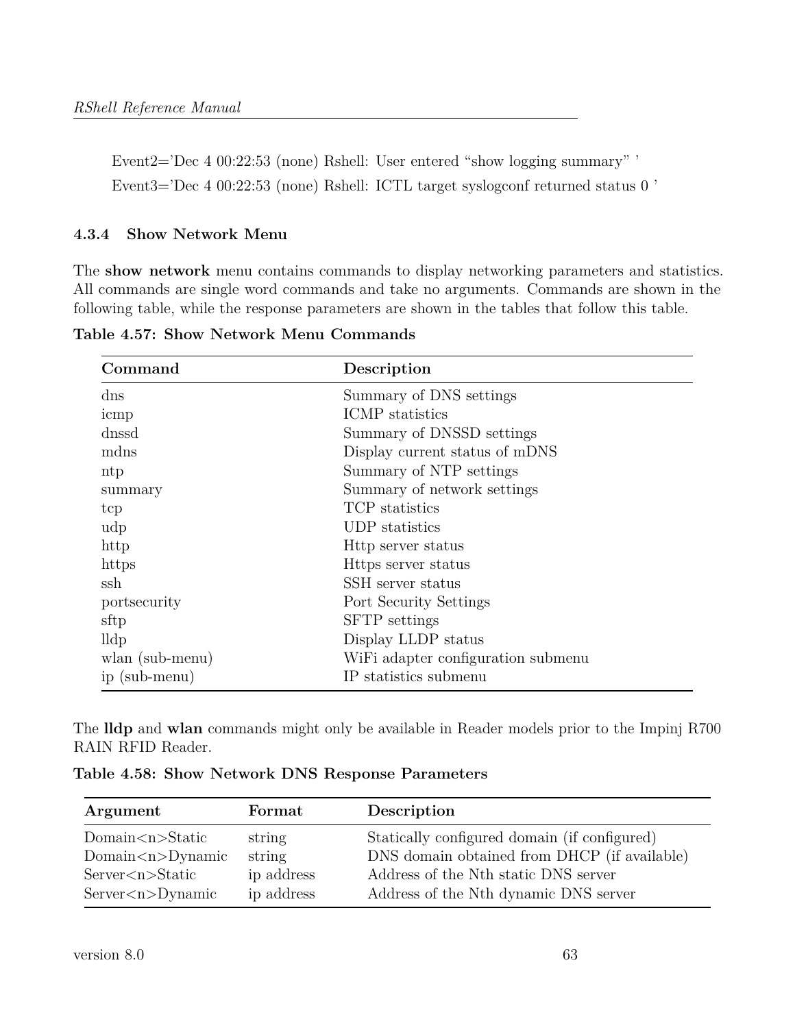Event2='Dec 4 00:22:53 (none) Rshell: User entered "show logging summary" '

Event3='Dec 4 00:22:53 (none) Rshell: ICTL target syslogconf returned status 0 '

#### 4.3.4 Show Network Menu

The **show network** menu contains commands to display networking parameters and statistics. All commands are single word commands and take no arguments. Commands are shown in the following table, while the response parameters are shown in the tables that follow this table.

**Table 4.57: Show Network Menu Commands**

| Command | Description |
|---|---|
| dns | Summary of DNS settings |
| icmp | ICMP statistics |
| dnssd | Summary of DNSSD settings |
| mdns | Display current status of mDNS |
| ntp | Summary of NTP settings |
| summary | Summary of network settings |
| tcp | TCP statistics |
| udp | UDP statistics |
| http | Http server status |
| https | Https server status |
| ssh | SSH server status |
| portsecurity | Port Security Settings |
| sftp | SFTP settings |
| lldp | Display LLDP status |
| wlan (sub-menu) | WiFi adapter configuration submenu |
| ip (sub-menu) | IP statistics submenu |

The **lldp** and **wlan** commands might only be available in Reader models prior to the Impinj R700 RAIN RFID Reader.

**Table 4.58: Show Network DNS Response Parameters**

| Argument | Format | Description |
|---|---|---|
| Domain<n>Static | string | Statically configured domain (if configured) |
| Domain<n>Dynamic | string | DNS domain obtained from DHCP (if available) |
| Server<n>Static | ip address | Address of the Nth static DNS server |
| Server<n>Dynamic | ip address | Address of the Nth dynamic DNS server |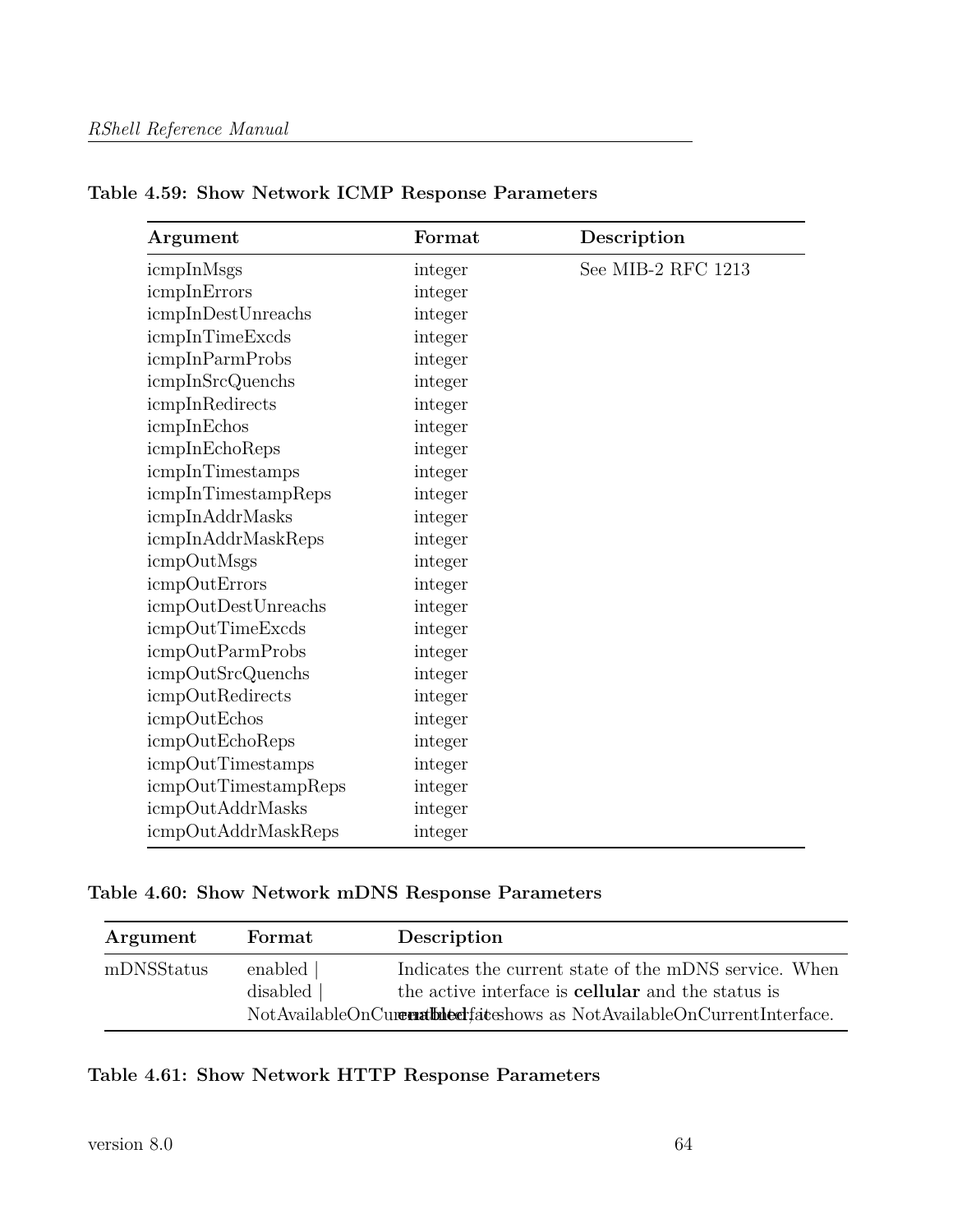**Table 4.59: Show Network ICMP Response Parameters**

| Argument | Format | Description |
|---|---|---|
| icmpInMsgs | integer | See MIB-2 RFC 1213 |
| icmpInErrors | integer | |
| icmpInDestUnreachs | integer | |
| icmpInTimeExcds | integer | |
| icmpInParmProbs | integer | |
| icmpInSrcQuenchs | integer | |
| icmpInRedirects | integer | |
| icmpInEchos | integer | |
| icmpInEchoReps | integer | |
| icmpInTimestamps | integer | |
| icmpInTimestampReps | integer | |
| icmpInAddrMasks | integer | |
| icmpInAddrMaskReps | integer | |
| icmpOutMsgs | integer | |
| icmpOutErrors | integer | |
| icmpOutDestUnreachs | integer | |
| icmpOutTimeExcds | integer | |
| icmpOutParmProbs | integer | |
| icmpOutSrcQuenchs | integer | |
| icmpOutRedirects | integer | |
| icmpOutEchos | integer | |
| icmpOutEchoReps | integer | |
| icmpOutTimestamps | integer | |
| icmpOutTimestampReps | integer | |
| icmpOutAddrMasks | integer | |
| icmpOutAddrMaskReps | integer | |

**Table 4.60: Show Network mDNS Response Parameters**

| Argument | Format | Description |
|---|---|---|
| mDNSStatus | enabled \| disabled \| NotAvailableOnCurrentInterface | Indicates the current state of the mDNS service. When the active interface is **cellular** and the status is **enabled**, it shows as NotAvailableOnCurrentInterface. |

**Table 4.61: Show Network HTTP Response Parameters**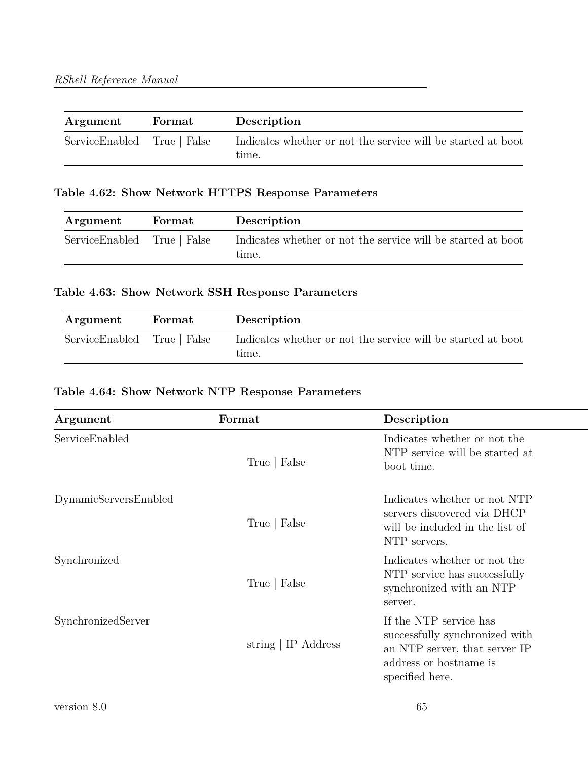| Argument | Format | Description |
| --- | --- | --- |
| ServiceEnabled | True \| False | Indicates whether or not the service will be started at boot time. |

**Table 4.62: Show Network HTTPS Response Parameters**

| Argument | Format | Description |
| --- | --- | --- |
| ServiceEnabled | True \| False | Indicates whether or not the service will be started at boot time. |

**Table 4.63: Show Network SSH Response Parameters**

| Argument | Format | Description |
| --- | --- | --- |
| ServiceEnabled | True \| False | Indicates whether or not the service will be started at boot time. |

**Table 4.64: Show Network NTP Response Parameters**

| Argument | Format | Description |
| --- | --- | --- |
| ServiceEnabled | True \| False | Indicates whether or not the NTP service will be started at boot time. |
| DynamicServersEnabled | True \| False | Indicates whether or not NTP servers discovered via DHCP will be included in the list of NTP servers. |
| Synchronized | True \| False | Indicates whether or not the NTP service has successfully synchronized with an NTP server. |
| SynchronizedServer | string \| IP Address | If the NTP service has successfully synchronized with an NTP server, that server IP address or hostname is specified here. |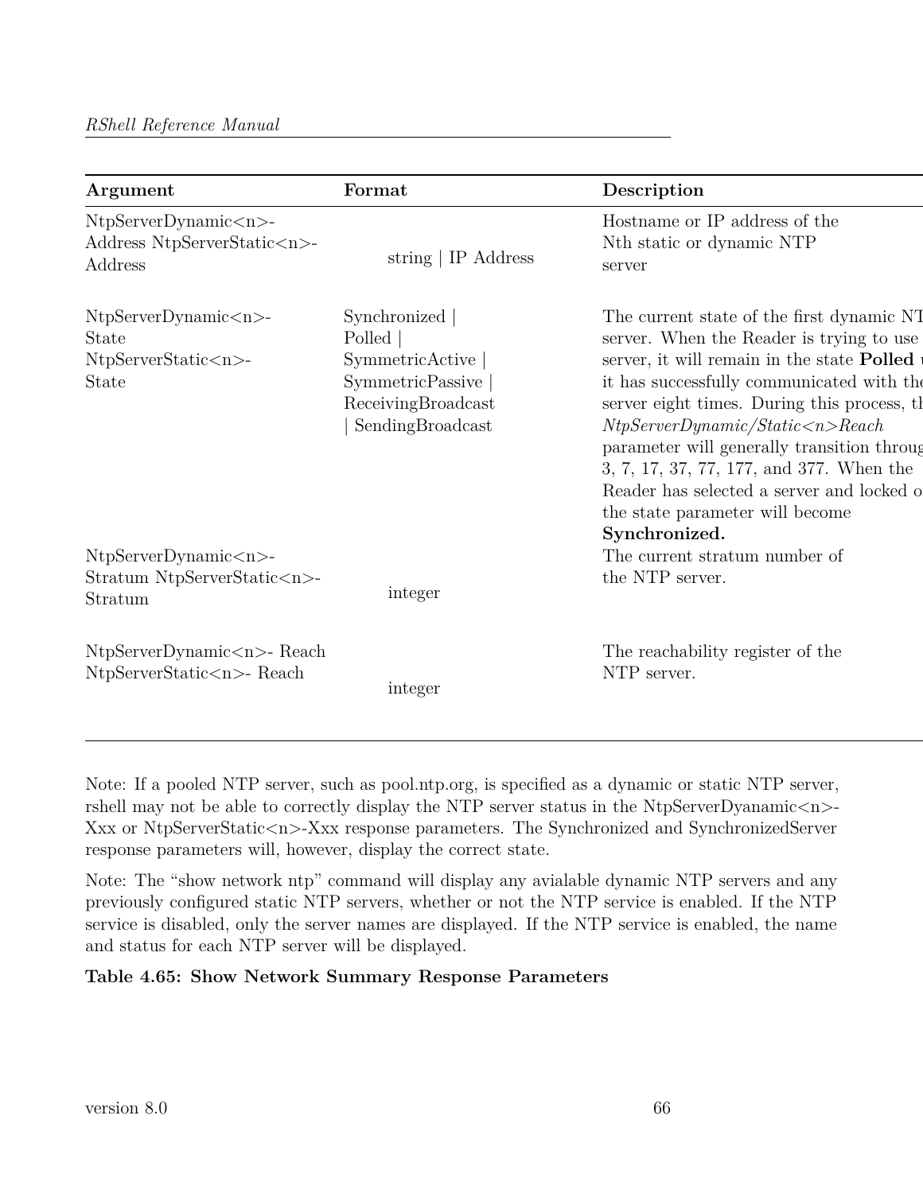| Argument | Format | Description |
|---|---|---|
| NtpServerDynamic<n>-Address NtpServerStatic<n>-Address | string \| IP Address | Hostname or IP address of the Nth static or dynamic NTP server |
| NtpServerDynamic<n>-State NtpServerStatic<n>-State | Synchronized \| Polled \| SymmetricActive \| SymmetricPassive \| ReceivingBroadcast \| SendingBroadcast | The current state of the first dynamic NT server. When the Reader is trying to use server, it will remain in the state **Polled** it has successfully communicated with the server eight times. During this process, th *NtpServerDynamic/Static<n>Reach* parameter will generally transition throug 3, 7, 17, 37, 77, 177, and 377. When the Reader has selected a server and locked o the state parameter will become **Synchronized.** |
| NtpServerDynamic<n>-Stratum NtpServerStatic<n>-Stratum | integer | The current stratum number of the NTP server. |
| NtpServerDynamic<n>- Reach NtpServerStatic<n>- Reach | integer | The reachability register of the NTP server. |

Note: If a pooled NTP server, such as pool.ntp.org, is specified as a dynamic or static NTP server, rshell may not be able to correctly display the NTP server status in the NtpServerDyanamic<n>-Xxx or NtpServerStatic<n>-Xxx response parameters. The Synchronized and SynchronizedServer response parameters will, however, display the correct state.

Note: The "show network ntp" command will display any avialable dynamic NTP servers and any previously configured static NTP servers, whether or not the NTP service is enabled. If the NTP service is disabled, only the server names are displayed. If the NTP service is enabled, the name and status for each NTP server will be displayed.

**Table 4.65: Show Network Summary Response Parameters**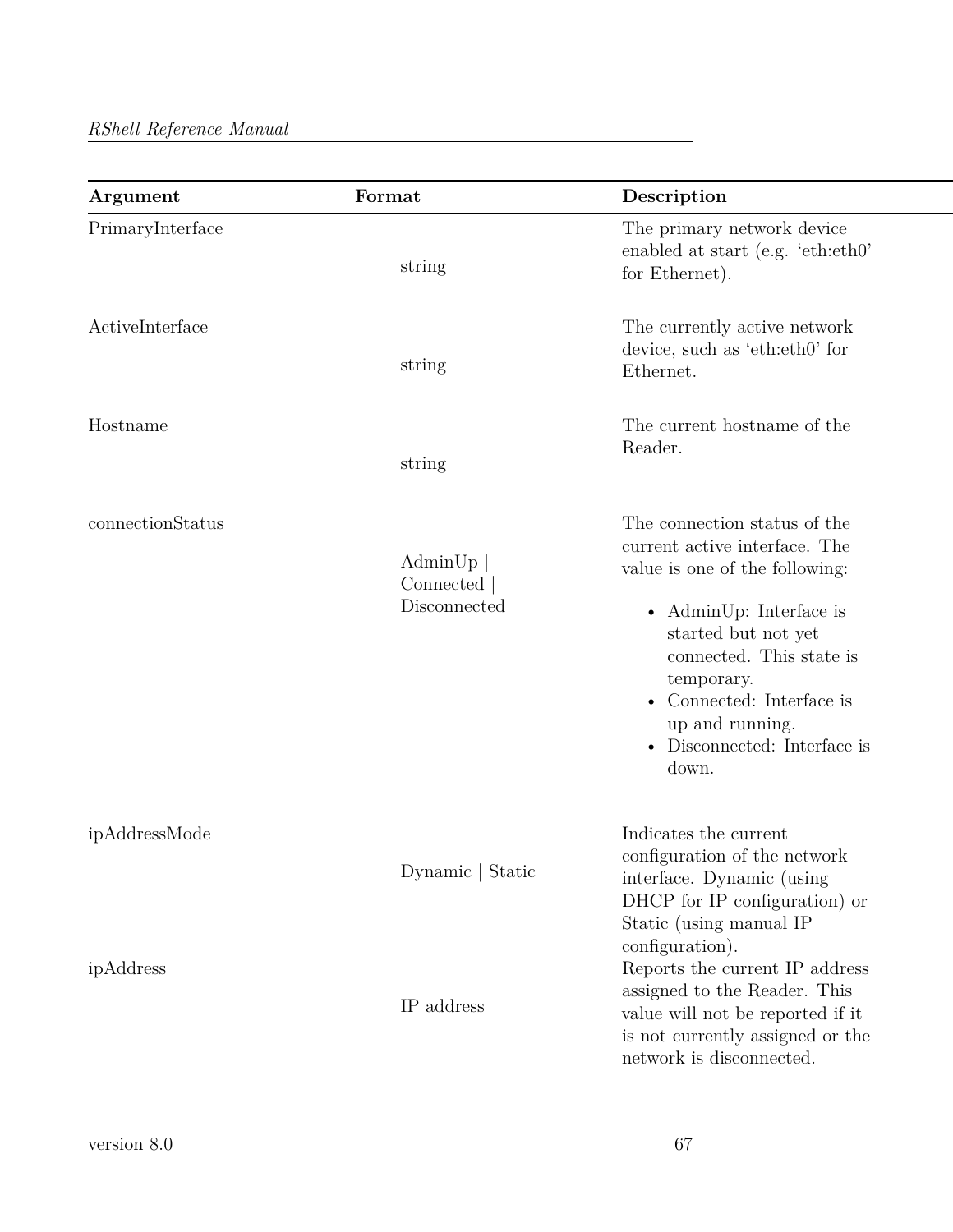| Argument | Format | Description |
|---|---|---|
| PrimaryInterface | string | The primary network device enabled at start (e.g. 'eth:eth0' for Ethernet). |
| ActiveInterface | string | The currently active network device, such as 'eth:eth0' for Ethernet. |
| Hostname | string | The current hostname of the Reader. |
| connectionStatus | AdminUp \| Connected \| Disconnected | The connection status of the current active interface. The value is one of the following:<br>• AdminUp: Interface is started but not yet connected. This state is temporary.<br>• Connected: Interface is up and running.<br>• Disconnected: Interface is down. |
| ipAddressMode | Dynamic \| Static | Indicates the current configuration of the network interface. Dynamic (using DHCP for IP configuration) or Static (using manual IP configuration). |
| ipAddress | IP address | Reports the current IP address assigned to the Reader. This value will not be reported if it is not currently assigned or the network is disconnected. |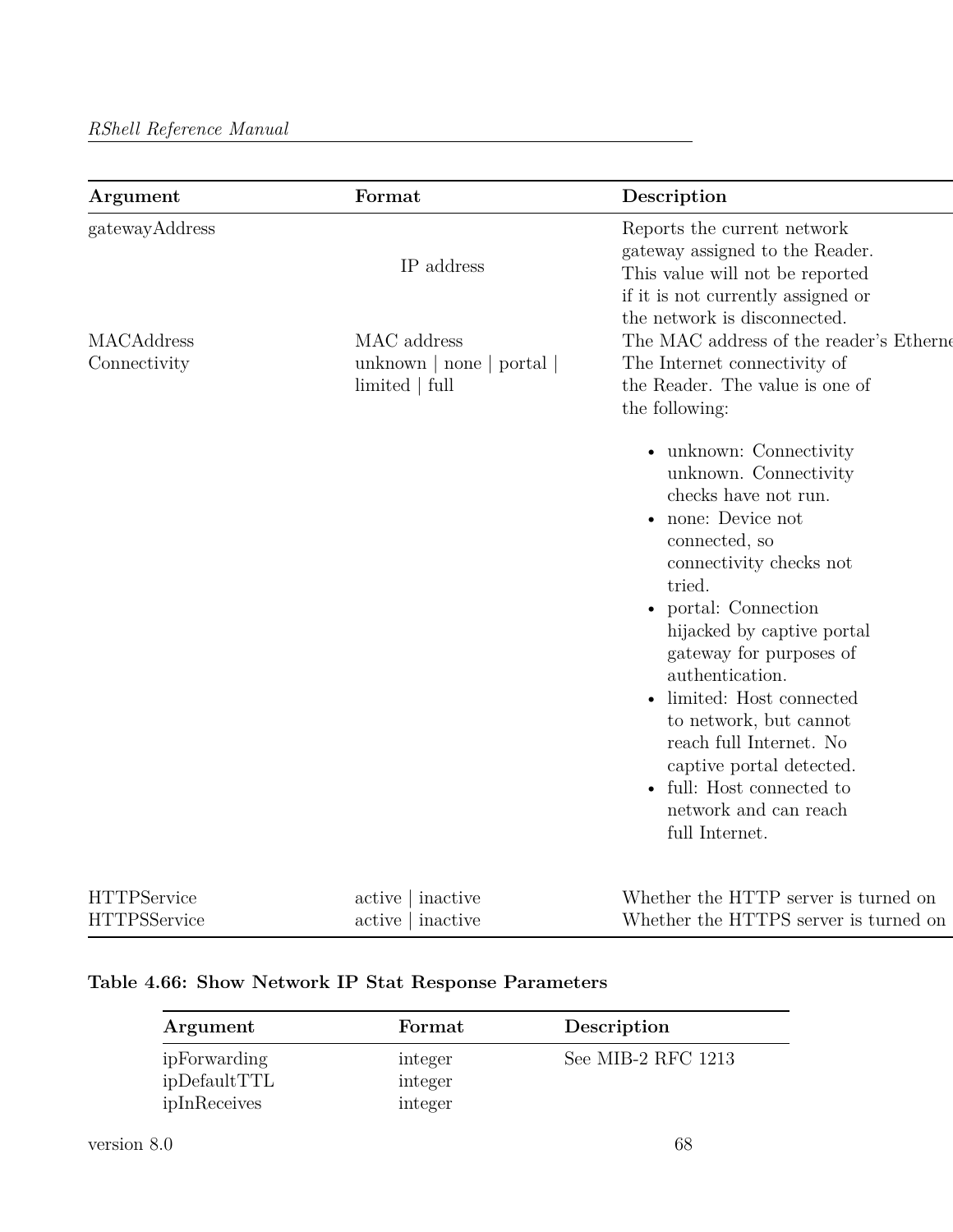| Argument | Format | Description |
|---|---|---|
| gatewayAddress | IP address | Reports the current network gateway assigned to the Reader. This value will not be reported if it is not currently assigned or the network is disconnected. |
| MACAddress | MAC address | The MAC address of the reader's Etherne |
| Connectivity | unknown \| none \| portal \| limited \| full | The Internet connectivity of the Reader. The value is one of the following:<br>• unknown: Connectivity unknown. Connectivity checks have not run.<br>• none: Device not connected, so connectivity checks not tried.<br>• portal: Connection hijacked by captive portal gateway for purposes of authentication.<br>• limited: Host connected to network, but cannot reach full Internet. No captive portal detected.<br>• full: Host connected to network and can reach full Internet. |
| HTTPService | active \| inactive | Whether the HTTP server is turned on |
| HTTPSService | active \| inactive | Whether the HTTPS server is turned on |

**Table 4.66: Show Network IP Stat Response Parameters**

| Argument | Format | Description |
|---|---|---|
| ipForwarding | integer | See MIB-2 RFC 1213 |
| ipDefaultTTL | integer | |
| ipInReceives | integer | |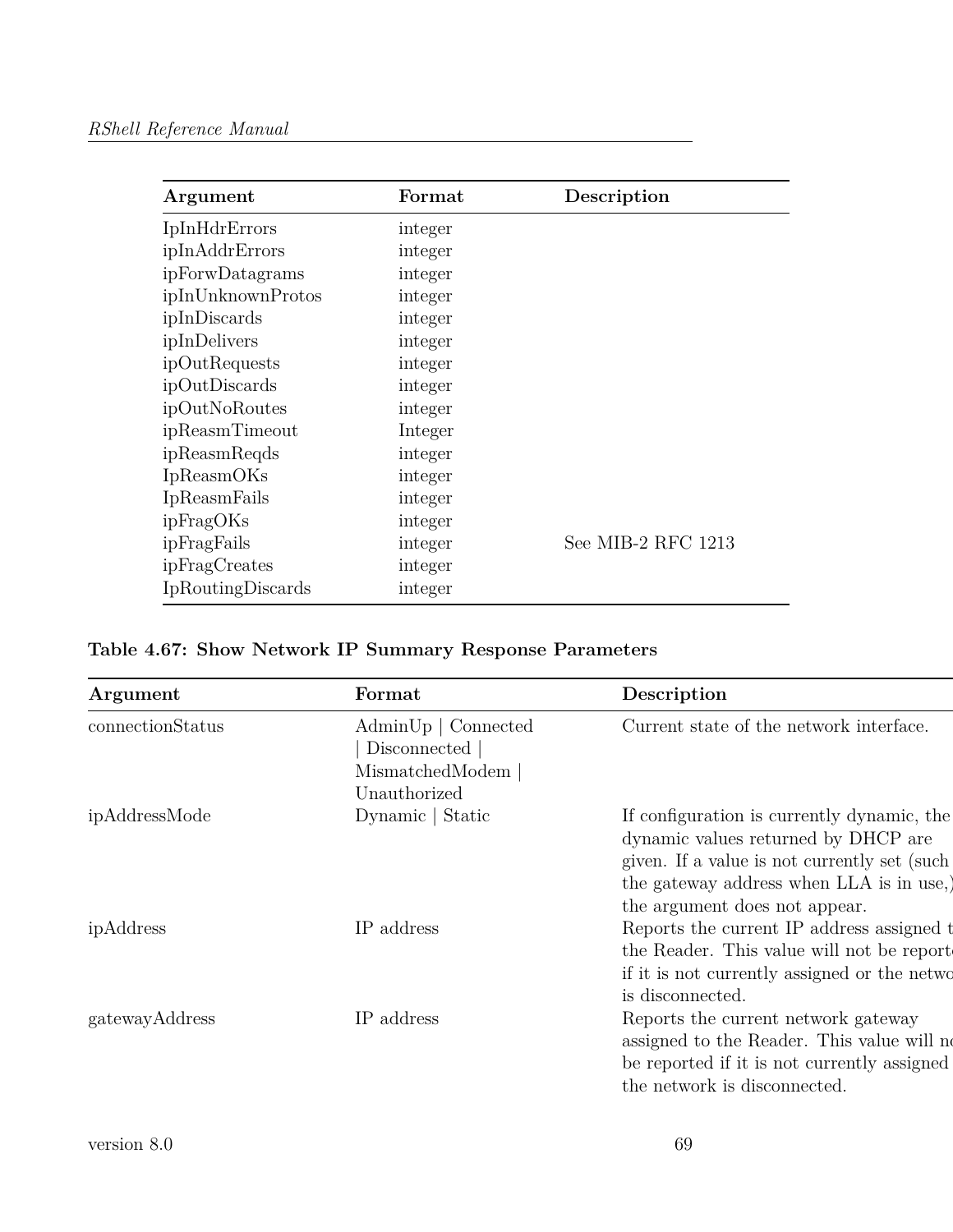| Argument | Format | Description |
|---|---|---|
| IpInHdrErrors | integer | |
| ipInAddrErrors | integer | |
| ipForwDatagrams | integer | |
| ipInUnknownProtos | integer | |
| ipInDiscards | integer | |
| ipInDelivers | integer | |
| ipOutRequests | integer | |
| ipOutDiscards | integer | |
| ipOutNoRoutes | integer | |
| ipReasmTimeout | Integer | |
| ipReasmReqds | integer | |
| IpReasmOKs | integer | |
| IpReasmFails | integer | |
| ipFragOKs | integer | |
| ipFragFails | integer | See MIB-2 RFC 1213 |
| ipFragCreates | integer | |
| IpRoutingDiscards | integer | |

**Table 4.67: Show Network IP Summary Response Parameters**

| Argument | Format | Description |
|---|---|---|
| connectionStatus | AdminUp \| Connected \| Disconnected \| MismatchedModem \| Unauthorized | Current state of the network interface. |
| ipAddressMode | Dynamic \| Static | If configuration is currently dynamic, the dynamic values returned by DHCP are given. If a value is not currently set (such the gateway address when LLA is in use,) the argument does not appear. |
| ipAddress | IP address | Reports the current IP address assigned t the Reader. This value will not be report if it is not currently assigned or the netwo is disconnected. |
| gatewayAddress | IP address | Reports the current network gateway assigned to the Reader. This value will no be reported if it is not currently assigned the network is disconnected. |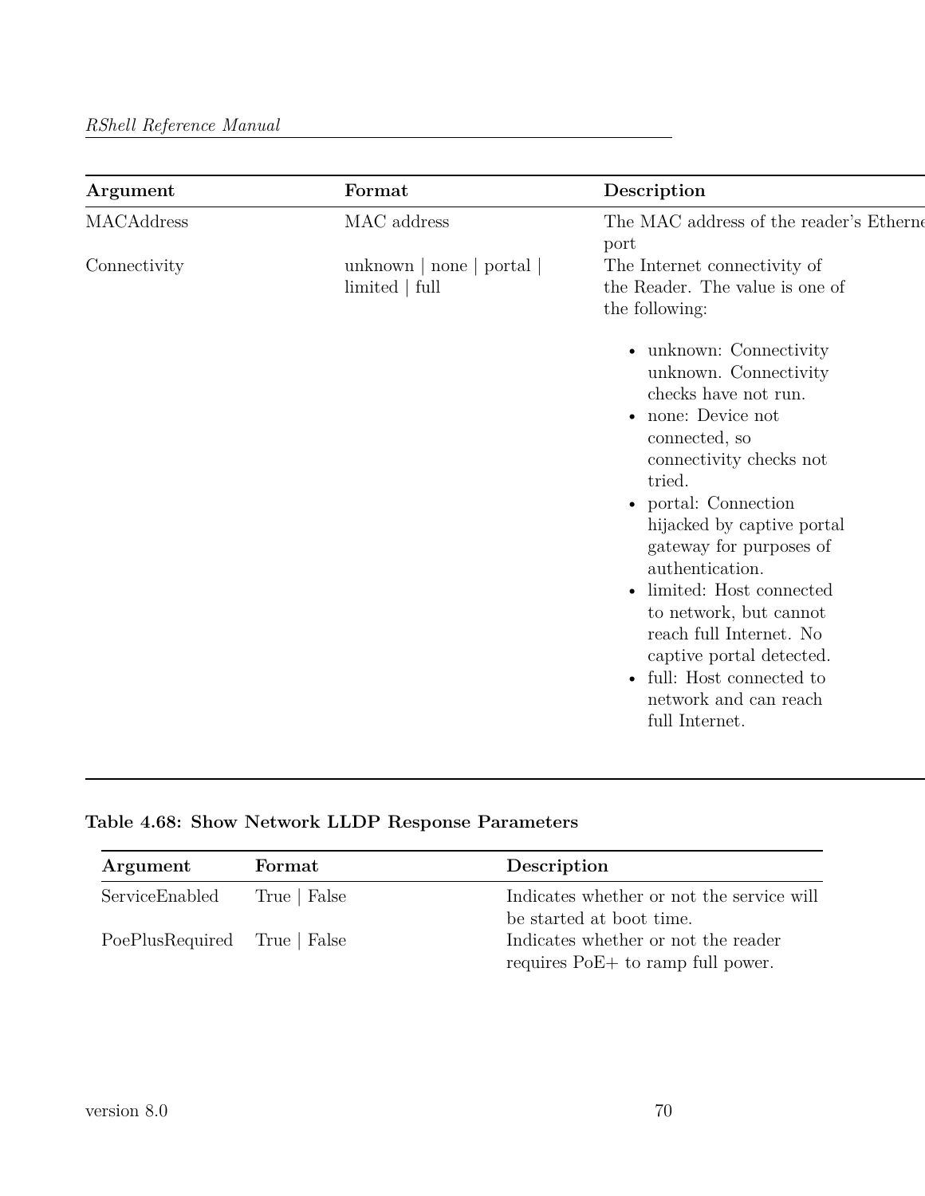| Argument | Format | Description |
| --- | --- | --- |
| MACAddress | MAC address | The MAC address of the reader's Ethernet port |
| Connectivity | unknown \| none \| portal \| limited \| full | The Internet connectivity of the Reader. The value is one of the following:<br><br>• unknown: Connectivity unknown. Connectivity checks have not run.<br>• none: Device not connected, so connectivity checks not tried.<br>• portal: Connection hijacked by captive portal gateway for purposes of authentication.<br>• limited: Host connected to network, but cannot reach full Internet. No captive portal detected.<br>• full: Host connected to network and can reach full Internet. |

**Table 4.68: Show Network LLDP Response Parameters**

| Argument | Format | Description |
| --- | --- | --- |
| ServiceEnabled | True \| False | Indicates whether or not the service will be started at boot time. |
| PoePlusRequired | True \| False | Indicates whether or not the reader requires PoE+ to ramp full power. |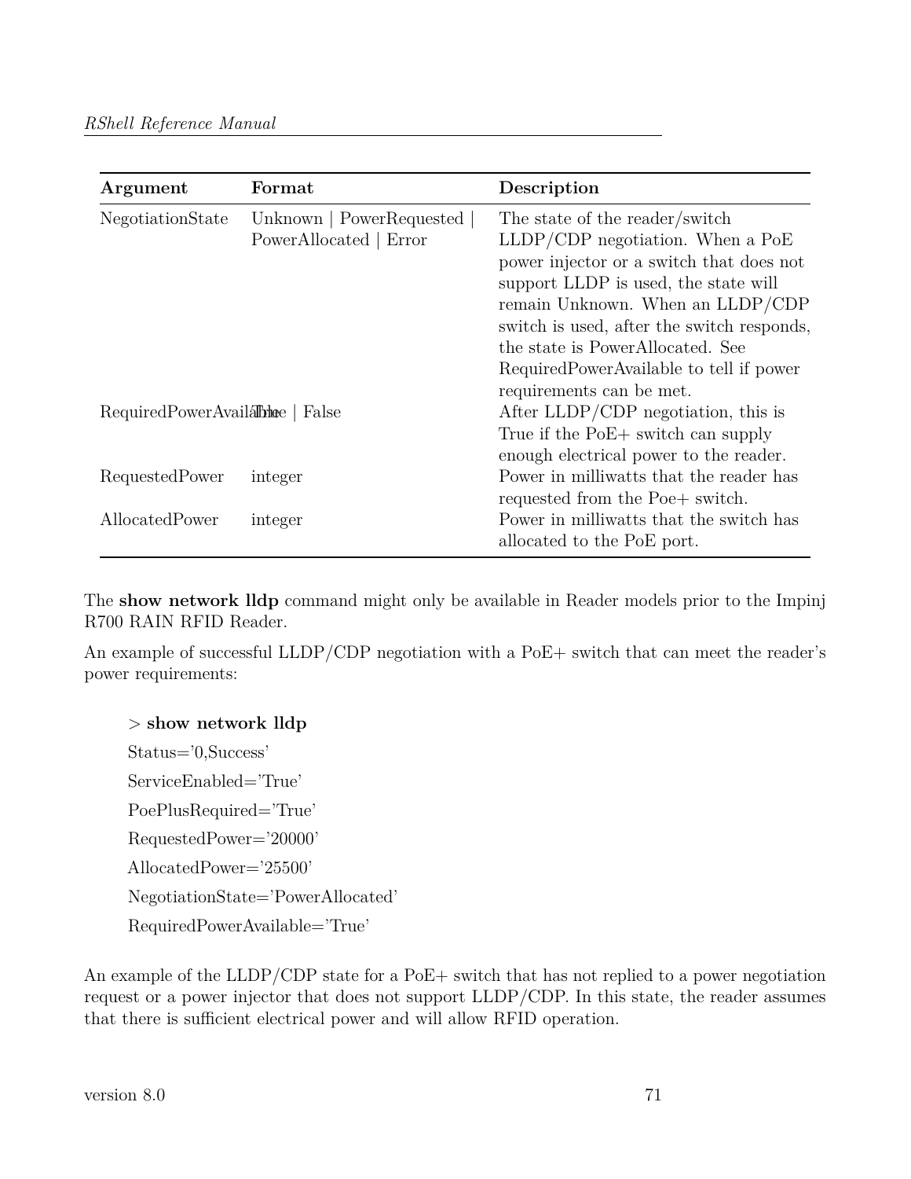| Argument | Format | Description |
| --- | --- | --- |
| NegotiationState | Unknown \| PowerRequested \| PowerAllocated \| Error | The state of the reader/switch LLDP/CDP negotiation. When a PoE power injector or a switch that does not support LLDP is used, the state will remain Unknown. When an LLDP/CDP switch is used, after the switch responds, the state is PowerAllocated. See RequiredPowerAvailable to tell if power requirements can be met. |
| RequiredPowerAvailable | True \| False | After LLDP/CDP negotiation, this is True if the PoE+ switch can supply enough electrical power to the reader. |
| RequestedPower | integer | Power in milliwatts that the reader has requested from the Poe+ switch. |
| AllocatedPower | integer | Power in milliwatts that the switch has allocated to the PoE port. |

The **show network lldp** command might only be available in Reader models prior to the Impinj R700 RAIN RFID Reader.

An example of successful LLDP/CDP negotiation with a PoE+ switch that can meet the reader's power requirements:

```
> show network lldp
Status='0,Success'
ServiceEnabled='True'
PoePlusRequired='True'
RequestedPower='20000'
AllocatedPower='25500'
NegotiationState='PowerAllocated'
RequiredPowerAvailable='True'
```

An example of the LLDP/CDP state for a PoE+ switch that has not replied to a power negotiation request or a power injector that does not support LLDP/CDP. In this state, the reader assumes that there is sufficient electrical power and will allow RFID operation.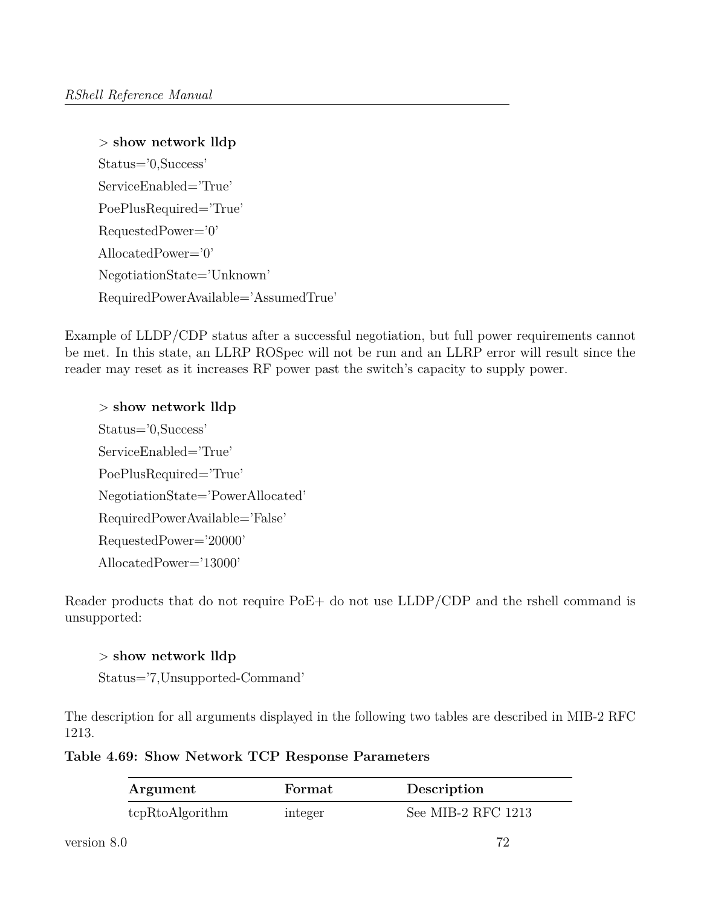> **show network lldp**
Status='0,Success'
ServiceEnabled='True'
PoePlusRequired='True'
RequestedPower='0'
AllocatedPower='0'
NegotiationState='Unknown'
RequiredPowerAvailable='AssumedTrue'

Example of LLDP/CDP status after a successful negotiation, but full power requirements cannot be met. In this state, an LLRP ROSpec will not be run and an LLRP error will result since the reader may reset as it increases RF power past the switch's capacity to supply power.

> **show network lldp**
Status='0,Success'
ServiceEnabled='True'
PoePlusRequired='True'
NegotiationState='PowerAllocated'
RequiredPowerAvailable='False'
RequestedPower='20000'
AllocatedPower='13000'

Reader products that do not require PoE+ do not use LLDP/CDP and the rshell command is unsupported:

> **show network lldp**
Status='7,Unsupported-Command'

The description for all arguments displayed in the following two tables are described in MIB-2 RFC 1213.

**Table 4.69: Show Network TCP Response Parameters**

| Argument | Format | Description |
|---|---|---|
| tcpRtoAlgorithm | integer | See MIB-2 RFC 1213 |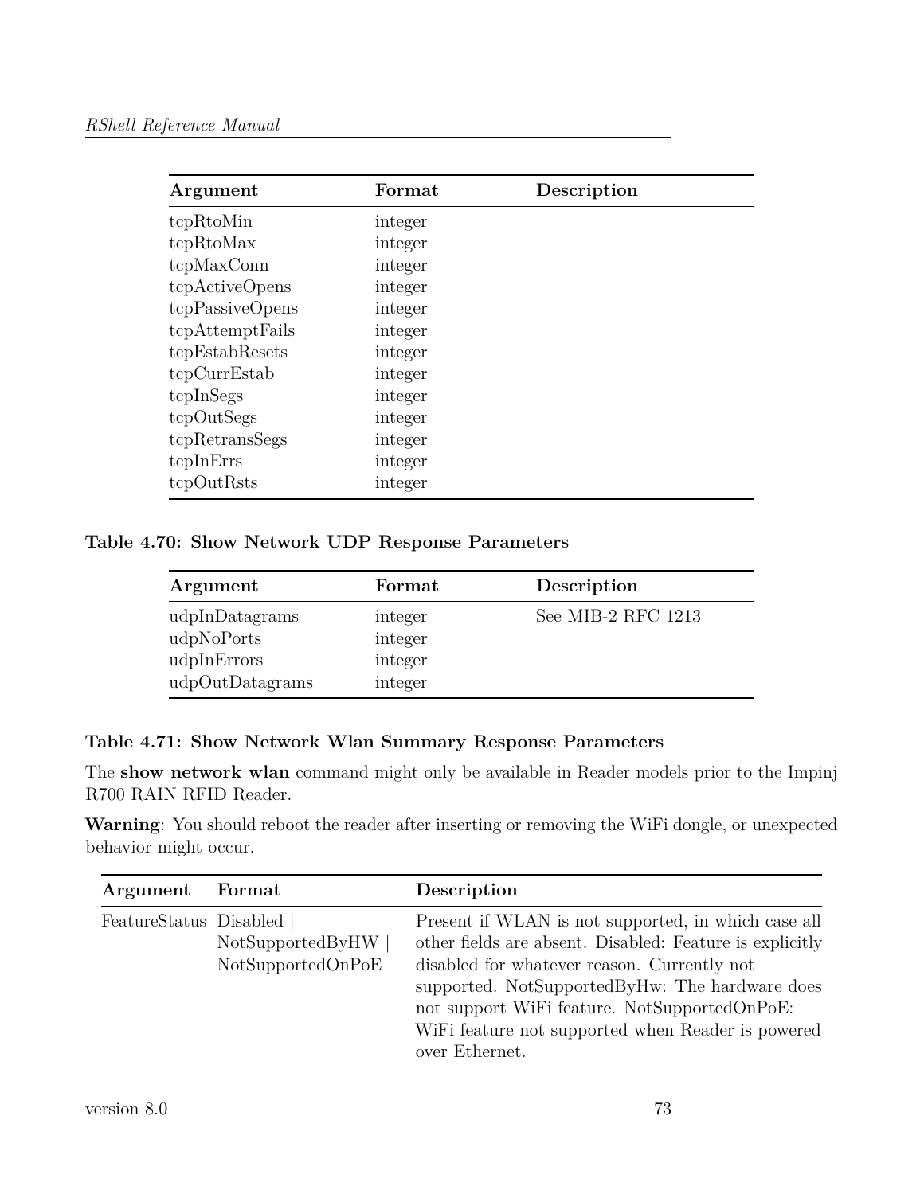| Argument | Format | Description |
|---|---|---|
| tcpRtoMin | integer | |
| tcpRtoMax | integer | |
| tcpMaxConn | integer | |
| tcpActiveOpens | integer | |
| tcpPassiveOpens | integer | |
| tcpAttemptFails | integer | |
| tcpEstabResets | integer | |
| tcpCurrEstab | integer | |
| tcpInSegs | integer | |
| tcpOutSegs | integer | |
| tcpRetransSegs | integer | |
| tcpInErrs | integer | |
| tcpOutRsts | integer | |

**Table 4.70: Show Network UDP Response Parameters**

| Argument | Format | Description |
|---|---|---|
| udpInDatagrams | integer | See MIB-2 RFC 1213 |
| udpNoPorts | integer | |
| udpInErrors | integer | |
| udpOutDatagrams | integer | |

**Table 4.71: Show Network Wlan Summary Response Parameters**

The **show network wlan** command might only be available in Reader models prior to the Impinj R700 RAIN RFID Reader.

**Warning**: You should reboot the reader after inserting or removing the WiFi dongle, or unexpected behavior might occur.

| Argument | Format | Description |
|---|---|---|
| FeatureStatus | Disabled \| NotSupportedByHW \| NotSupportedOnPoE | Present if WLAN is not supported, in which case all other fields are absent. Disabled: Feature is explicitly disabled for whatever reason. Currently not supported. NotSupportedByHw: The hardware does not support WiFi feature. NotSupportedOnPoE: WiFi feature not supported when Reader is powered over Ethernet. |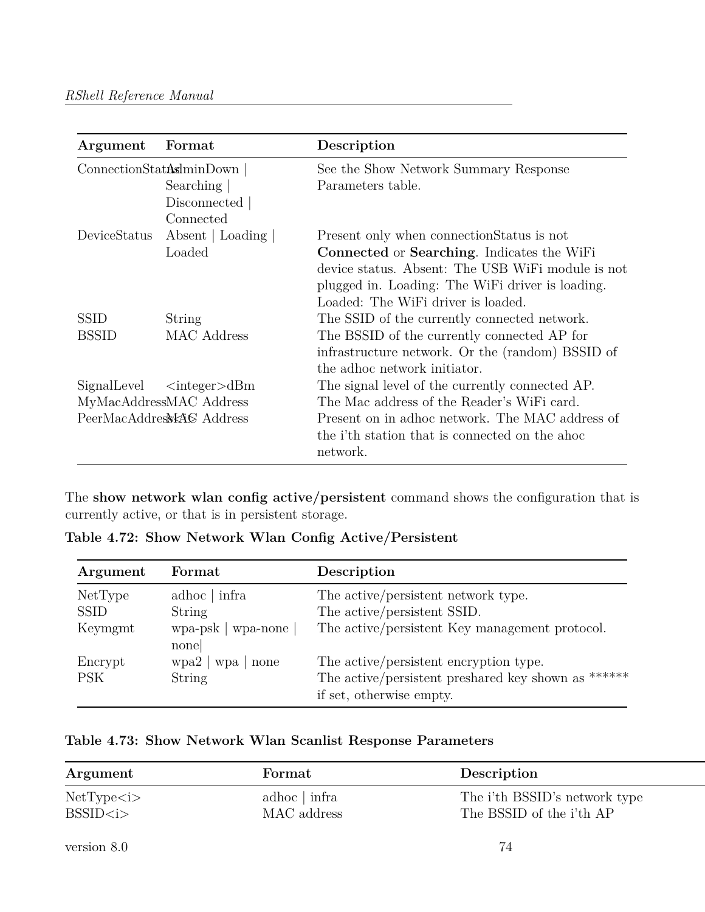| Argument | Format | Description |
|---|---|---|
| ConnectionStatus | AdminDown \| Searching \| Disconnected \| Connected | See the Show Network Summary Response Parameters table. |
| DeviceStatus | Absent \| Loading \| Loaded | Present only when connectionStatus is not **Connected** or **Searching**. Indicates the WiFi device status. Absent: The USB WiFi module is not plugged in. Loading: The WiFi driver is loading. Loaded: The WiFi driver is loaded. |
| SSID | String | The SSID of the currently connected network. |
| BSSID | MAC Address | The BSSID of the currently connected AP for infrastructure network. Or the (random) BSSID of the adhoc network initiator. |
| SignalLevel | <integer>dBm | The signal level of the currently connected AP. |
| MyMacAddress | MAC Address | The Mac address of the Reader's WiFi card. |
| PeerMacAddress<i> | MAC Address | Present on in adhoc network. The MAC address of the i'th station that is connected on the ahoc network. |

The **show network wlan config active/persistent** command shows the configuration that is currently active, or that is in persistent storage.

**Table 4.72: Show Network Wlan Config Active/Persistent**

| Argument | Format | Description |
|---|---|---|
| NetType | adhoc \| infra | The active/persistent network type. |
| SSID | String | The active/persistent SSID. |
| Keymgmt | wpa-psk \| wpa-none \| none\| | The active/persistent Key management protocol. |
| Encrypt | wpa2 \| wpa \| none | The active/persistent encryption type. |
| PSK | String | The active/persistent preshared key shown as ****** if set, otherwise empty. |

**Table 4.73: Show Network Wlan Scanlist Response Parameters**

| Argument | Format | Description |
|---|---|---|
| NetType<i> | adhoc \| infra | The i'th BSSID's network type |
| BSSID<i> | MAC address | The BSSID of the i'th AP |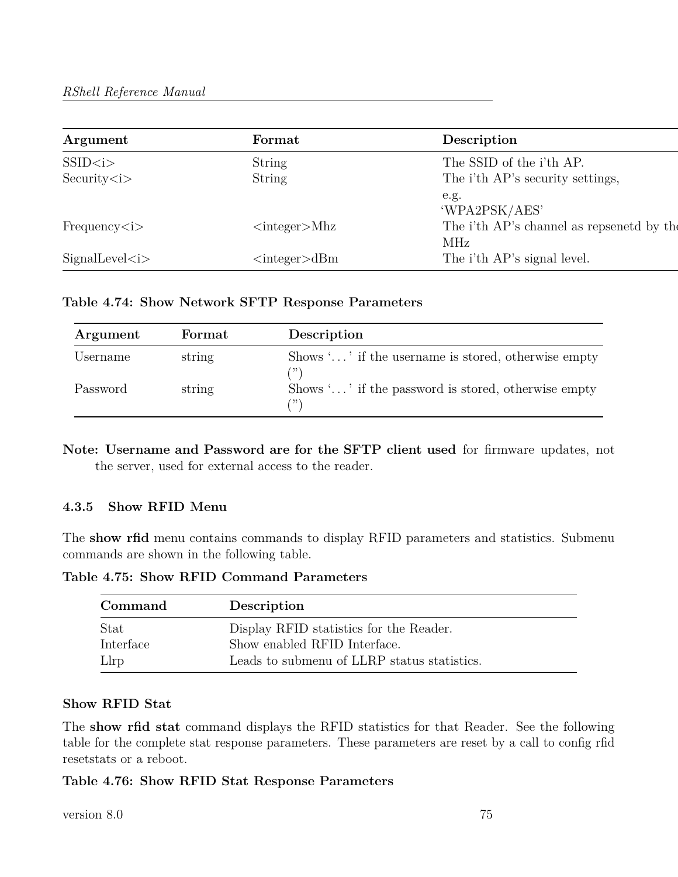| Argument | Format | Description |
| --- | --- | --- |
| SSID<i> | String | The SSID of the i'th AP. |
| Security<i> | String | The i'th AP's security settings, e.g. 'WPA2PSK/AES' |
| Frequency<i> | <integer>Mhz | The i'th AP's channel as repsenetd by the MHz |
| SignalLevel<i> | <integer>dBm | The i'th AP's signal level. |

**Table 4.74: Show Network SFTP Response Parameters**

| Argument | Format | Description |
| --- | --- | --- |
| Username | string | Shows '. . . ' if the username is stored, otherwise empty (") |
| Password | string | Shows '. . . ' if the password is stored, otherwise empty (") |

**Note: Username and Password are for the SFTP client used** for firmware updates, not the server, used for external access to the reader.

### 4.3.5 Show RFID Menu

The **show rfid** menu contains commands to display RFID parameters and statistics. Submenu commands are shown in the following table.

**Table 4.75: Show RFID Command Parameters**

| Command | Description |
| --- | --- |
| Stat | Display RFID statistics for the Reader. |
| Interface | Show enabled RFID Interface. |
| Llrp | Leads to submenu of LLRP status statistics. |

#### Show RFID Stat

The **show rfid stat** command displays the RFID statistics for that Reader. See the following table for the complete stat response parameters. These parameters are reset by a call to config rfid resetstats or a reboot.

**Table 4.76: Show RFID Stat Response Parameters**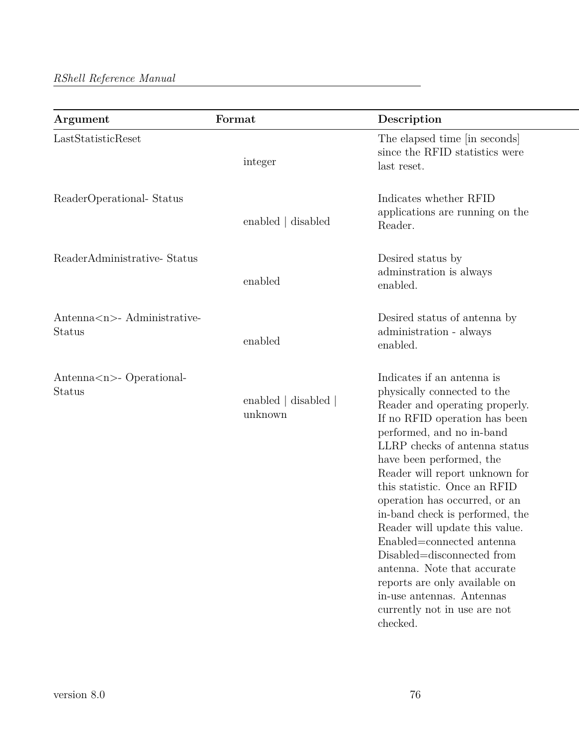| Argument | Format | Description |
|---|---|---|
| LastStatisticReset | integer | The elapsed time [in seconds] since the RFID statistics were last reset. |
| ReaderOperational- Status | enabled \| disabled | Indicates whether RFID applications are running on the Reader. |
| ReaderAdministrative- Status | enabled | Desired status by adminstration is always enabled. |
| Antenna<n>- Administrative-Status | enabled | Desired status of antenna by administration - always enabled. |
| Antenna<n>- Operational-Status | enabled \| disabled \| unknown | Indicates if an antenna is physically connected to the Reader and operating properly. If no RFID operation has been performed, and no in-band LLRP checks of antenna status have been performed, the Reader will report unknown for this statistic. Once an RFID operation has occurred, or an in-band check is performed, the Reader will update this value. Enabled=connected antenna Disabled=disconnected from antenna. Note that accurate reports are only available on in-use antennas. Antennas currently not in use are not checked. |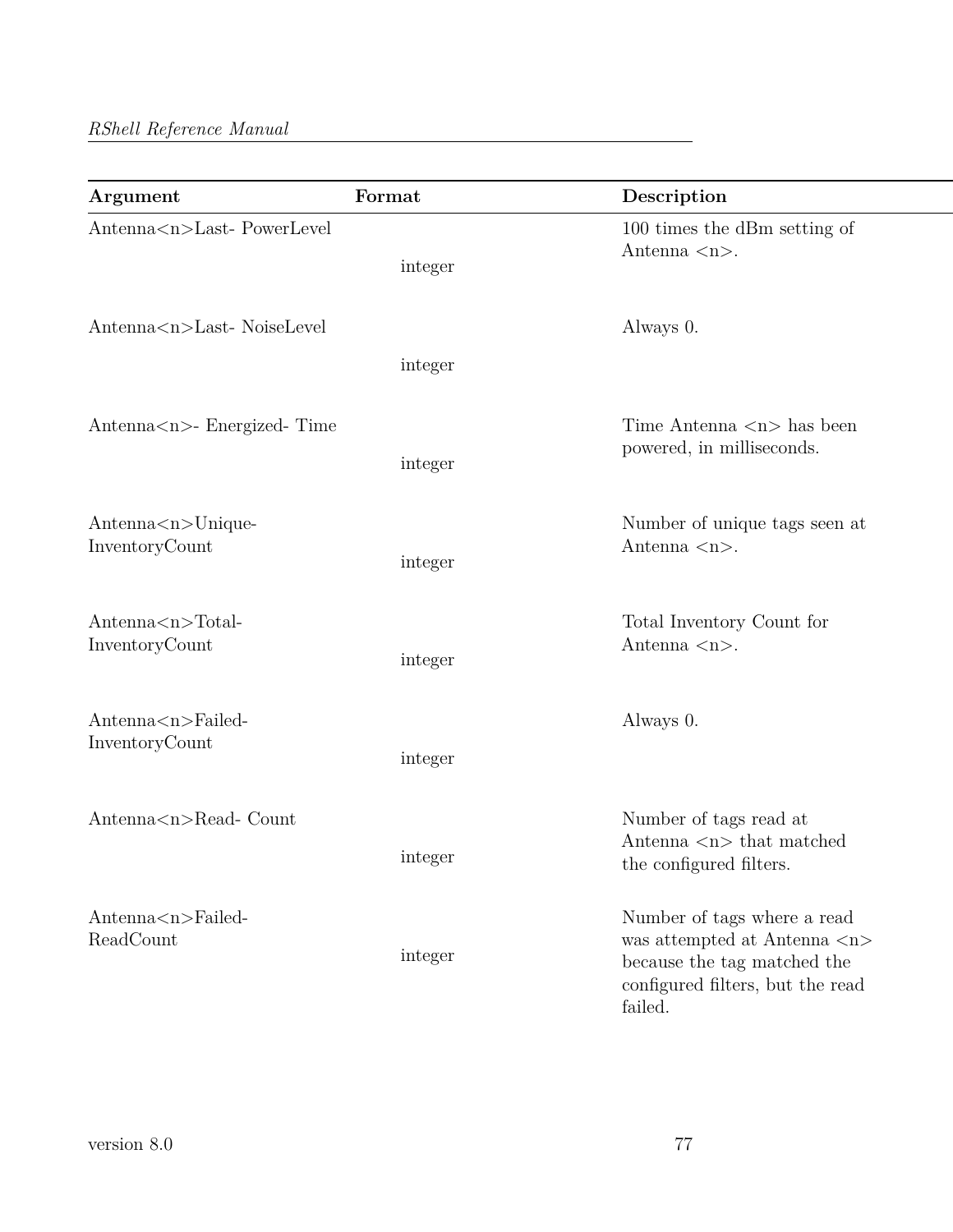| Argument | Format | Description |
|---|---|---|
| Antenna<n>Last- PowerLevel | integer | 100 times the dBm setting of Antenna <n>. |
| Antenna<n>Last- NoiseLevel | integer | Always 0. |
| Antenna<n>- Energized- Time | integer | Time Antenna <n> has been powered, in milliseconds. |
| Antenna<n>Unique- InventoryCount | integer | Number of unique tags seen at Antenna <n>. |
| Antenna<n>Total- InventoryCount | integer | Total Inventory Count for Antenna <n>. |
| Antenna<n>Failed- InventoryCount | integer | Always 0. |
| Antenna<n>Read- Count | integer | Number of tags read at Antenna <n> that matched the configured filters. |
| Antenna<n>Failed- ReadCount | integer | Number of tags where a read was attempted at Antenna <n> because the tag matched the configured filters, but the read failed. |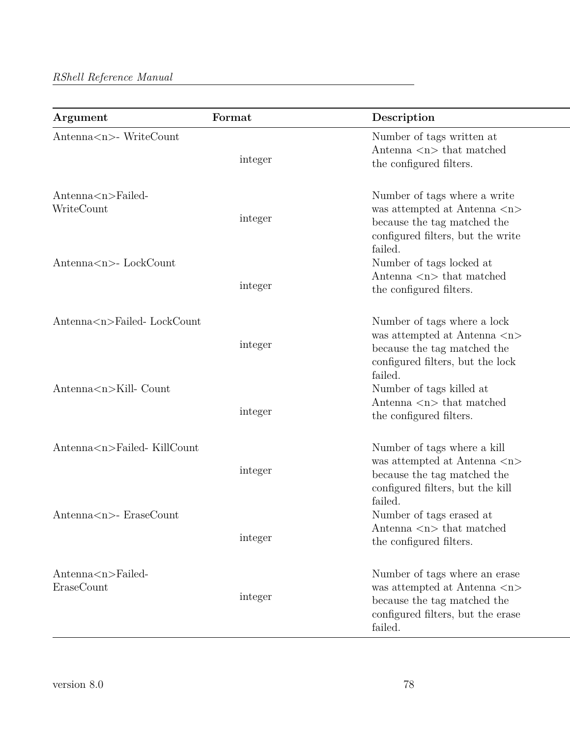| Argument | Format | Description |
| --- | --- | --- |
| Antenna<n>- WriteCount | integer | Number of tags written at Antenna <n> that matched the configured filters. |
| Antenna<n>Failed- WriteCount | integer | Number of tags where a write was attempted at Antenna <n> because the tag matched the configured filters, but the write failed. |
| Antenna<n>- LockCount | integer | Number of tags locked at Antenna <n> that matched the configured filters. |
| Antenna<n>Failed- LockCount | integer | Number of tags where a lock was attempted at Antenna <n> because the tag matched the configured filters, but the lock failed. |
| Antenna<n>Kill- Count | integer | Number of tags killed at Antenna <n> that matched the configured filters. |
| Antenna<n>Failed- KillCount | integer | Number of tags where a kill was attempted at Antenna <n> because the tag matched the configured filters, but the kill failed. |
| Antenna<n>- EraseCount | integer | Number of tags erased at Antenna <n> that matched the configured filters. |
| Antenna<n>Failed- EraseCount | integer | Number of tags where an erase was attempted at Antenna <n> because the tag matched the configured filters, but the erase failed. |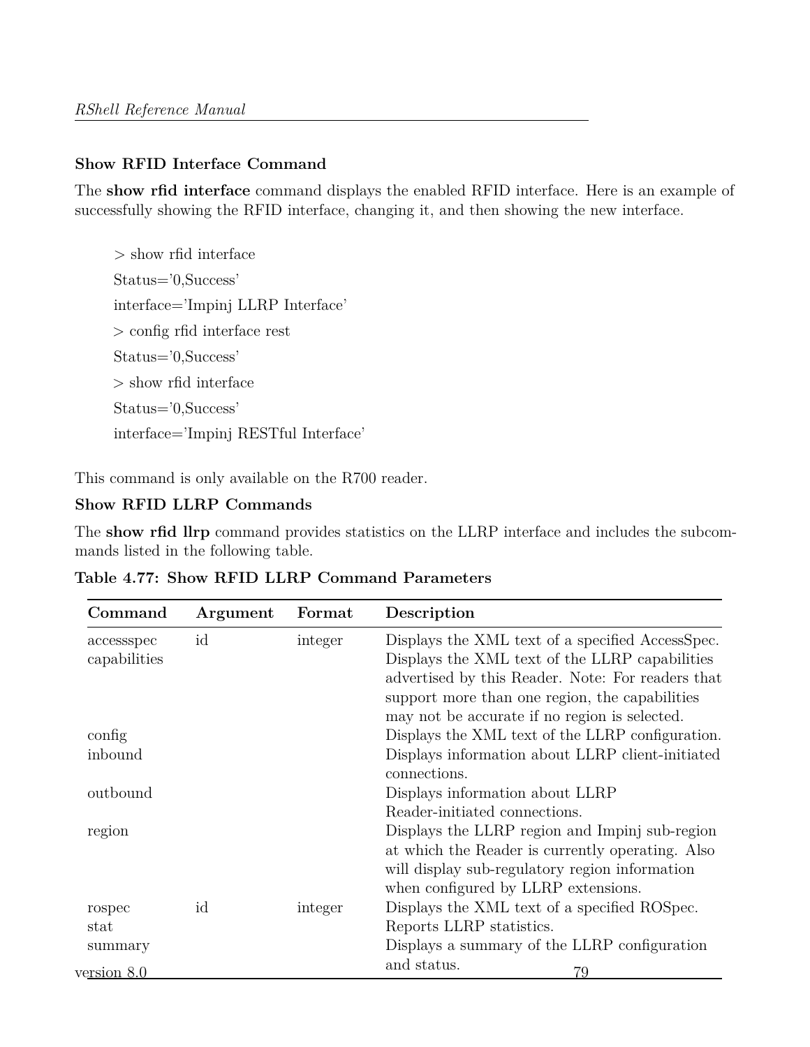### Show RFID Interface Command

The **show rfid interface** command displays the enabled RFID interface. Here is an example of successfully showing the RFID interface, changing it, and then showing the new interface.

```
> show rfid interface
Status='0,Success'
interface='Impinj LLRP Interface'
> config rfid interface rest
Status='0,Success'
> show rfid interface
Status='0,Success'
interface='Impinj RESTful Interface'
```

This command is only available on the R700 reader.

### Show RFID LLRP Commands

The **show rfid llrp** command provides statistics on the LLRP interface and includes the subcommands listed in the following table.

**Table 4.77: Show RFID LLRP Command Parameters**

| Command | Argument | Format | Description |
|---|---|---|---|
| accessspec | id | integer | Displays the XML text of a specified AccessSpec. |
| capabilities | | | Displays the XML text of the LLRP capabilities advertised by this Reader. Note: For readers that support more than one region, the capabilities may not be accurate if no region is selected. |
| config | | | Displays the XML text of the LLRP configuration. |
| inbound | | | Displays information about LLRP client-initiated connections. |
| outbound | | | Displays information about LLRP Reader-initiated connections. |
| region | | | Displays the LLRP region and Impinj sub-region at which the Reader is currently operating. Also will display sub-regulatory region information when configured by LLRP extensions. |
| rospec | id | integer | Displays the XML text of a specified ROSpec. |
| stat | | | Reports LLRP statistics. |
| summary | | | Displays a summary of the LLRP configuration and status. |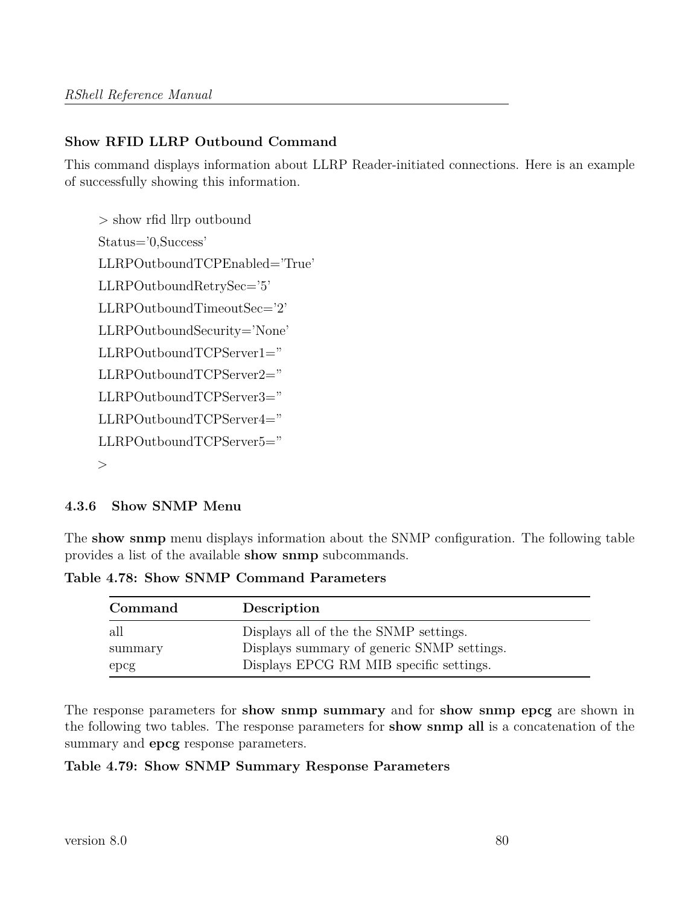**Show RFID LLRP Outbound Command**

This command displays information about LLRP Reader-initiated connections. Here is an example of successfully showing this information.

```
> show rfid llrp outbound
Status='0,Success'
LLRPOutboundTCPEnabled='True'
LLRPOutboundRetrySec='5'
LLRPOutboundTimeoutSec='2'
LLRPOutboundSecurity='None'
LLRPOutboundTCPServer1=''
LLRPOutboundTCPServer2=''
LLRPOutboundTCPServer3=''
LLRPOutboundTCPServer4=''
LLRPOutboundTCPServer5=''
>
```

### 4.3.6 Show SNMP Menu

The **show snmp** menu displays information about the SNMP configuration. The following table provides a list of the available **show snmp** subcommands.

**Table 4.78: Show SNMP Command Parameters**

| Command | Description |
|---|---|
| all | Displays all of the the SNMP settings. |
| summary | Displays summary of generic SNMP settings. |
| epcg | Displays EPCG RM MIB specific settings. |

The response parameters for **show snmp summary** and for **show snmp epcg** are shown in the following two tables. The response parameters for **show snmp all** is a concatenation of the summary and **epcg** response parameters.

**Table 4.79: Show SNMP Summary Response Parameters**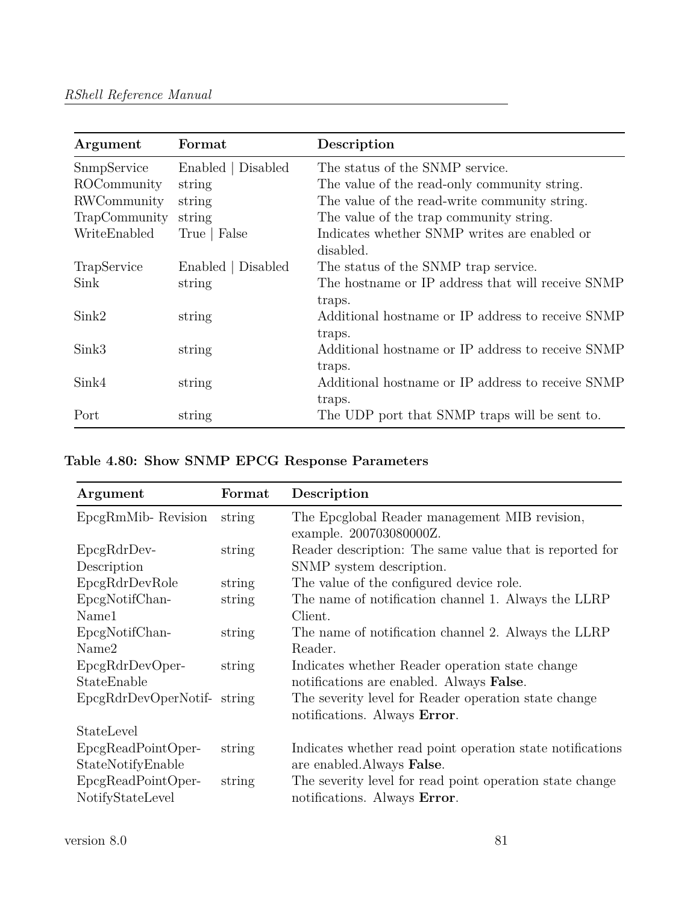| Argument | Format | Description |
| --- | --- | --- |
| SnmpService | Enabled \| Disabled | The status of the SNMP service. |
| ROCommunity | string | The value of the read-only community string. |
| RWCommunity | string | The value of the read-write community string. |
| TrapCommunity | string | The value of the trap community string. |
| WriteEnabled | True \| False | Indicates whether SNMP writes are enabled or disabled. |
| TrapService | Enabled \| Disabled | The status of the SNMP trap service. |
| Sink | string | The hostname or IP address that will receive SNMP traps. |
| Sink2 | string | Additional hostname or IP address to receive SNMP traps. |
| Sink3 | string | Additional hostname or IP address to receive SNMP traps. |
| Sink4 | string | Additional hostname or IP address to receive SNMP traps. |
| Port | string | The UDP port that SNMP traps will be sent to. |

**Table 4.80: Show SNMP EPCG Response Parameters**

| Argument | Format | Description |
| --- | --- | --- |
| EpcgRmMib- Revision | string | The Epcglobal Reader management MIB revision, example. 200703080000Z. |
| EpcgRdrDev-Description | string | Reader description: The same value that is reported for SNMP system description. |
| EpcgRdrDevRole | string | The value of the configured device role. |
| EpcgNotifChan-Name1 | string | The name of notification channel 1. Always the LLRP Client. |
| EpcgNotifChan-Name2 | string | The name of notification channel 2. Always the LLRP Reader. |
| EpcgRdrDevOper-StateEnable | string | Indicates whether Reader operation state change notifications are enabled. Always **False**. |
| EpcgRdrDevOperNotif-StateLevel | string | The severity level for Reader operation state change notifications. Always **Error**. |
| EpcgReadPointOper-StateNotifyEnable | string | Indicates whether read point operation state notifications are enabled.Always **False**. |
| EpcgReadPointOper-NotifyStateLevel | string | The severity level for read point operation state change notifications. Always **Error**. |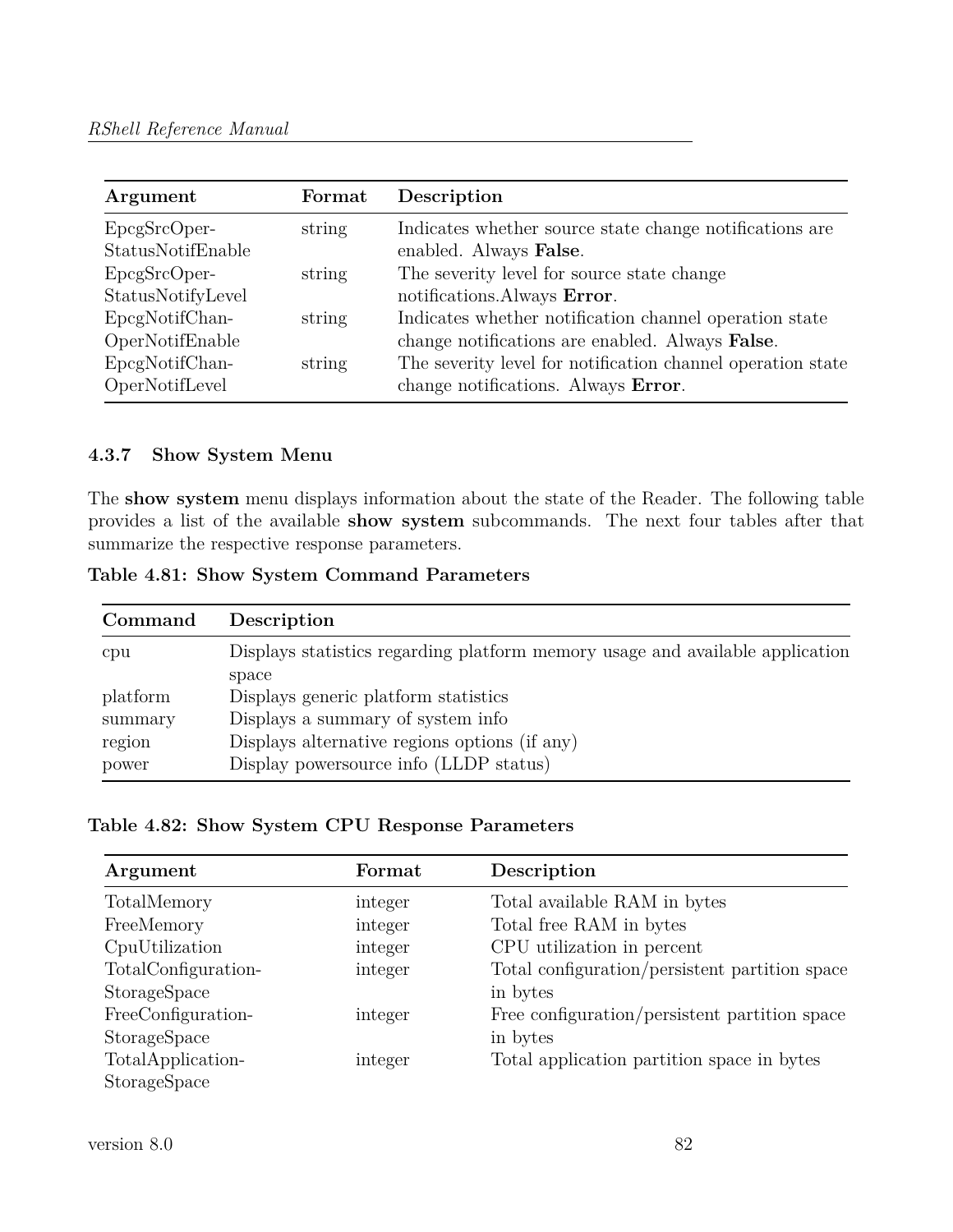| Argument | Format | Description |
|---|---|---|
| EpcgSrcOper-StatusNotifEnable | string | Indicates whether source state change notifications are enabled. Always **False**. |
| EpcgSrcOper-StatusNotifyLevel | string | The severity level for source state change notifications.Always **Error**. |
| EpcgNotifChan-OperNotifEnable | string | Indicates whether notification channel operation state change notifications are enabled. Always **False**. |
| EpcgNotifChan-OperNotifLevel | string | The severity level for notification channel operation state change notifications. Always **Error**. |

### 4.3.7 Show System Menu

The **show system** menu displays information about the state of the Reader. The following table provides a list of the available **show system** subcommands. The next four tables after that summarize the respective response parameters.

**Table 4.81: Show System Command Parameters**

| Command | Description |
|---|---|
| cpu | Displays statistics regarding platform memory usage and available application space |
| platform | Displays generic platform statistics |
| summary | Displays a summary of system info |
| region | Displays alternative regions options (if any) |
| power | Display powersource info (LLDP status) |

**Table 4.82: Show System CPU Response Parameters**

| Argument | Format | Description |
|---|---|---|
| TotalMemory | integer | Total available RAM in bytes |
| FreeMemory | integer | Total free RAM in bytes |
| CpuUtilization | integer | CPU utilization in percent |
| TotalConfiguration-StorageSpace | integer | Total configuration/persistent partition space in bytes |
| FreeConfiguration-StorageSpace | integer | Free configuration/persistent partition space in bytes |
| TotalApplication-StorageSpace | integer | Total application partition space in bytes |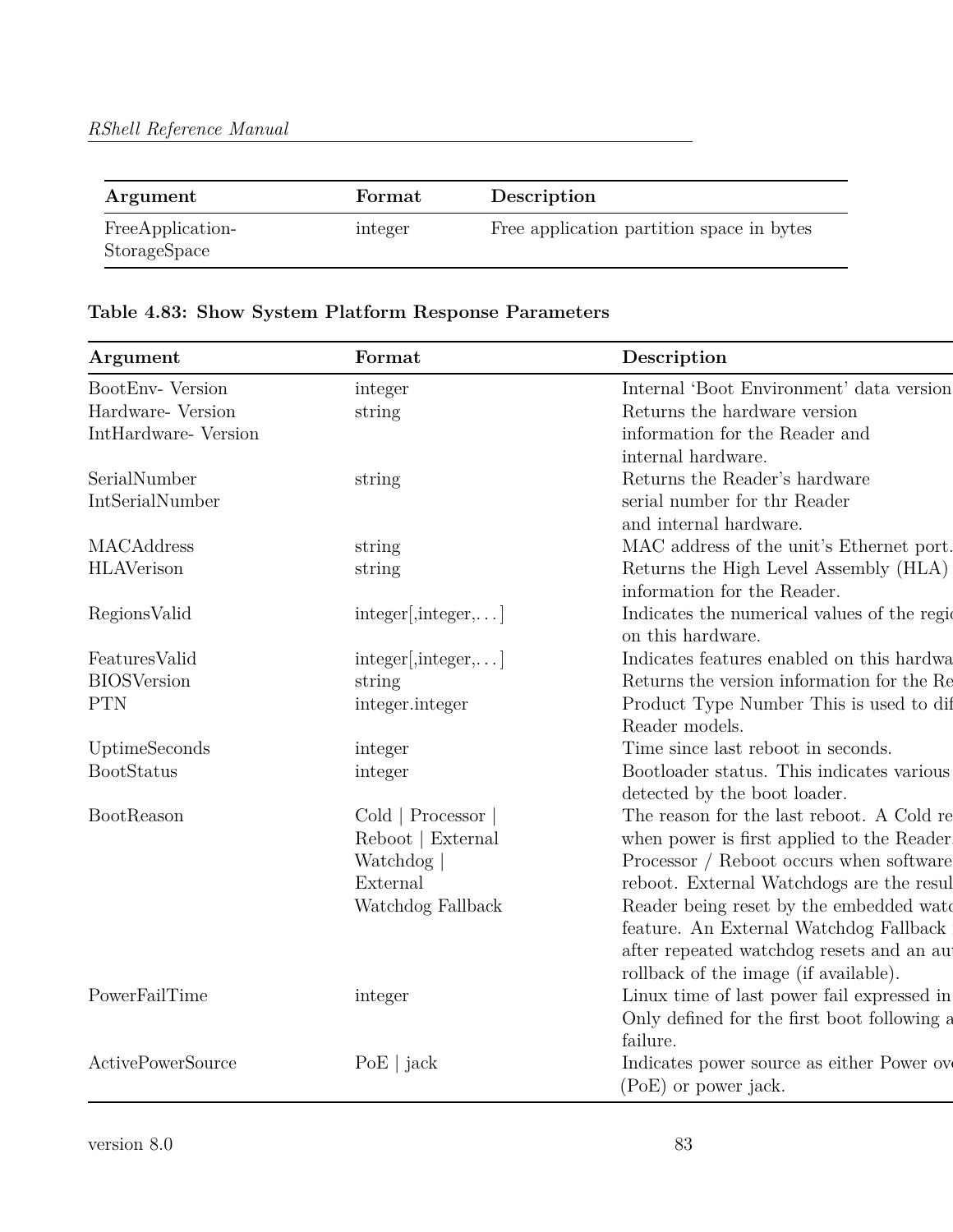| Argument | Format | Description |
|---|---|---|
| FreeApplication-StorageSpace | integer | Free application partition space in bytes |

**Table 4.83: Show System Platform Response Parameters**

| Argument | Format | Description |
|---|---|---|
| BootEnv- Version | integer | Internal ‘Boot Environment’ data version |
| Hardware- Version<br>IntHardware- Version | string | Returns the hardware version information for the Reader and internal hardware. |
| SerialNumber<br>IntSerialNumber | string | Returns the Reader’s hardware serial number for thr Reader and internal hardware. |
| MACAddress | string | MAC address of the unit’s Ethernet port. |
| HLAVerison | string | Returns the High Level Assembly (HLA) information for the Reader. |
| RegionsValid | integer[,integer,…] | Indicates the numerical values of the regio on this hardware. |
| FeaturesValid | integer[,integer,…] | Indicates features enabled on this hardwa |
| BIOSVersion | string | Returns the version information for the Re |
| PTN | integer.integer | Product Type Number This is used to dif Reader models. |
| UptimeSeconds | integer | Time since last reboot in seconds. |
| BootStatus | integer | Bootloader status. This indicates various detected by the boot loader. |
| BootReason | Cold \| Processor \| Reboot \| External Watchdog \| External Watchdog Fallback | The reason for the last reboot. A Cold re when power is first applied to the Reader. Processor / Reboot occurs when software reboot. External Watchdogs are the resul Reader being reset by the embedded watc feature. An External Watchdog Fallback after repeated watchdog resets and an au rollback of the image (if available). |
| PowerFailTime | integer | Linux time of last power fail expressed in Only defined for the first boot following a failure. |
| ActivePowerSource | PoE \| jack | Indicates power source as either Power ove (PoE) or power jack. |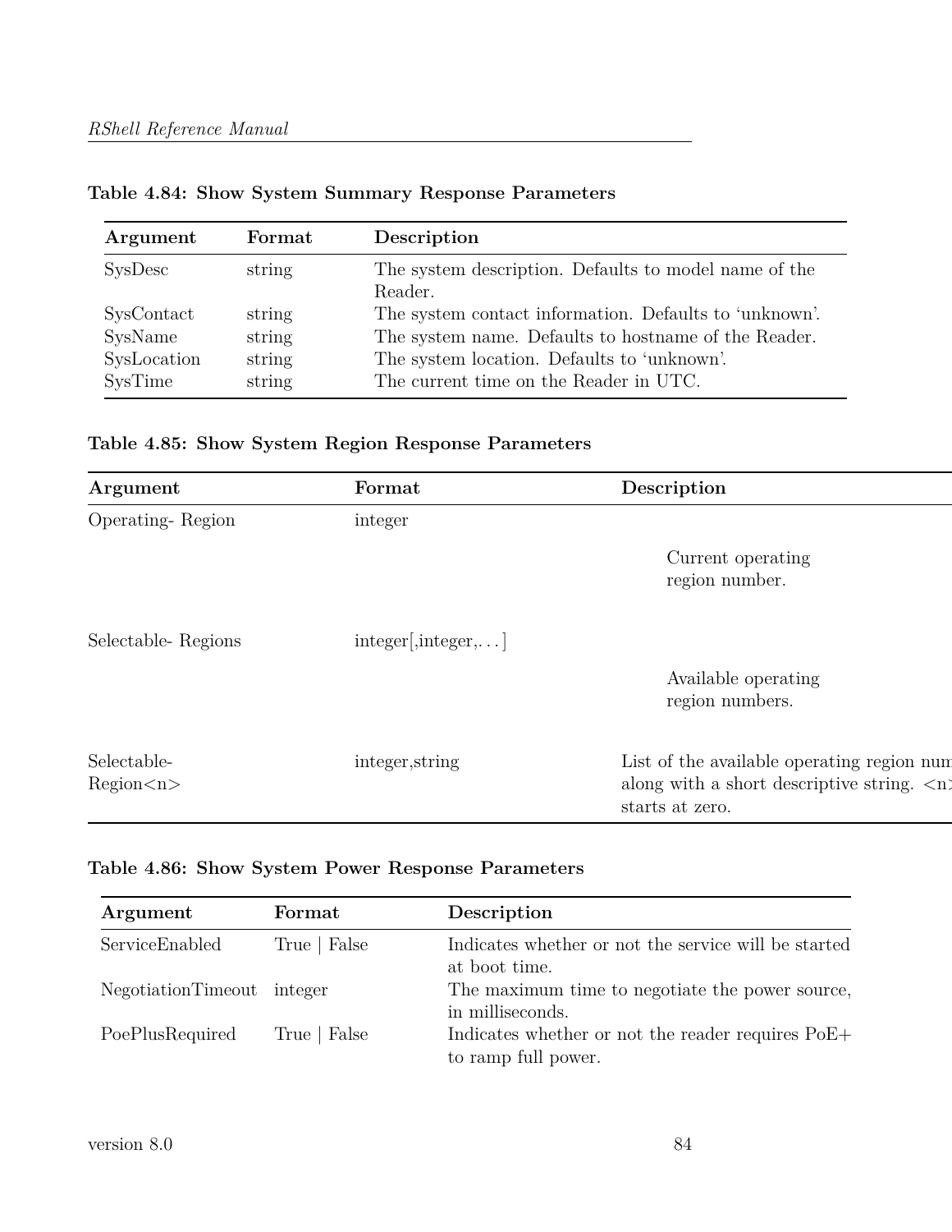**Table 4.84: Show System Summary Response Parameters**

| Argument | Format | Description |
|---|---|---|
| SysDesc | string | The system description. Defaults to model name of the Reader. |
| SysContact | string | The system contact information. Defaults to 'unknown'. |
| SysName | string | The system name. Defaults to hostname of the Reader. |
| SysLocation | string | The system location. Defaults to 'unknown'. |
| SysTime | string | The current time on the Reader in UTC. |

**Table 4.85: Show System Region Response Parameters**

| Argument | Format | Description |
|---|---|---|
| Operating- Region | integer | Current operating region number. |
| Selectable- Regions | integer[,integer,...] | Available operating region numbers. |
| Selectable- Region<n> | integer,string | List of the available operating region num along with a short descriptive string. <n starts at zero. |

**Table 4.86: Show System Power Response Parameters**

| Argument | Format | Description |
|---|---|---|
| ServiceEnabled | True \| False | Indicates whether or not the service will be started at boot time. |
| NegotiationTimeout | integer | The maximum time to negotiate the power source, in milliseconds. |
| PoePlusRequired | True \| False | Indicates whether or not the reader requires PoE+ to ramp full power. |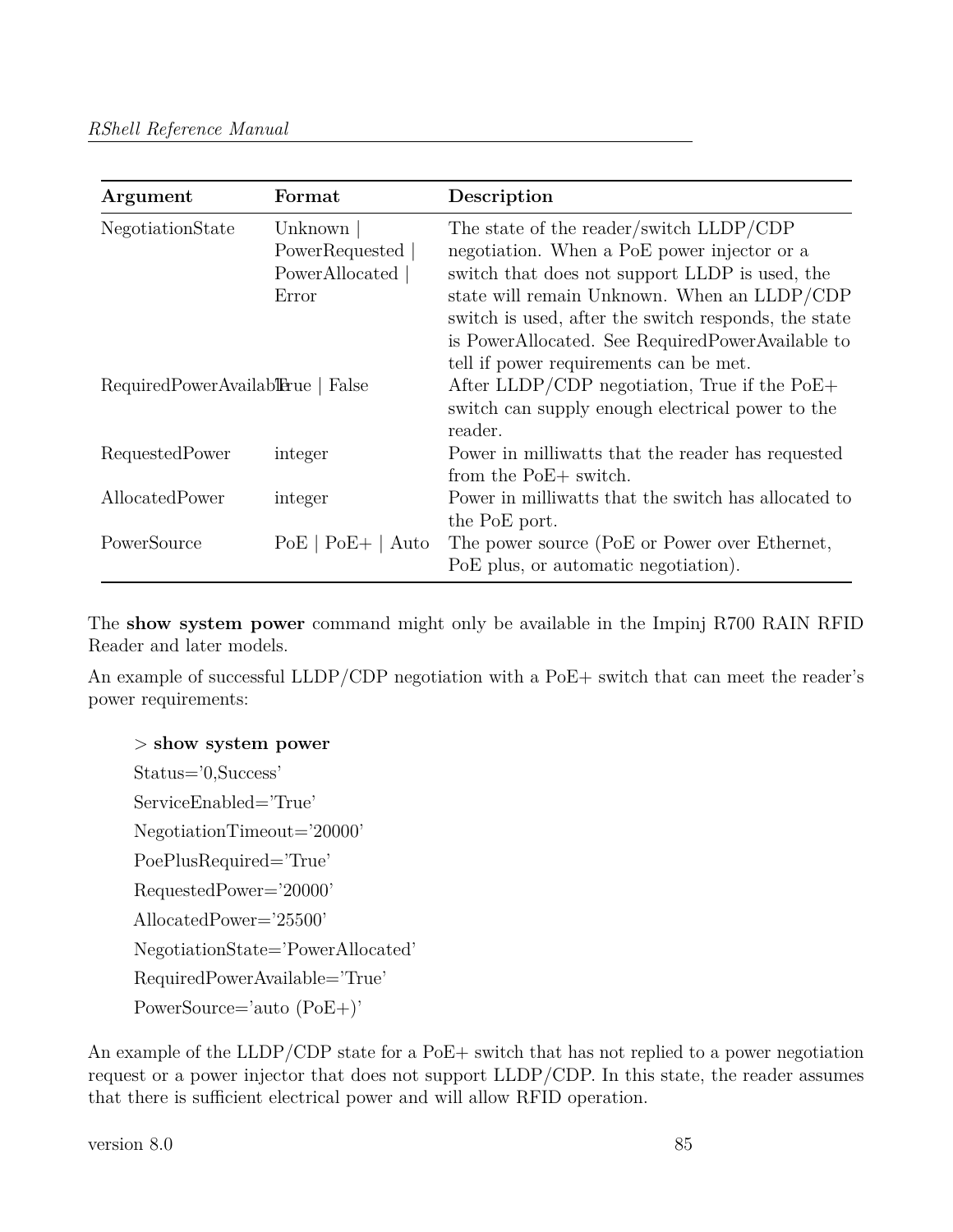| Argument | Format | Description |
|---|---|---|
| NegotiationState | Unknown \| PowerRequested \| PowerAllocated \| Error | The state of the reader/switch LLDP/CDP negotiation. When a PoE power injector or a switch that does not support LLDP is used, the state will remain Unknown. When an LLDP/CDP switch is used, after the switch responds, the state is PowerAllocated. See RequiredPowerAvailable to tell if power requirements can be met. |
| RequiredPowerAvailable | True \| False | After LLDP/CDP negotiation, True if the PoE+ switch can supply enough electrical power to the reader. |
| RequestedPower | integer | Power in milliwatts that the reader has requested from the PoE+ switch. |
| AllocatedPower | integer | Power in milliwatts that the switch has allocated to the PoE port. |
| PowerSource | PoE \| PoE+ \| Auto | The power source (PoE or Power over Ethernet, PoE plus, or automatic negotiation). |

The **show system power** command might only be available in the Impinj R700 RAIN RFID Reader and later models.

An example of successful LLDP/CDP negotiation with a PoE+ switch that can meet the reader's power requirements:

> **> show system power**
>
> Status='0,Success'
>
> ServiceEnabled='True'
>
> NegotiationTimeout='20000'
>
> PoePlusRequired='True'
>
> RequestedPower='20000'
>
> AllocatedPower='25500'
>
> NegotiationState='PowerAllocated'
>
> RequiredPowerAvailable='True'
>
> PowerSource='auto (PoE+)'

An example of the LLDP/CDP state for a PoE+ switch that has not replied to a power negotiation request or a power injector that does not support LLDP/CDP. In this state, the reader assumes that there is sufficient electrical power and will allow RFID operation.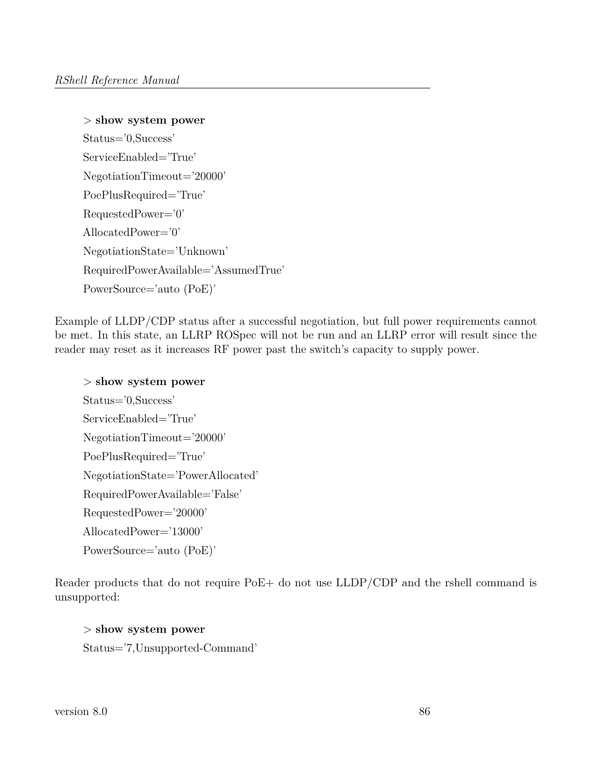> **show system power**

Status='0,Success'

ServiceEnabled='True'

NegotiationTimeout='20000'

PoePlusRequired='True'

RequestedPower='0'

AllocatedPower='0'

NegotiationState='Unknown'

RequiredPowerAvailable='AssumedTrue'

PowerSource='auto (PoE)'

Example of LLDP/CDP status after a successful negotiation, but full power requirements cannot be met. In this state, an LLRP ROSpec will not be run and an LLRP error will result since the reader may reset as it increases RF power past the switch's capacity to supply power.

> **show system power**

Status='0,Success'

ServiceEnabled='True'

NegotiationTimeout='20000'

PoePlusRequired='True'

NegotiationState='PowerAllocated'

RequiredPowerAvailable='False'

RequestedPower='20000'

AllocatedPower='13000'

PowerSource='auto (PoE)'

Reader products that do not require PoE+ do not use LLDP/CDP and the rshell command is unsupported:

> **show system power**

Status='7,Unsupported-Command'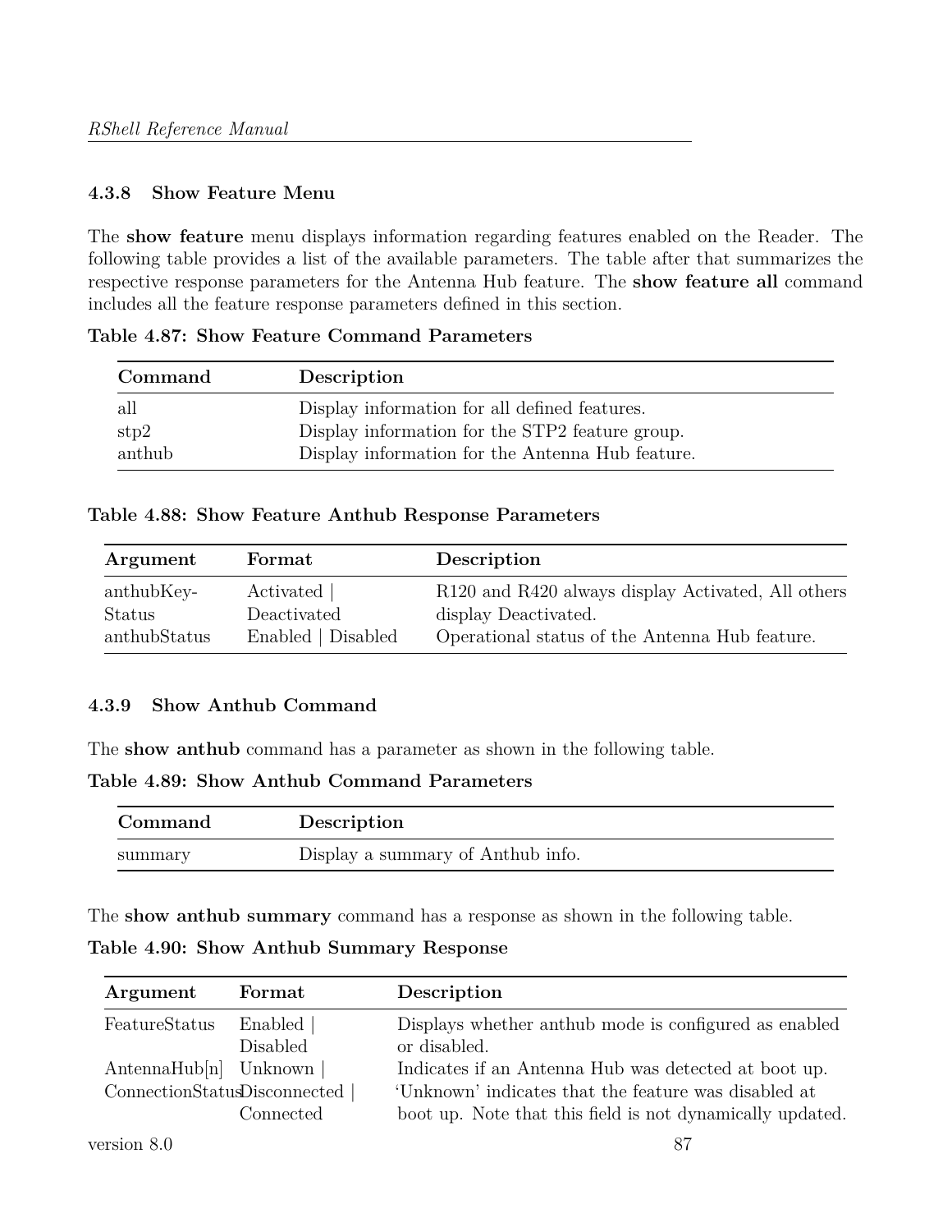### 4.3.8 Show Feature Menu

The **show feature** menu displays information regarding features enabled on the Reader. The following table provides a list of the available parameters. The table after that summarizes the respective response parameters for the Antenna Hub feature. The **show feature all** command includes all the feature response parameters defined in this section.

**Table 4.87: Show Feature Command Parameters**

| Command | Description |
|---|---|
| all | Display information for all defined features. |
| stp2 | Display information for the STP2 feature group. |
| anthub | Display information for the Antenna Hub feature. |

**Table 4.88: Show Feature Anthub Response Parameters**

| Argument | Format | Description |
|---|---|---|
| anthubKeyStatus | Activated \| Deactivated | R120 and R420 always display Activated, All others display Deactivated. |
| anthubStatus | Enabled \| Disabled | Operational status of the Antenna Hub feature. |

### 4.3.9 Show Anthub Command

The **show anthub** command has a parameter as shown in the following table.

**Table 4.89: Show Anthub Command Parameters**

| Command | Description |
|---|---|
| summary | Display a summary of Anthub info. |

The **show anthub summary** command has a response as shown in the following table.

**Table 4.90: Show Anthub Summary Response**

| Argument | Format | Description |
|---|---|---|
| FeatureStatus | Enabled \| Disabled | Displays whether anthub mode is configured as enabled or disabled. |
| AntennaHub[n] ConnectionStatus | Unknown \| Disconnected \| Connected | Indicates if an Antenna Hub was detected at boot up. 'Unknown' indicates that the feature was disabled at boot up. Note that this field is not dynamically updated. |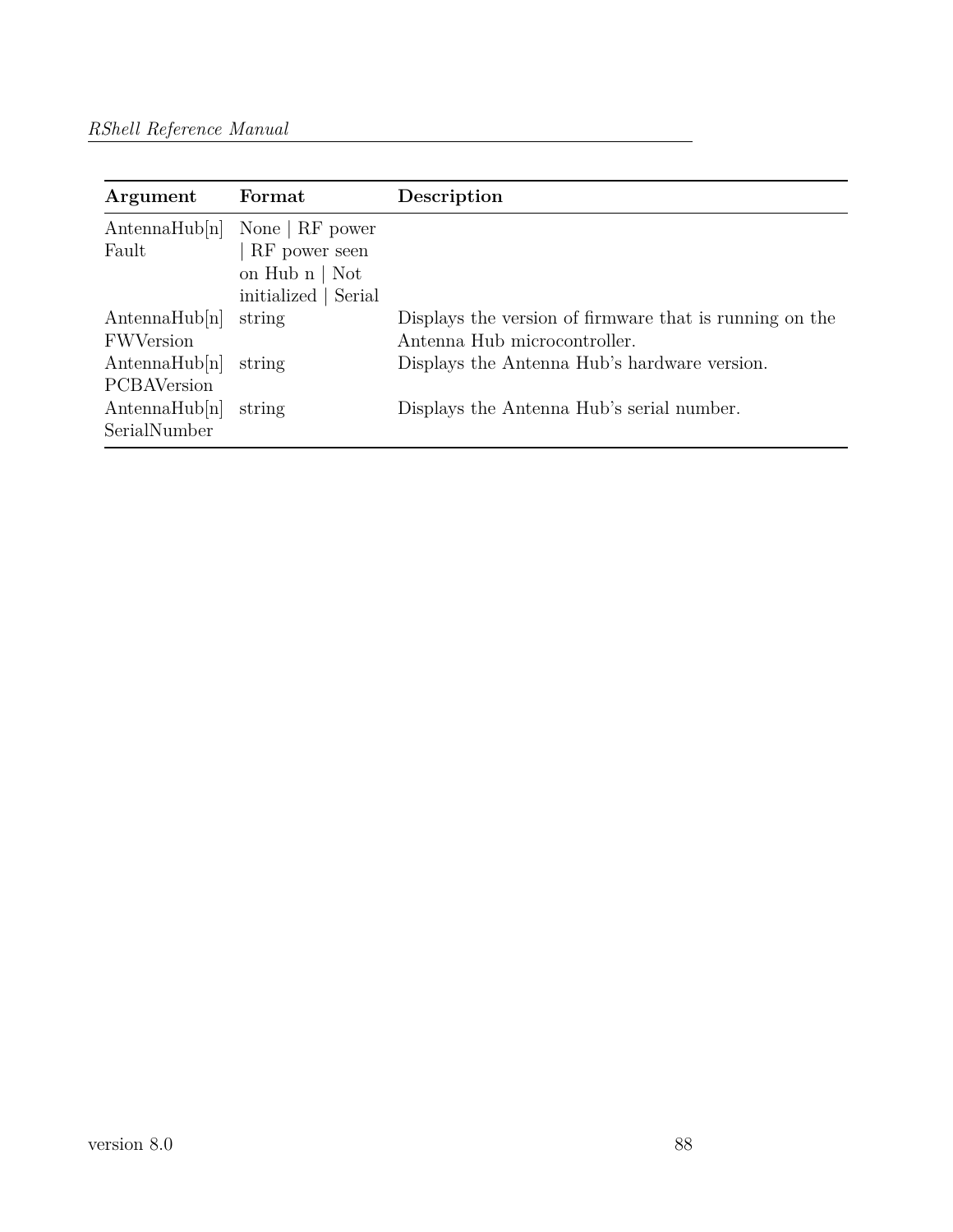| Argument | Format | Description |
| --- | --- | --- |
| AntennaHub[n] Fault | None \| RF power \| RF power seen on Hub n \| Not initialized \| Serial | |
| AntennaHub[n] FWVersion | string | Displays the version of firmware that is running on the Antenna Hub microcontroller. |
| AntennaHub[n] PCBAVersion | string | Displays the Antenna Hub's hardware version. |
| AntennaHub[n] SerialNumber | string | Displays the Antenna Hub's serial number. |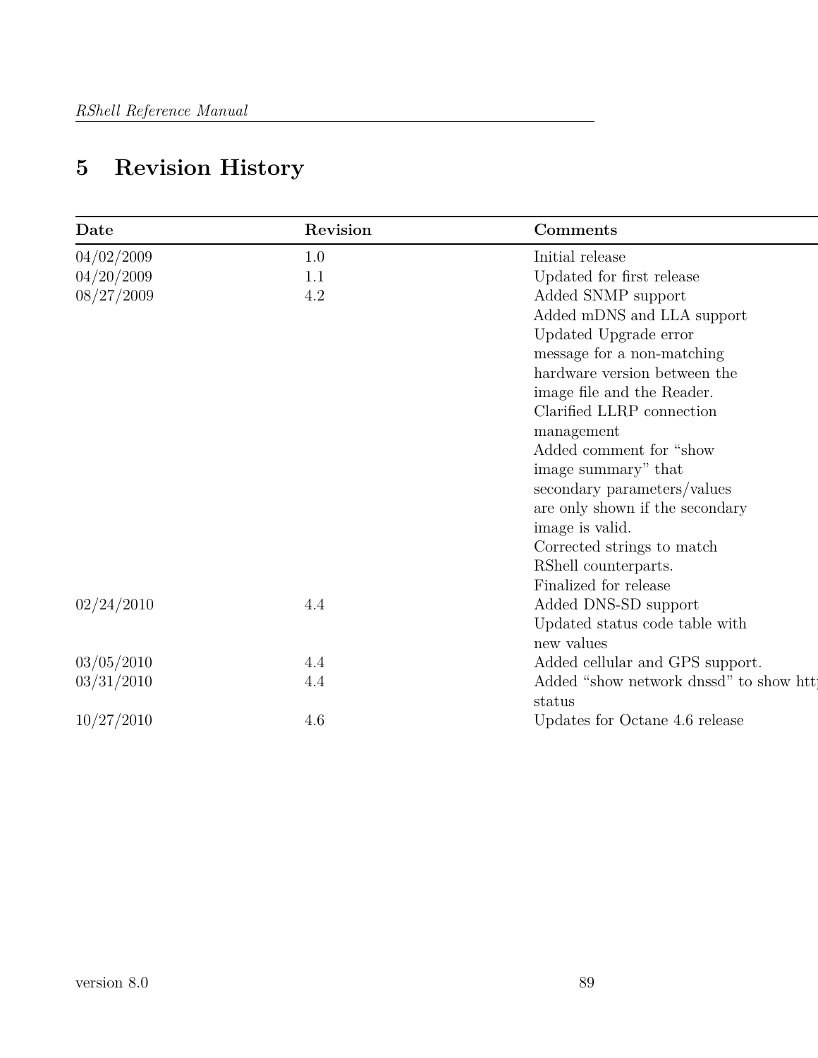# 5 Revision History

| Date | Revision | Comments |
|---|---|---|
| 04/02/2009 | 1.0 | Initial release |
| 04/20/2009 | 1.1 | Updated for first release |
| 08/27/2009 | 4.2 | Added SNMP support<br>Added mDNS and LLA support<br>Updated Upgrade error message for a non-matching hardware version between the image file and the Reader.<br>Clarified LLRP connection management<br>Added comment for "show image summary" that secondary parameters/values are only shown if the secondary image is valid.<br>Corrected strings to match RShell counterparts.<br>Finalized for release |
| 02/24/2010 | 4.4 | Added DNS-SD support<br>Updated status code table with new values |
| 03/05/2010 | 4.4 | Added cellular and GPS support. |
| 03/31/2010 | 4.4 | Added "show network dnssd" to show htt status |
| 10/27/2010 | 4.6 | Updates for Octane 4.6 release |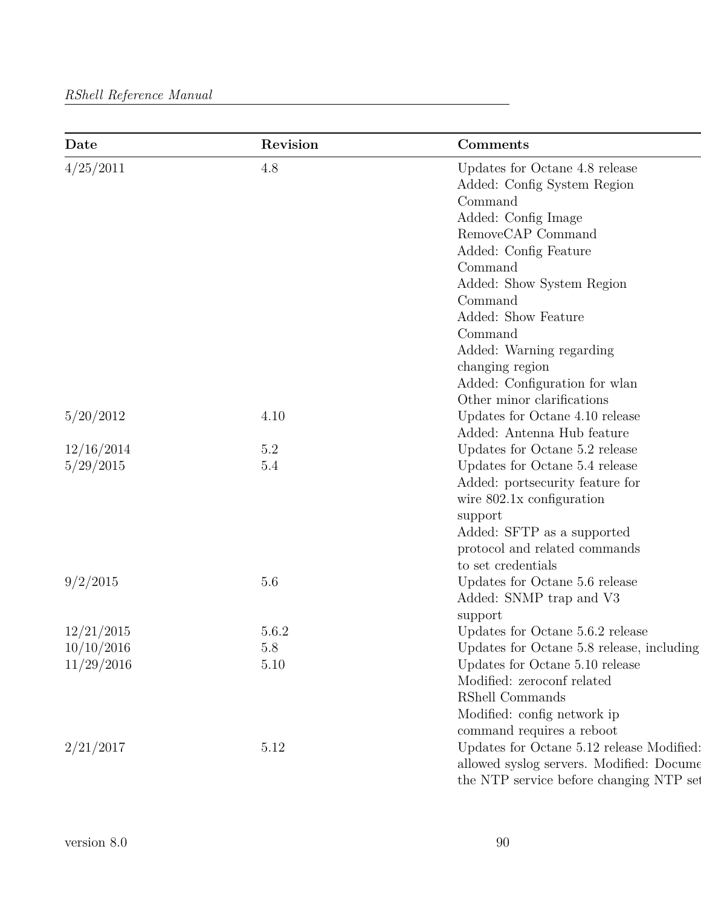| Date | Revision | Comments |
| --- | --- | --- |
| 4/25/2011 | 4.8 | Updates for Octane 4.8 release Added: Config System Region Command Added: Config Image RemoveCAP Command Added: Config Feature Command Added: Show System Region Command Added: Show Feature Command Added: Warning regarding changing region Added: Configuration for wlan Other minor clarifications |
| 5/20/2012 | 4.10 | Updates for Octane 4.10 release Added: Antenna Hub feature |
| 12/16/2014 | 5.2 | Updates for Octane 5.2 release |
| 5/29/2015 | 5.4 | Updates for Octane 5.4 release Added: portsecurity feature for wire 802.1x configuration support Added: SFTP as a supported protocol and related commands to set credentials |
| 9/2/2015 | 5.6 | Updates for Octane 5.6 release Added: SNMP trap and V3 support |
| 12/21/2015 | 5.6.2 | Updates for Octane 5.6.2 release |
| 10/10/2016 | 5.8 | Updates for Octane 5.8 release, including |
| 11/29/2016 | 5.10 | Updates for Octane 5.10 release Modified: zeroconf related RShell Commands Modified: config network ip command requires a reboot |
| 2/21/2017 | 5.12 | Updates for Octane 5.12 release Modified: allowed syslog servers. Modified: Docume the NTP service before changing NTP set |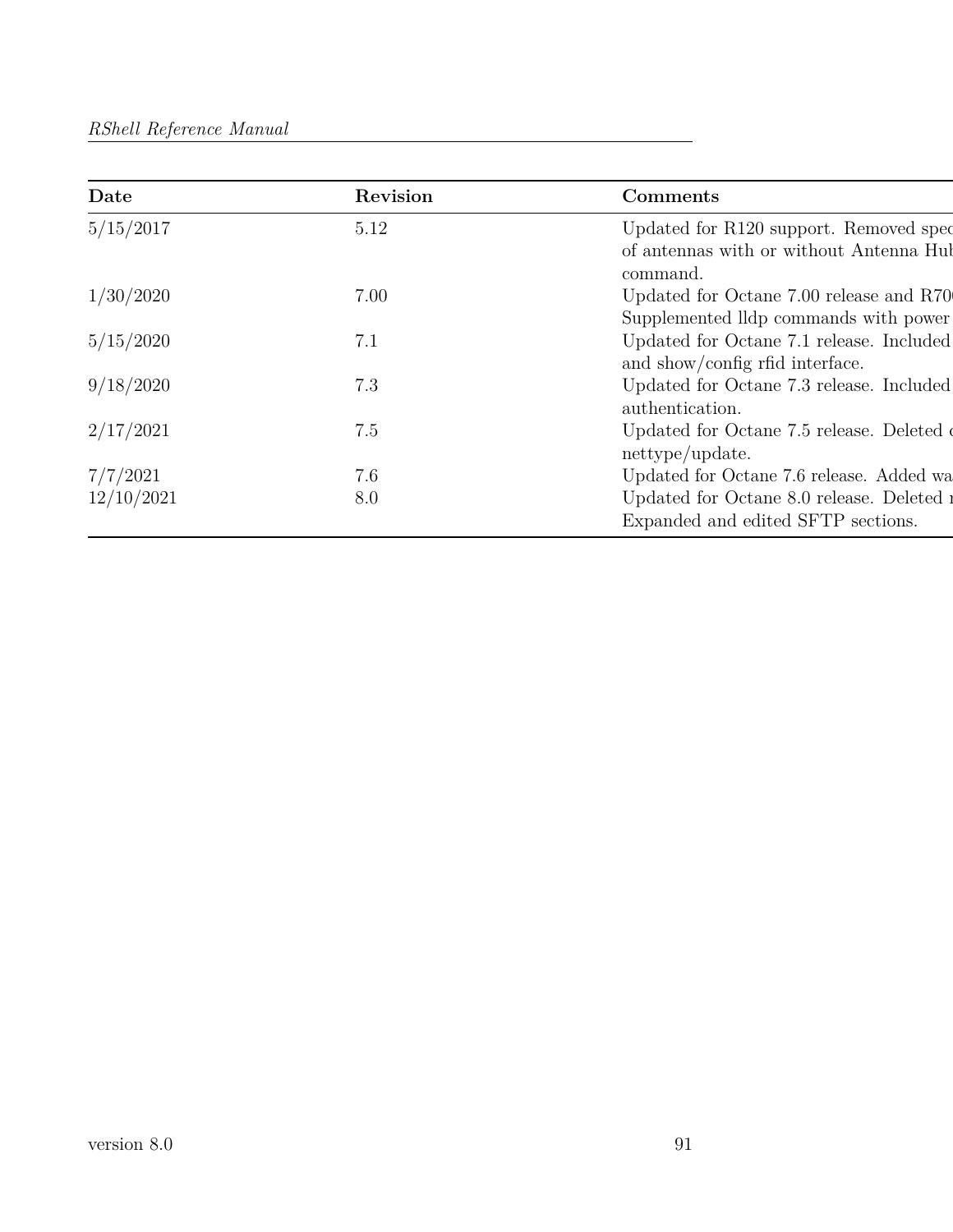| Date | Revision | Comments |
| --- | --- | --- |
| 5/15/2017 | 5.12 | Updated for R120 support. Removed spec of antennas with or without Antenna Hub command. |
| 1/30/2020 | 7.00 | Updated for Octane 7.00 release and R70 Supplemented lldp commands with power |
| 5/15/2020 | 7.1 | Updated for Octane 7.1 release. Included and show/config rfid interface. |
| 9/18/2020 | 7.3 | Updated for Octane 7.3 release. Included authentication. |
| 2/17/2021 | 7.5 | Updated for Octane 7.5 release. Deleted nettype/update. |
| 7/7/2021 | 7.6 | Updated for Octane 7.6 release. Added wa |
| 12/10/2021 | 8.0 | Updated for Octane 8.0 release. Deleted Expanded and edited SFTP sections. |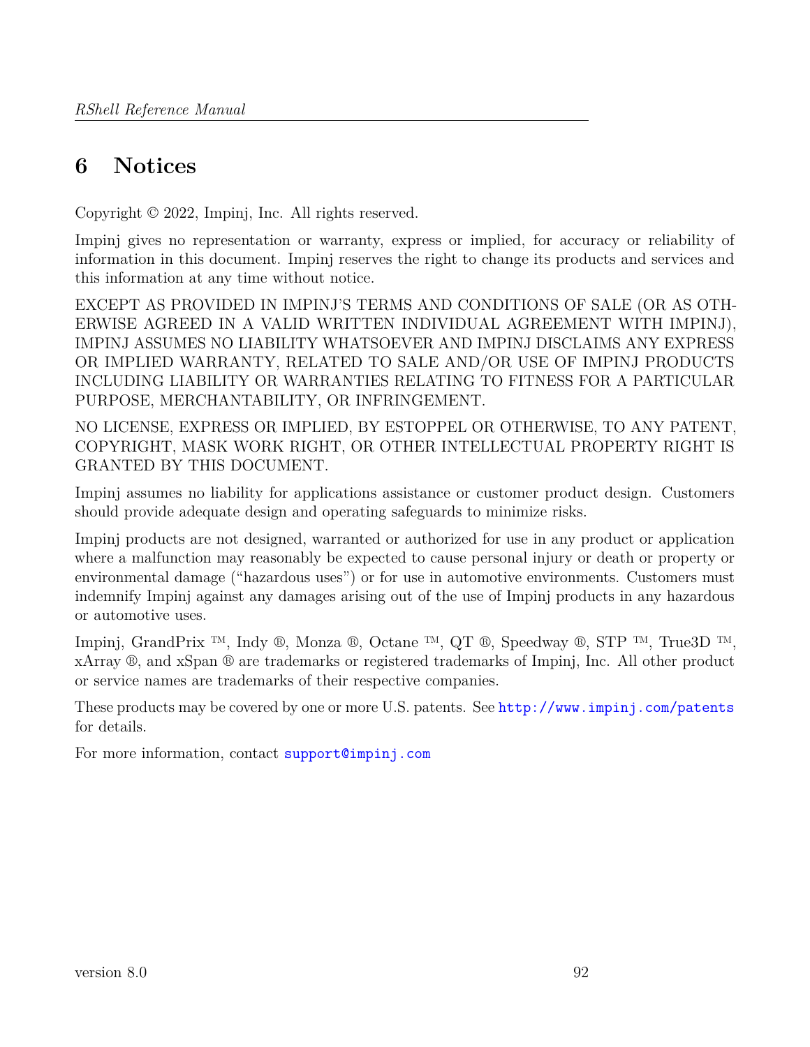# 6 Notices

Copyright © 2022, Impinj, Inc. All rights reserved.

Impinj gives no representation or warranty, express or implied, for accuracy or reliability of information in this document. Impinj reserves the right to change its products and services and this information at any time without notice.

EXCEPT AS PROVIDED IN IMPINJ'S TERMS AND CONDITIONS OF SALE (OR AS OTHERWISE AGREED IN A VALID WRITTEN INDIVIDUAL AGREEMENT WITH IMPINJ), IMPINJ ASSUMES NO LIABILITY WHATSOEVER AND IMPINJ DISCLAIMS ANY EXPRESS OR IMPLIED WARRANTY, RELATED TO SALE AND/OR USE OF IMPINJ PRODUCTS INCLUDING LIABILITY OR WARRANTIES RELATING TO FITNESS FOR A PARTICULAR PURPOSE, MERCHANTABILITY, OR INFRINGEMENT.

NO LICENSE, EXPRESS OR IMPLIED, BY ESTOPPEL OR OTHERWISE, TO ANY PATENT, COPYRIGHT, MASK WORK RIGHT, OR OTHER INTELLECTUAL PROPERTY RIGHT IS GRANTED BY THIS DOCUMENT.

Impinj assumes no liability for applications assistance or customer product design. Customers should provide adequate design and operating safeguards to minimize risks.

Impinj products are not designed, warranted or authorized for use in any product or application where a malfunction may reasonably be expected to cause personal injury or death or property or environmental damage ("hazardous uses") or for use in automotive environments. Customers must indemnify Impinj against any damages arising out of the use of Impinj products in any hazardous or automotive uses.

Impinj, GrandPrix ™, Indy ®, Monza ®, Octane ™, QT ®, Speedway ®, STP ™, True3D ™, xArray ®, and xSpan ® are trademarks or registered trademarks of Impinj, Inc. All other product or service names are trademarks of their respective companies.

These products may be covered by one or more U.S. patents. See http://www.impinj.com/patents for details.

For more information, contact support@impinj.com